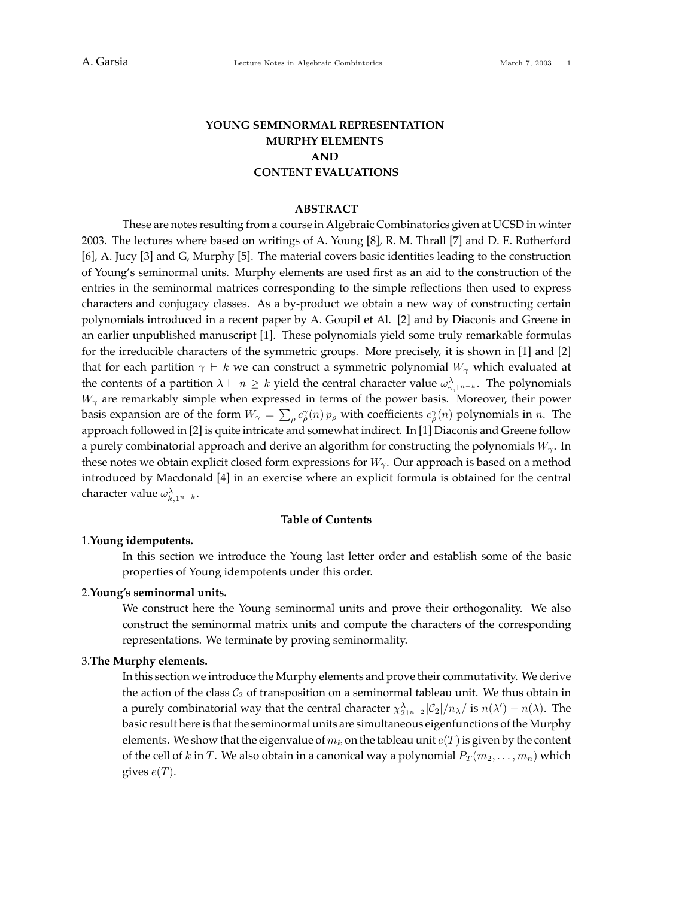# YOUNG SEMINORMAL REPRESENTATION
# MURPHY ELEMENTS
# AND
# CONTENT EVALUATIONS

## ABSTRACT

These are notes resulting from a course in Algebraic Combinatorics given at UCSD in winter 2003. The lectures where based on writings of A. Young [8], R. M. Thrall [7] and D. E. Rutherford [6], A. Jucy [3] and G, Murphy [5]. The material covers basic identities leading to the construction of Young's seminormal units. Murphy elements are used first as an aid to the construction of the entries in the seminormal matrices corresponding to the simple reflections then used to express characters and conjugacy classes. As a by-product we obtain a new way of constructing certain polynomials introduced in a recent paper by A. Goupil et Al. [2] and by Diaconis and Greene in an earlier unpublished manuscript [1]. These polynomials yield some truly remarkable formulas for the irreducible characters of the symmetric groups. More precisely, it is shown in [1] and [2] that for each partition $\gamma \vdash k$ we can construct a symmetric polynomial $W_\gamma$ which evaluated at the contents of a partition $\lambda \vdash n \geq k$ yield the central character value $\omega^\lambda_{\gamma,1^{n-k}}$. The polynomials $W_\gamma$ are remarkably simple when expressed in terms of the power basis. Moreover, their power basis expansion are of the form $W_\gamma = \sum_\rho c^\gamma_\rho(n)\, p_\rho$ with coefficients $c^\gamma_\rho(n)$ polynomials in $n$. The approach followed in [2] is quite intricate and somewhat indirect. In [1] Diaconis and Greene follow a purely combinatorial approach and derive an algorithm for constructing the polynomials $W_\gamma$. In these notes we obtain explicit closed form expressions for $W_\gamma$. Our approach is based on a method introduced by Macdonald [4] in an exercise where an explicit formula is obtained for the central character value $\omega^\lambda_{k,1^{n-k}}$.

### Table of Contents

1.**Young idempotents.**

In this section we introduce the Young last letter order and establish some of the basic properties of Young idempotents under this order.

2.**Young's seminormal units.**

We construct here the Young seminormal units and prove their orthogonality. We also construct the seminormal matrix units and compute the characters of the corresponding representations. We terminate by proving seminormality.

3.**The Murphy elements.**

In this section we introduce the Murphy elements and prove their commutativity. We derive the action of the class $\mathcal{C}_2$ of transposition on a seminormal tableau unit. We thus obtain in a purely combinatorial way that the central character $\chi^\lambda_{21^{n-2}}|\mathcal{C}_2|/n_\lambda/$ is $n(\lambda') - n(\lambda)$. The basic result here is that the seminormal units are simultaneous eigenfunctions of the Murphy elements. We show that the eigenvalue of $m_k$ on the tableau unit $e(T)$ is given by the content of the cell of $k$ in $T$. We also obtain in a canonical way a polynomial $P_T(m_2,\ldots,m_n)$ which gives $e(T)$.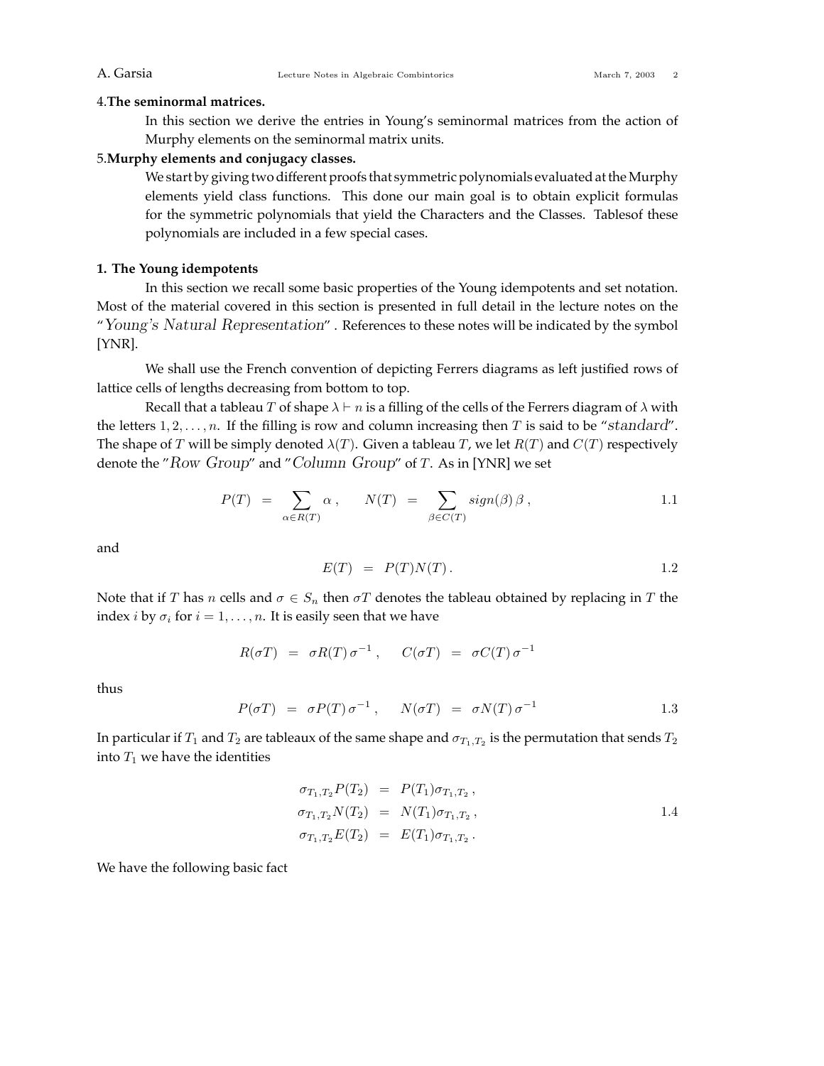4. **The seminormal matrices.**

In this section we derive the entries in Young's seminormal matrices from the action of Murphy elements on the seminormal matrix units.

5. **Murphy elements and conjugacy classes.**

We start by giving two different proofs that symmetric polynomials evaluated at the Murphy elements yield class functions. This done our main goal is to obtain explicit formulas for the symmetric polynomials that yield the Characters and the Classes. Tablesof these polynomials are included in a few special cases.

**1. The Young idempotents**

In this section we recall some basic properties of the Young idempotents and set notation. Most of the material covered in this section is presented in full detail in the lecture notes on the "*Young's Natural Representation*". References to these notes will be indicated by the symbol [YNR].

We shall use the French convention of depicting Ferrers diagrams as left justified rows of lattice cells of lengths decreasing from bottom to top.

Recall that a tableau $T$ of shape $\lambda \vdash n$ is a filling of the cells of the Ferrers diagram of $\lambda$ with the letters $1, 2, \ldots, n$. If the filling is row and column increasing then $T$ is said to be "*standard*". The shape of $T$ will be simply denoted $\lambda(T)$. Given a tableau $T$, we let $R(T)$ and $C(T)$ respectively denote the "*Row Group*" and "*Column Group*" of $T$. As in [YNR] we set

$$P(T) \;=\; \sum_{\alpha \in R(T)} \alpha \,, \qquad N(T) \;=\; \sum_{\beta \in C(T)} sign(\beta)\, \beta \,, \tag{1.1}$$

and

$$E(T) \;=\; P(T)N(T) \,. \tag{1.2}$$

Note that if $T$ has $n$ cells and $\sigma \in S_n$ then $\sigma T$ denotes the tableau obtained by replacing in $T$ the index $i$ by $\sigma_i$ for $i = 1, \ldots, n$. It is easily seen that we have

$$R(\sigma T) \;=\; \sigma R(T)\, \sigma^{-1} \,, \qquad C(\sigma T) \;=\; \sigma C(T)\, \sigma^{-1}$$

thus

$$P(\sigma T) \;=\; \sigma P(T)\, \sigma^{-1} \,, \qquad N(\sigma T) \;=\; \sigma N(T)\, \sigma^{-1} \tag{1.3}$$

In particular if $T_1$ and $T_2$ are tableaux of the same shape and $\sigma_{T_1,T_2}$ is the permutation that sends $T_2$ into $T_1$ we have the identities

$$\begin{aligned} \sigma_{T_1,T_2} P(T_2) \;&=\; P(T_1)\sigma_{T_1,T_2} \,, \\ \sigma_{T_1,T_2} N(T_2) \;&=\; N(T_1)\sigma_{T_1,T_2} \,, \\ \sigma_{T_1,T_2} E(T_2) \;&=\; E(T_1)\sigma_{T_1,T_2} \,. \end{aligned} \tag{1.4}$$

We have the following basic fact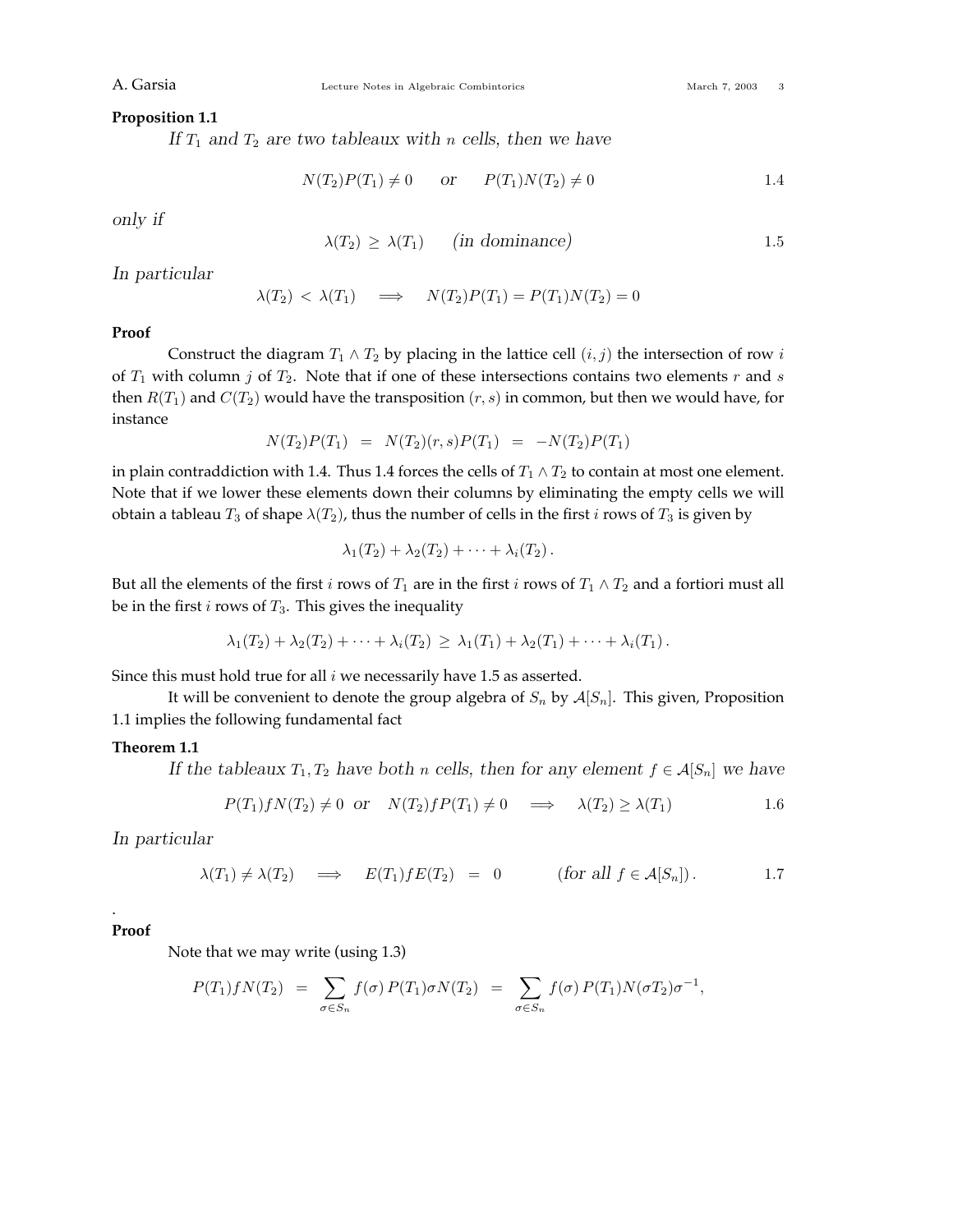**Proposition 1.1**

*If $T_1$ and $T_2$ are two tableaux with $n$ cells, then we have*

$$N(T_2)P(T_1) \neq 0 \qquad \text{or} \qquad P(T_1)N(T_2) \neq 0 \tag{1.4}$$

*only if*

$$\lambda(T_2) \geq \lambda(T_1) \qquad \text{(in dominance)} \tag{1.5}$$

*In particular*

$$\lambda(T_2) < \lambda(T_1) \quad \Longrightarrow \quad N(T_2)P(T_1) = P(T_1)N(T_2) = 0$$

**Proof**

Construct the diagram $T_1 \wedge T_2$ by placing in the lattice cell $(i,j)$ the intersection of row $i$ of $T_1$ with column $j$ of $T_2$. Note that if one of these intersections contains two elements $r$ and $s$ then $R(T_1)$ and $C(T_2)$ would have the transposition $(r,s)$ in common, but then we would have, for instance

$$N(T_2)P(T_1) \;=\; N(T_2)(r,s)P(T_1) \;=\; -N(T_2)P(T_1)$$

in plain contraddiction with 1.4. Thus 1.4 forces the cells of $T_1 \wedge T_2$ to contain at most one element. Note that if we lower these elements down their columns by eliminating the empty cells we will obtain a tableau $T_3$ of shape $\lambda(T_2)$, thus the number of cells in the first $i$ rows of $T_3$ is given by

$$\lambda_1(T_2) + \lambda_2(T_2) + \cdots + \lambda_i(T_2)\,.$$

But all the elements of the first $i$ rows of $T_1$ are in the first $i$ rows of $T_1 \wedge T_2$ and a fortiori must all be in the first $i$ rows of $T_3$. This gives the inequality

$$\lambda_1(T_2) + \lambda_2(T_2) + \cdots + \lambda_i(T_2) \;\geq\; \lambda_1(T_1) + \lambda_2(T_1) + \cdots + \lambda_i(T_1)\,.$$

Since this must hold true for all $i$ we necessarily have 1.5 as asserted.

It will be convenient to denote the group algebra of $S_n$ by $\mathcal{A}[S_n]$. This given, Proposition 1.1 implies the following fundamental fact

**Theorem 1.1**

*If the tableaux $T_1, T_2$ have both $n$ cells, then for any element $f \in \mathcal{A}[S_n]$ we have*

$$P(T_1)fN(T_2) \neq 0 \;\; \text{or} \;\; N(T_2)fP(T_1) \neq 0 \quad \Longrightarrow \quad \lambda(T_2) \geq \lambda(T_1) \tag{1.6}$$

*In particular*

$$\lambda(T_1) \neq \lambda(T_2) \quad \Longrightarrow \quad E(T_1)fE(T_2) \;=\; 0 \qquad \text{(for all } f \in \mathcal{A}[S_n]) \,. \tag{1.7}$$

.

**Proof**

Note that we may write (using 1.3)

$$P(T_1)fN(T_2) \;=\; \sum_{\sigma \in S_n} f(\sigma)\, P(T_1)\sigma N(T_2) \;=\; \sum_{\sigma \in S_n} f(\sigma)\, P(T_1)N(\sigma T_2)\sigma^{-1},$$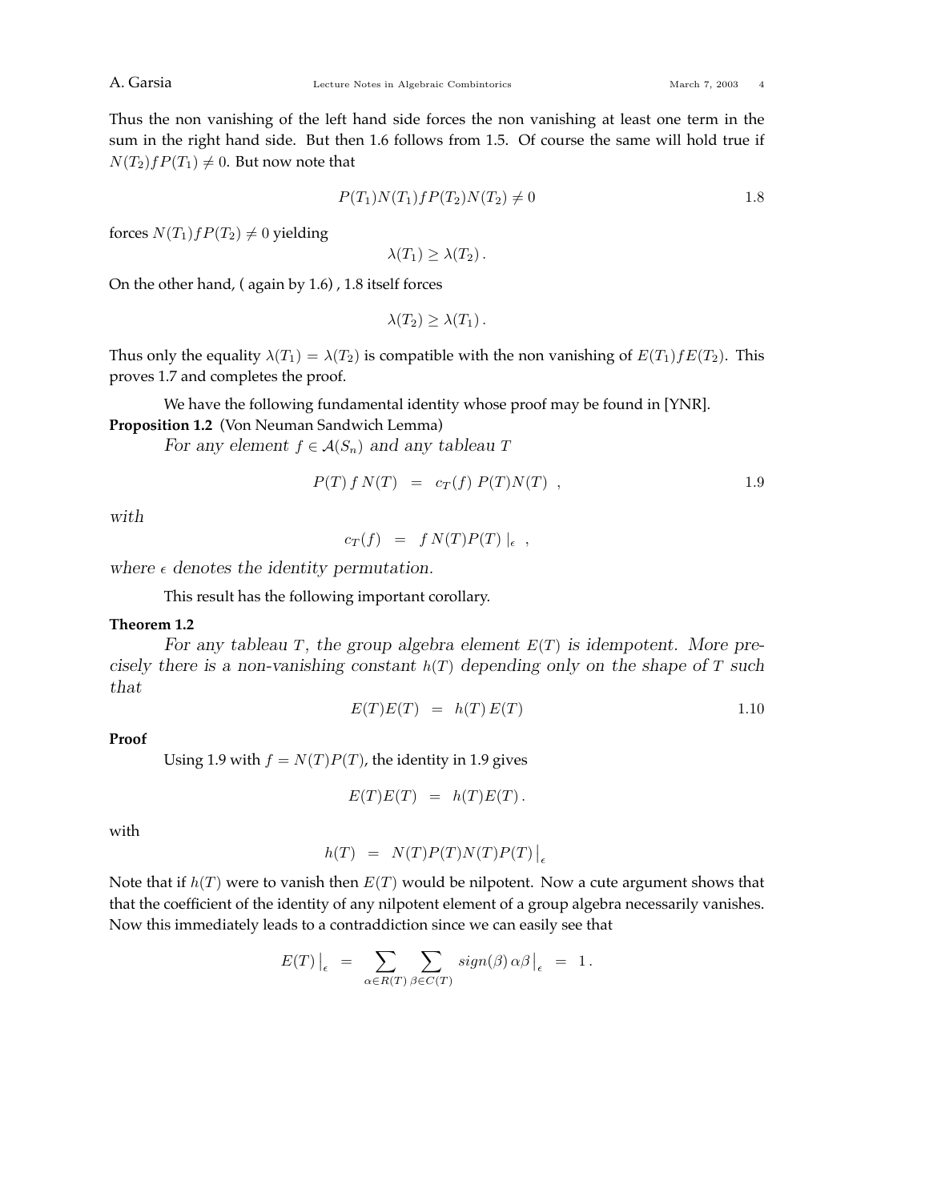Thus the non vanishing of the left hand side forces the non vanishing at least one term in the sum in the right hand side. But then 1.6 follows from 1.5. Of course the same will hold true if $N(T_2)fP(T_1) \neq 0$. But now note that

$$P(T_1)N(T_1)fP(T_2)N(T_2) \neq 0 \qquad 1.8$$

forces $N(T_1)fP(T_2) \neq 0$ yielding

$$\lambda(T_1) \geq \lambda(T_2)\,.$$

On the other hand, ( again by 1.6) , 1.8 itself forces

$$\lambda(T_2) \geq \lambda(T_1)\,.$$

Thus only the equality $\lambda(T_1) = \lambda(T_2)$ is compatible with the non vanishing of $E(T_1)fE(T_2)$. This proves 1.7 and completes the proof.

We have the following fundamental identity whose proof may be found in [YNR].

**Proposition 1.2** (Von Neuman Sandwich Lemma)

*For any element $f \in \mathcal{A}(S_n)$ and any tableau $T$*

$$P(T)\,f\,N(T) \;=\; c_T(f)\;P(T)N(T)\;, \qquad 1.9$$

*with*

$$c_T(f) \;=\; f\,N(T)P(T)\,|_\epsilon\;,$$

*where $\epsilon$ denotes the identity permutation.*

This result has the following important corollary.

**Theorem 1.2**

*For any tableau $T$, the group algebra element $E(T)$ is idempotent. More precisely there is a non-vanishing constant $h(T)$ depending only on the shape of $T$ such that*

$$E(T)E(T) \;=\; h(T)\,E(T) \qquad 1.10$$

**Proof**

Using 1.9 with $f = N(T)P(T)$, the identity in 1.9 gives

$$E(T)E(T) \;=\; h(T)E(T)\,.$$

with

$$h(T) \;=\; N(T)P(T)N(T)P(T)\big|_\epsilon$$

Note that if $h(T)$ were to vanish then $E(T)$ would be nilpotent. Now a cute argument shows that that the coefficient of the identity of any nilpotent element of a group algebra necessarily vanishes. Now this immediately leads to a contraddiction since we can easily see that

$$E(T)\big|_\epsilon \;=\; \sum_{\alpha\in R(T)}\sum_{\beta\in C(T)} sign(\beta)\,\alpha\beta\big|_\epsilon \;=\; 1\,.$$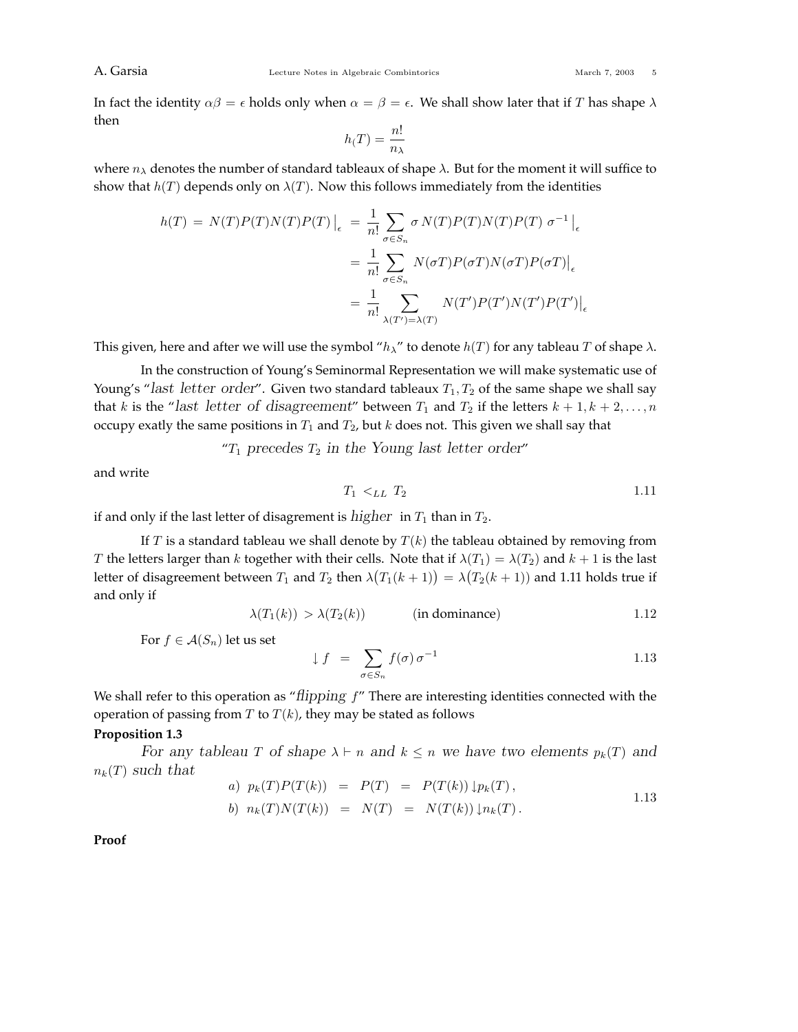In fact the identity $\alpha\beta = \epsilon$ holds only when $\alpha = \beta = \epsilon$. We shall show later that if $T$ has shape $\lambda$ then

$$h_(T) = \frac{n!}{n_\lambda}$$

where $n_\lambda$ denotes the number of standard tableaux of shape $\lambda$. But for the moment it will suffice to show that $h(T)$ depends only on $\lambda(T)$. Now this follows immediately from the identities

$$\begin{aligned} h(T) = N(T)P(T)N(T)P(T)\big|_\epsilon &= \frac{1}{n!}\sum_{\sigma \in S_n} \sigma\, N(T)P(T)N(T)P(T)\; \sigma^{-1}\big|_\epsilon \\ &= \frac{1}{n!}\sum_{\sigma \in S_n} N(\sigma T)P(\sigma T)N(\sigma T)P(\sigma T)\big|_\epsilon \\ &= \frac{1}{n!}\sum_{\lambda(T')=\lambda(T)} N(T')P(T')N(T')P(T')\big|_\epsilon \end{aligned}$$

This given, here and after we will use the symbol "$h_\lambda$" to denote $h(T)$ for any tableau $T$ of shape $\lambda$.

In the construction of Young's Seminormal Representation we will make systematic use of Young's "*last letter order*". Given two standard tableaux $T_1, T_2$ of the same shape we shall say that $k$ is the "*last letter of disagreement*" between $T_1$ and $T_2$ if the letters $k+1, k+2, \ldots, n$ occupy exatly the same positions in $T_1$ and $T_2$, but $k$ does not. This given we shall say that

"*$T_1$ precedes $T_2$ in the Young last letter order*"

and write

$$T_1 \;<_{LL}\; T_2 \qquad 1.11$$

if and only if the last letter of disagrement is *higher* in $T_1$ than in $T_2$.

If $T$ is a standard tableau we shall denote by $T(k)$ the tableau obtained by removing from $T$ the letters larger than $k$ together with their cells. Note that if $\lambda(T_1) = \lambda(T_2)$ and $k+1$ is the last letter of disagreement between $T_1$ and $T_2$ then $\lambda\big(T_1(k+1)\big) = \lambda\big(T_2(k+1)\big)$ and 1.11 holds true if and only if

$$\lambda(T_1(k)) \;>\lambda(T_2(k)) \qquad \text{(in dominance)} \qquad 1.12$$

For $f \in \mathcal{A}(S_n)$ let us set

$$\downarrow f \;\;=\;\; \sum_{\sigma \in S_n} f(\sigma)\,\sigma^{-1} \qquad 1.13$$

We shall refer to this operation as "*flipping $f$*" There are interesting identities connected with the operation of passing from $T$ to $T(k)$, they may be stated as follows

**Proposition 1.3**

*For any tableau $T$ of shape $\lambda \vdash n$ and $k \leq n$ we have two elements $p_k(T)$ and $n_k(T)$ such that*

$$\begin{aligned} &a)\;\; p_k(T)P(T(k)) \;\;=\;\; P(T) \;\;=\;\; P(T(k))\downarrow p_k(T)\,, \\ &b)\;\; n_k(T)N(T(k)) \;\;=\;\; N(T) \;\;=\;\; N(T(k))\downarrow n_k(T)\,. \end{aligned} \qquad 1.13$$

**Proof**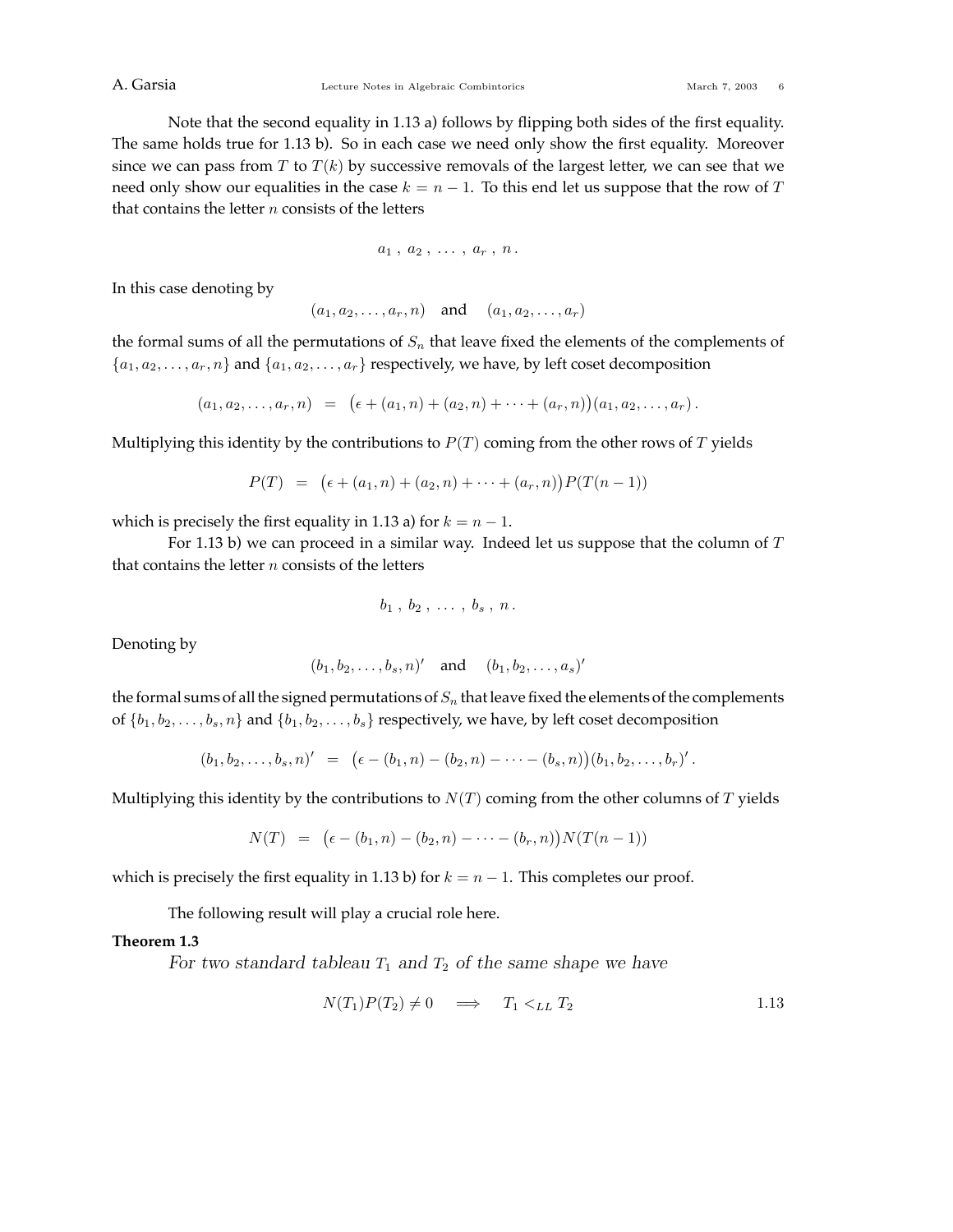Note that the second equality in 1.13 a) follows by flipping both sides of the first equality. The same holds true for 1.13 b). So in each case we need only show the first equality. Moreover since we can pass from $T$ to $T(k)$ by successive removals of the largest letter, we can see that we need only show our equalities in the case $k = n-1$. To this end let us suppose that the row of $T$ that contains the letter $n$ consists of the letters

$$a_1\,,\; a_2\,,\; \ldots\,,\; a_r\,,\; n\,.$$

In this case denoting by

$$(a_1, a_2, \ldots, a_r, n) \quad \text{and} \quad (a_1, a_2, \ldots, a_r)$$

the formal sums of all the permutations of $S_n$ that leave fixed the elements of the complements of $\{a_1, a_2, \ldots, a_r, n\}$ and $\{a_1, a_2, \ldots, a_r\}$ respectively, we have, by left coset decomposition

$$(a_1, a_2, \ldots, a_r, n) \;=\; \big(\epsilon + (a_1, n) + (a_2, n) + \cdots + (a_r, n)\big)(a_1, a_2, \ldots, a_r)\,.$$

Multiplying this identity by the contributions to $P(T)$ coming from the other rows of $T$ yields

$$P(T) \;=\; \big(\epsilon + (a_1, n) + (a_2, n) + \cdots + (a_r, n)\big)P(T(n-1))$$

which is precisely the first equality in 1.13 a) for $k = n-1$.

For 1.13 b) we can proceed in a similar way. Indeed let us suppose that the column of $T$ that contains the letter $n$ consists of the letters

$$b_1\,,\; b_2\,,\; \ldots\,,\; b_s\,,\; n\,.$$

Denoting by

$$(b_1, b_2, \ldots, b_s, n)' \quad \text{and} \quad (b_1, b_2, \ldots, a_s)'$$

the formal sums of all the signed permutations of $S_n$ that leave fixed the elements of the complements of $\{b_1, b_2, \ldots, b_s, n\}$ and $\{b_1, b_2, \ldots, b_s\}$ respectively, we have, by left coset decomposition

$$(b_1, b_2, \ldots, b_s, n)' \;=\; \big(\epsilon - (b_1, n) - (b_2, n) - \cdots - (b_s, n)\big)(b_1, b_2, \ldots, b_r)'\,.$$

Multiplying this identity by the contributions to $N(T)$ coming from the other columns of $T$ yields

$$N(T) \;=\; \big(\epsilon - (b_1, n) - (b_2, n) - \cdots - (b_r, n)\big)N(T(n-1))$$

which is precisely the first equality in 1.13 b) for $k = n-1$. This completes our proof.

The following result will play a crucial role here.

**Theorem 1.3**

*For two standard tableau $T_1$ and $T_2$ of the same shape we have*

$$N(T_1)P(T_2) \neq 0 \quad \Longrightarrow \quad T_1 <_{LL} T_2 \qquad\qquad 1.13$$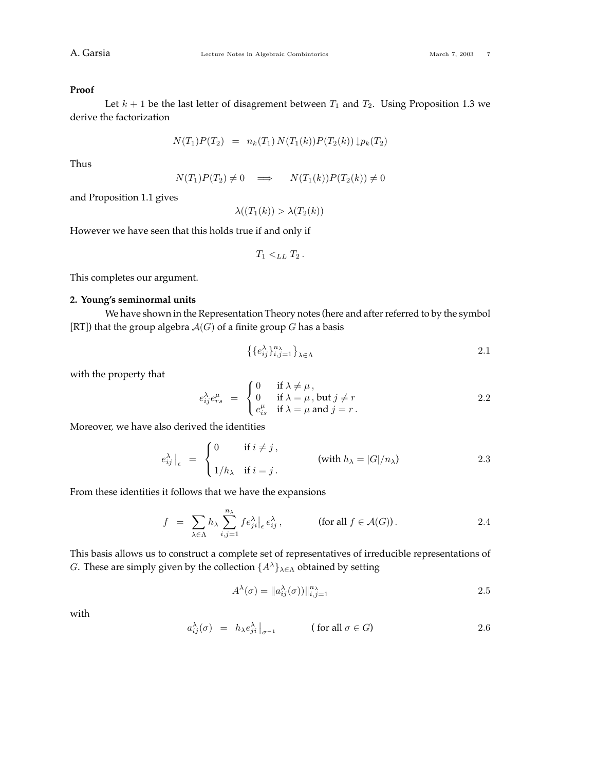**Proof**

Let $k+1$ be the last letter of disagreement between $T_1$ and $T_2$. Using Proposition 1.3 we derive the factorization

$$
N(T_1)P(T_2) \;=\; n_k(T_1)\, N(T_1(k))P(T_2(k)) \downarrow p_k(T_2)
$$

Thus

$$
N(T_1)P(T_2) \neq 0 \quad \Longrightarrow \quad N(T_1(k))P(T_2(k)) \neq 0
$$

and Proposition 1.1 gives

$$
\lambda((T_1(k)) > \lambda(T_2(k))
$$

However we have seen that this holds true if and only if

$$
T_1 <_{LL} T_2 \,.
$$

This completes our argument.

**2. Young's seminormal units**

We have shown in the Representation Theory notes (here and after referred to by the symbol [RT]) that the group algebra $\mathcal{A}(G)$ of a finite group $G$ has a basis

$$
\big\{ \{e_{ij}^{\lambda}\}_{i,j=1}^{n_\lambda} \big\}_{\lambda\in\Lambda} \tag{2.1}
$$

with the property that

$$
e_{ij}^{\lambda} e_{rs}^{\mu} \;=\; \begin{cases} 0 & \text{if } \lambda \neq \mu\,, \\ 0 & \text{if } \lambda = \mu\,, \text{but } j \neq r \\ e_{is}^{\mu} & \text{if } \lambda = \mu \text{ and } j = r\,. \end{cases} \tag{2.2}
$$

Moreover, we have also derived the identities

$$
e_{ij}^{\lambda}\big|_{\epsilon} \;=\; \begin{cases} 0 & \text{if } i \neq j\,, \\ \\ 1/h_\lambda & \text{if } i = j\,. \end{cases} \qquad \text{(with } h_\lambda = |G|/n_\lambda\text{)} \tag{2.3}
$$

From these identities it follows that we have the expansions

$$
f \;=\; \sum_{\lambda\in\Lambda} h_\lambda \sum_{i,j=1}^{n_\lambda} f e_{ji}^{\lambda}\big|_{\epsilon}\, e_{ij}^{\lambda}\,, \qquad \text{(for all } f \in \mathcal{A}(G)\text{)}\,. \tag{2.4}
$$

This basis allows us to construct a complete set of representatives of irreducible representations of $G$. These are simply given by the collection $\{A^\lambda\}_{\lambda\in\Lambda}$ obtained by setting

$$
A^{\lambda}(\sigma) = \|a_{ij}^{\lambda}(\sigma)\|_{i,j=1}^{n_\lambda} \tag{2.5}
$$

with

$$
a_{ij}^{\lambda}(\sigma) \;=\; h_\lambda e_{ji}^{\lambda}\big|_{\sigma^{-1}} \qquad \text{( for all } \sigma \in G\text{)} \tag{2.6}
$$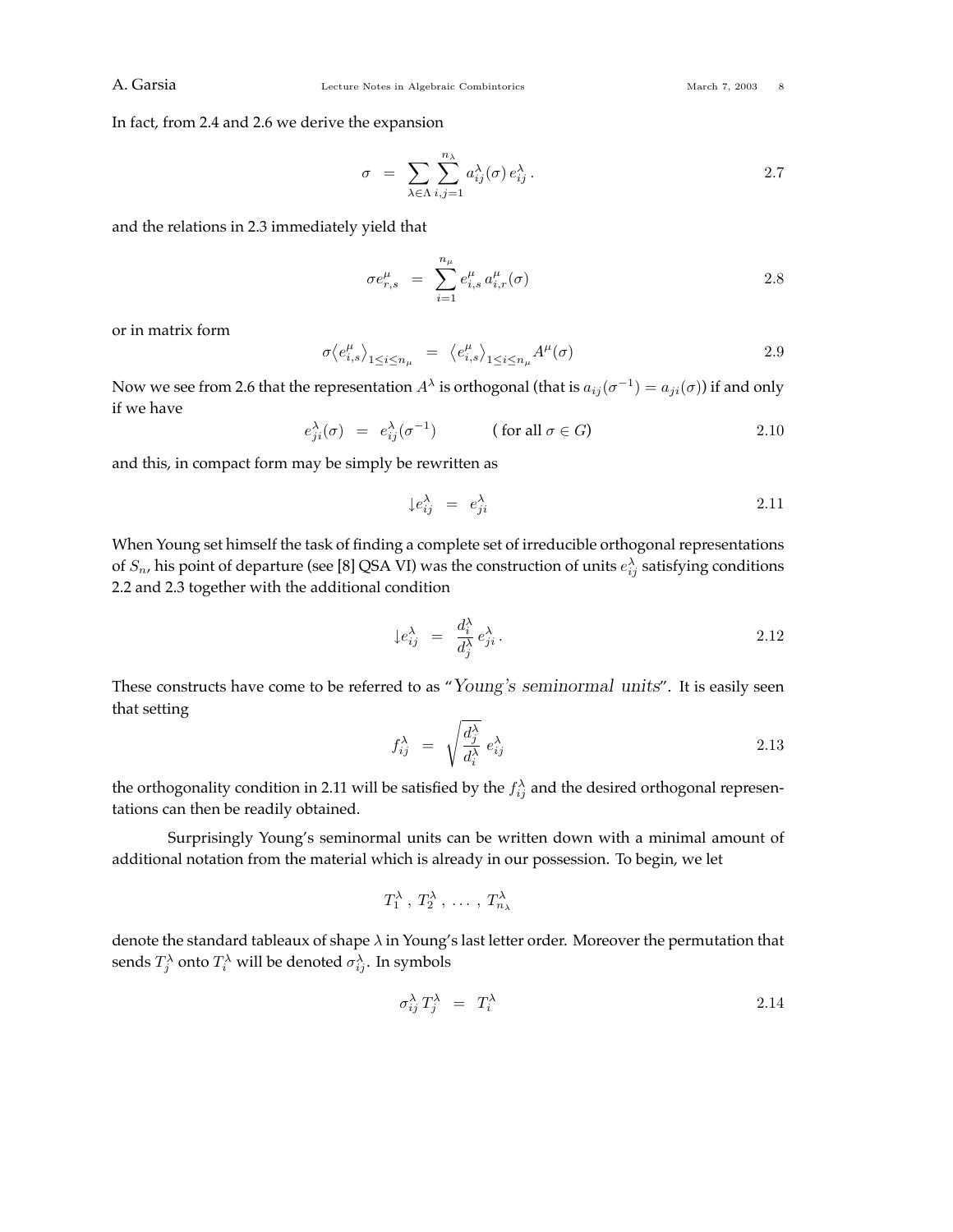In fact, from 2.4 and 2.6 we derive the expansion

$$\sigma \;=\; \sum_{\lambda\in\Lambda}\sum_{i,j=1}^{n_\lambda} a_{ij}^{\lambda}(\sigma)\, e_{ij}^{\lambda}\,. \tag{2.7}$$

and the relations in 2.3 immediately yield that

$$\sigma e_{r,s}^{\mu} \;=\; \sum_{i=1}^{n_\mu} e_{i,s}^{\mu}\, a_{i,r}^{\mu}(\sigma) \tag{2.8}$$

or in matrix form

$$\sigma\big\langle e_{i,s}^{\mu}\big\rangle_{1\le i\le n_\mu} \;=\; \big\langle e_{i,s}^{\mu}\big\rangle_{1\le i\le n_\mu} A^{\mu}(\sigma) \tag{2.9}$$

Now we see from 2.6 that the representation $A^\lambda$ is orthogonal (that is $a_{ij}(\sigma^{-1}) = a_{ji}(\sigma)$) if and only if we have

$$e_{ji}^{\lambda}(\sigma) \;=\; e_{ij}^{\lambda}(\sigma^{-1}) \qquad (\text{ for all } \sigma\in G) \tag{2.10}$$

and this, in compact form may be simply be rewritten as

$$\downarrow e_{ij}^{\lambda} \;=\; e_{ji}^{\lambda} \tag{2.11}$$

When Young set himself the task of finding a complete set of irreducible orthogonal representations of $S_n$, his point of departure (see [8] QSA VI) was the construction of units $e_{ij}^{\lambda}$ satisfying conditions 2.2 and 2.3 together with the additional condition

$$\downarrow e_{ij}^{\lambda} \;=\; \frac{d_i^{\lambda}}{d_j^{\lambda}}\, e_{ji}^{\lambda}\,. \tag{2.12}$$

These constructs have come to be referred to as "*Young's seminormal units*". It is easily seen that setting

$$f_{ij}^{\lambda} \;=\; \sqrt{\frac{d_j^{\lambda}}{d_i^{\lambda}}}\; e_{ij}^{\lambda} \tag{2.13}$$

the orthogonality condition in 2.11 will be satisfied by the $f_{ij}^{\lambda}$ and the desired orthogonal representations can then be readily obtained.

Surprisingly Young's seminormal units can be written down with a minimal amount of additional notation from the material which is already in our possession. To begin, we let

$$T_1^{\lambda}\,,\; T_2^{\lambda}\,,\;\ldots\,,\; T_{n_\lambda}^{\lambda}$$

denote the standard tableaux of shape $\lambda$ in Young's last letter order. Moreover the permutation that sends $T_j^{\lambda}$ onto $T_i^{\lambda}$ will be denoted $\sigma_{ij}^{\lambda}$. In symbols

$$\sigma_{ij}^{\lambda}\, T_j^{\lambda} \;=\; T_i^{\lambda} \tag{2.14}$$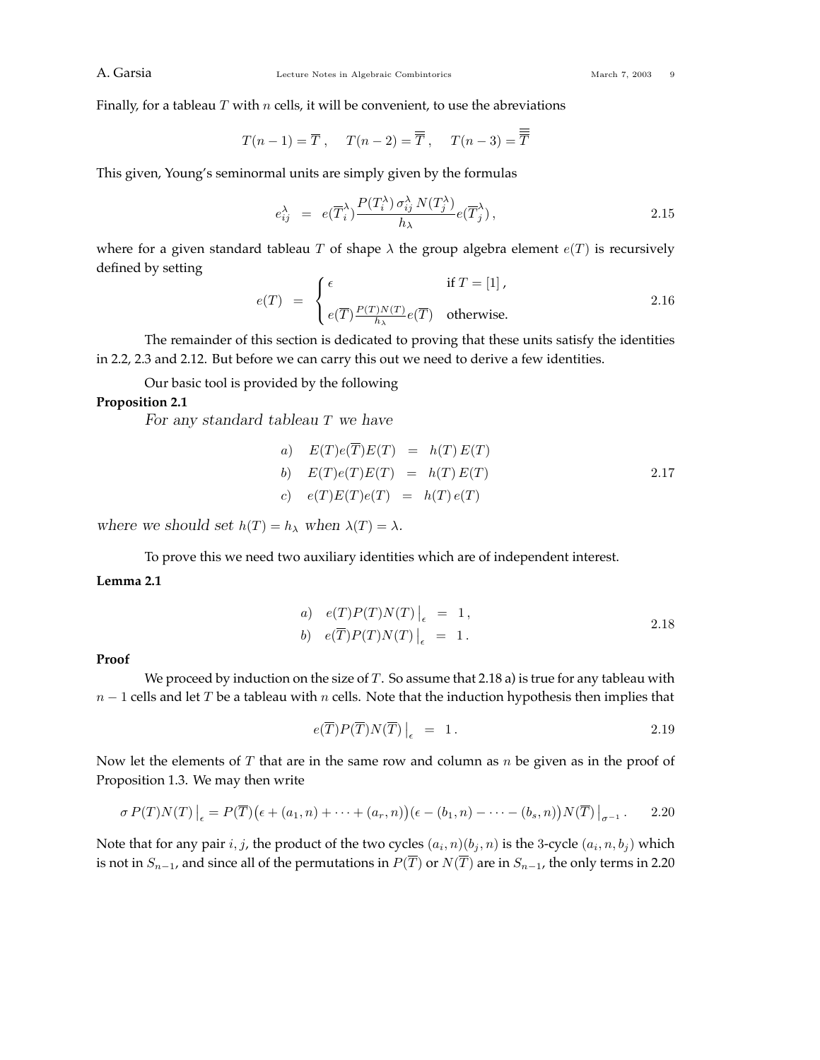Finally, for a tableau $T$ with $n$ cells, it will be convenient, to use the abreviations

$$T(n-1) = \overline{T}\,, \quad T(n-2) = \overline{\overline{T}}\,, \quad T(n-3) = \overline{\overline{\overline{T}}}$$

This given, Young's seminormal units are simply given by the formulas

$$e_{ij}^{\lambda} \;=\; e(\overline{T}_i^{\lambda})\frac{P(T_i^{\lambda})\,\sigma_{ij}^{\lambda}\,N(T_j^{\lambda})}{h_{\lambda}}e(\overline{T}_j^{\lambda})\,, \tag{2.15}$$

where for a given standard tableau $T$ of shape $\lambda$ the group algebra element $e(T)$ is recursively defined by setting

$$e(T) \;=\; \begin{cases} \epsilon & \text{if } T = [1]\,, \\ e(\overline{T})\frac{P(T)N(T)}{h_{\lambda}}e(\overline{T}) & \text{otherwise.} \end{cases} \tag{2.16}$$

The remainder of this section is dedicated to proving that these units satisfy the identities in 2.2, 2.3 and 2.12. But before we can carry this out we need to derive a few identities.

Our basic tool is provided by the following

**Proposition 2.1**

*For any standard tableau $T$ we have*

$$\begin{aligned} &a) \quad E(T)e(\overline{T})E(T) \;=\; h(T)\,E(T) \\ &b) \quad E(T)e(T)E(T) \;=\; h(T)\,E(T) \\ &c) \quad e(T)E(T)e(T) \;=\; h(T)\,e(T) \end{aligned} \tag{2.17}$$

*where we should set $h(T) = h_{\lambda}$ when $\lambda(T) = \lambda$.*

To prove this we need two auxiliary identities which are of independent interest.

**Lemma 2.1**

$$\begin{aligned} &a) \quad e(T)P(T)N(T)\big|_{\epsilon} \;=\; 1\,, \\ &b) \quad e(\overline{T})P(T)N(T)\big|_{\epsilon} \;=\; 1\,. \end{aligned} \tag{2.18}$$

**Proof**

We proceed by induction on the size of $T$. So assume that 2.18 a) is true for any tableau with $n-1$ cells and let $T$ be a tableau with $n$ cells. Note that the induction hypothesis then implies that

$$e(\overline{T})P(\overline{T})N(\overline{T})\big|_{\epsilon} \;=\; 1\,. \tag{2.19}$$

Now let the elements of $T$ that are in the same row and column as $n$ be given as in the proof of Proposition 1.3. We may then write

$$\sigma\, P(T)N(T)\big|_{\epsilon} = P(\overline{T})\big(\epsilon + (a_1,n) + \cdots + (a_r,n)\big)\big(\epsilon - (b_1,n) - \cdots - (b_s,n)\big)N(\overline{T})\big|_{\sigma^{-1}}\,. \tag{2.20}$$

Note that for any pair $i,j$, the product of the two cycles $(a_i,n)(b_j,n)$ is the 3-cycle $(a_i,n,b_j)$ which is not in $S_{n-1}$, and since all of the permutations in $P(\overline{T})$ or $N(\overline{T})$ are in $S_{n-1}$, the only terms in 2.20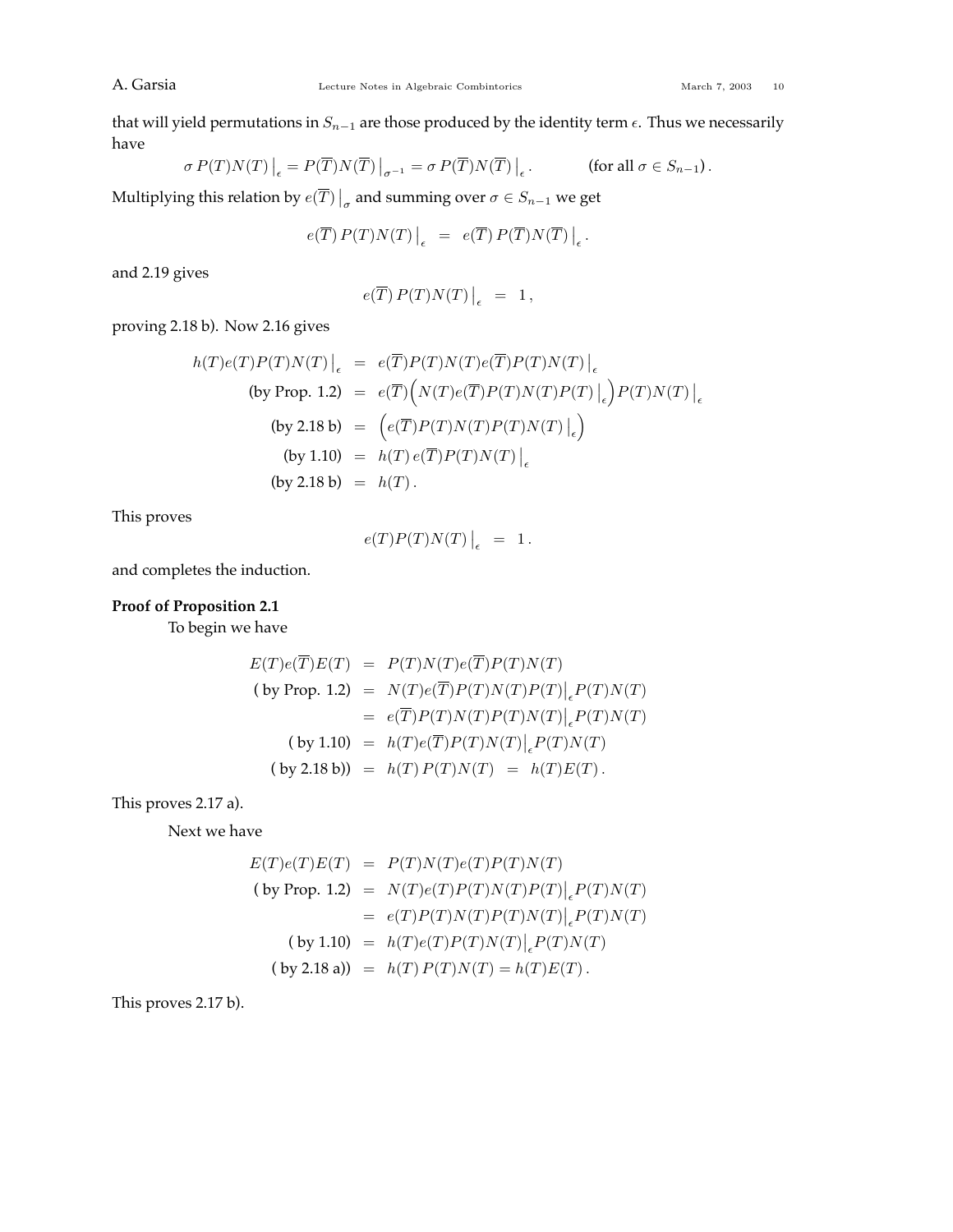that will yield permutations in $S_{n-1}$ are those produced by the identity term $\epsilon$. Thus we necessarily have

$$\sigma\, P(T)N(T)\big|_{\epsilon} = P(\overline{T})N(\overline{T})\big|_{\sigma^{-1}} = \sigma\, P(\overline{T})N(\overline{T})\big|_{\epsilon}. \qquad\qquad (\text{for all } \sigma \in S_{n-1}).$$

Multiplying this relation by $e(\overline{T})\big|_{\sigma}$ and summing over $\sigma \in S_{n-1}$ we get

$$e(\overline{T})\, P(T)N(T)\big|_{\epsilon} \;\;=\;\; e(\overline{T})\, P(\overline{T})N(\overline{T})\big|_{\epsilon}.$$

and 2.19 gives

$$e(\overline{T})\, P(T)N(T)\big|_{\epsilon} \;\;=\;\; 1\,,$$

proving 2.18 b). Now 2.16 gives

$$\begin{aligned}
h(T)e(T)P(T)N(T)\big|_{\epsilon} &= e(\overline{T})P(T)N(T)e(\overline{T})P(T)N(T)\big|_{\epsilon}\\
\text{(by Prop. 1.2)} \;\; &= e(\overline{T})\Big(N(T)e(\overline{T})P(T)N(T)P(T)\big|_{\epsilon}\Big)P(T)N(T)\big|_{\epsilon}\\
\text{(by 2.18 b)} \;\; &= \Big(e(\overline{T})P(T)N(T)P(T)N(T)\big|_{\epsilon}\Big)\\
\text{(by 1.10)} \;\; &= h(T)\, e(\overline{T})P(T)N(T)\big|_{\epsilon}\\
\text{(by 2.18 b)} \;\; &= h(T)\,.
\end{aligned}$$

This proves

$$e(T)P(T)N(T)\big|_{\epsilon} \;\;=\;\; 1\,.$$

and completes the induction.

**Proof of Proposition 2.1**

To begin we have

$$\begin{aligned}
E(T)e(\overline{T})E(T) &= P(T)N(T)e(\overline{T})P(T)N(T)\\
(\text{ by Prop. 1.2}) \;\; &= N(T)e(\overline{T})P(T)N(T)P(T)\big|_{\epsilon}P(T)N(T)\\
&= e(\overline{T})P(T)N(T)P(T)N(T)\big|_{\epsilon}P(T)N(T)\\
(\text{ by 1.10}) \;\; &= h(T)e(\overline{T})P(T)N(T)\big|_{\epsilon}P(T)N(T)\\
(\text{ by 2.18 b)}) \;\; &= h(T)\,P(T)N(T) \;\;=\;\; h(T)E(T)\,.
\end{aligned}$$

This proves 2.17 a).

Next we have

$$\begin{aligned}
E(T)e(T)E(T) &= P(T)N(T)e(T)P(T)N(T)\\
(\text{ by Prop. 1.2}) \;\; &= N(T)e(T)P(T)N(T)P(T)\big|_{\epsilon}P(T)N(T)\\
&= e(T)P(T)N(T)P(T)N(T)\big|_{\epsilon}P(T)N(T)\\
(\text{ by 1.10}) \;\; &= h(T)e(T)P(T)N(T)\big|_{\epsilon}P(T)N(T)\\
(\text{ by 2.18 a)}) \;\; &= h(T)\,P(T)N(T) = h(T)E(T)\,.
\end{aligned}$$

This proves 2.17 b).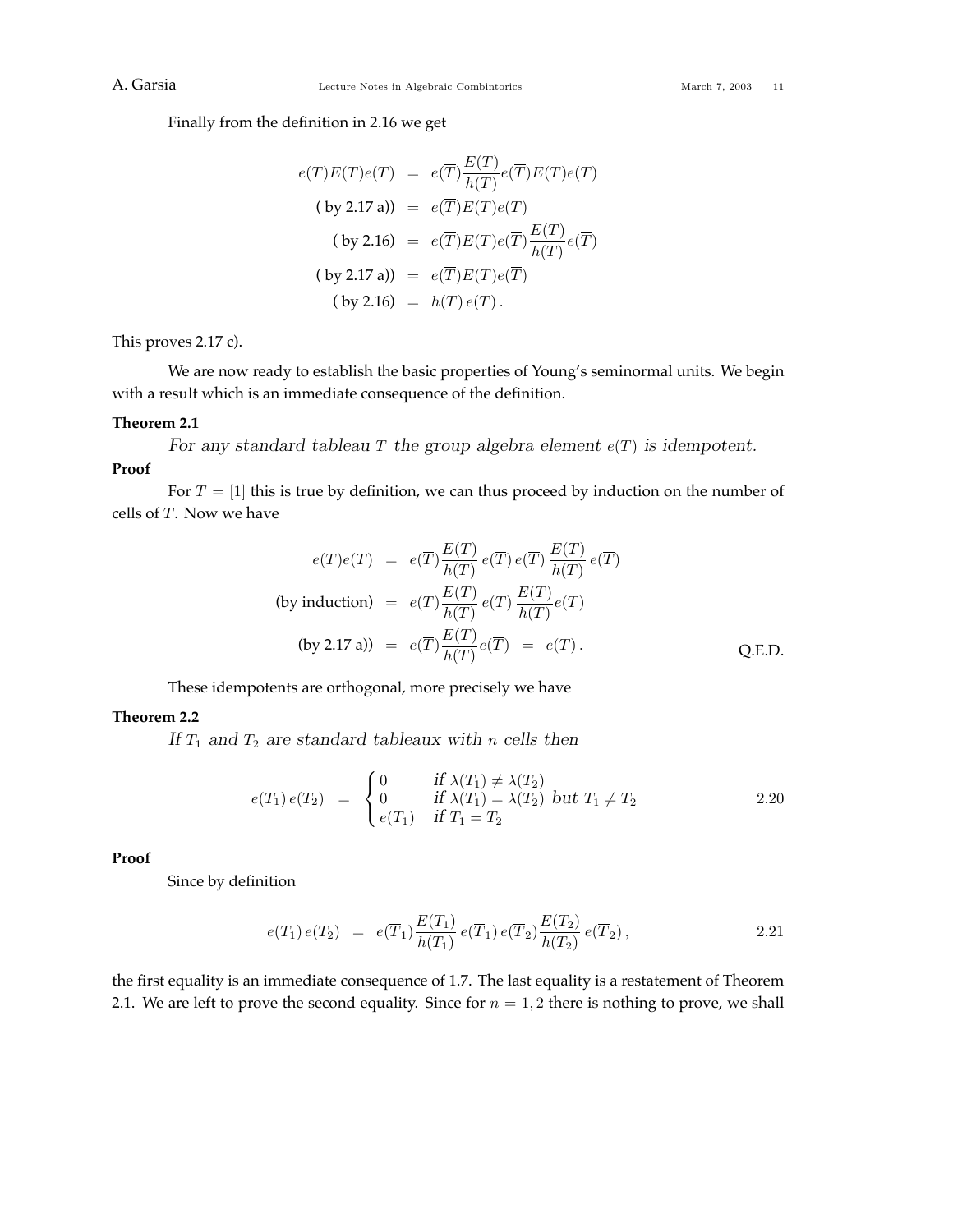Finally from the definition in 2.16 we get

$$
\begin{aligned}
e(T)E(T)e(T) &= e(\overline{T})\frac{E(T)}{h(T)}e(\overline{T})E(T)e(T) \\
\text{( by 2.17 a))} &= e(\overline{T})E(T)e(T) \\
\text{( by 2.16)} &= e(\overline{T})E(T)e(\overline{T})\frac{E(T)}{h(T)}e(\overline{T}) \\
\text{( by 2.17 a))} &= e(\overline{T})E(T)e(\overline{T}) \\
\text{( by 2.16)} &= h(T)\, e(T)\,.
\end{aligned}
$$

This proves 2.17 c).

We are now ready to establish the basic properties of Young's seminormal units. We begin with a result which is an immediate consequence of the definition.

**Theorem 2.1**

*For any standard tableau $T$ the group algebra element $e(T)$ is idempotent.*

**Proof**

For $T = [1]$ this is true by definition, we can thus proceed by induction on the number of cells of $T$. Now we have

$$
\begin{aligned}
e(T)e(T) &= e(\overline{T})\frac{E(T)}{h(T)}\, e(\overline{T})\, e(\overline{T})\, \frac{E(T)}{h(T)}\, e(\overline{T}) \\
\text{(by induction)} &= e(\overline{T})\frac{E(T)}{h(T)}\, e(\overline{T})\, \frac{E(T)}{h(T)} e(\overline{T}) \\
\text{(by 2.17 a))} &= e(\overline{T})\frac{E(T)}{h(T)} e(\overline{T}) \;=\; e(T)\,.
\end{aligned}
$$

Q.E.D.

These idempotents are orthogonal, more precisely we have

**Theorem 2.2**

*If $T_1$ and $T_2$ are standard tableaux with $n$ cells then*

$$
e(T_1)\, e(T_2) \;=\; \begin{cases} 0 & \text{if } \lambda(T_1) \neq \lambda(T_2) \\ 0 & \text{if } \lambda(T_1) = \lambda(T_2) \text{ but } T_1 \neq T_2 \\ e(T_1) & \text{if } T_1 = T_2 \end{cases} \tag{2.20}
$$

**Proof**

Since by definition

$$
e(T_1)\, e(T_2) \;=\; e(\overline{T}_1)\frac{E(T_1)}{h(T_1)}\, e(\overline{T}_1)\, e(\overline{T}_2)\frac{E(T_2)}{h(T_2)}\, e(\overline{T}_2)\,, \tag{2.21}
$$

the first equality is an immediate consequence of 1.7. The last equality is a restatement of Theorem 2.1. We are left to prove the second equality. Since for $n = 1, 2$ there is nothing to prove, we shall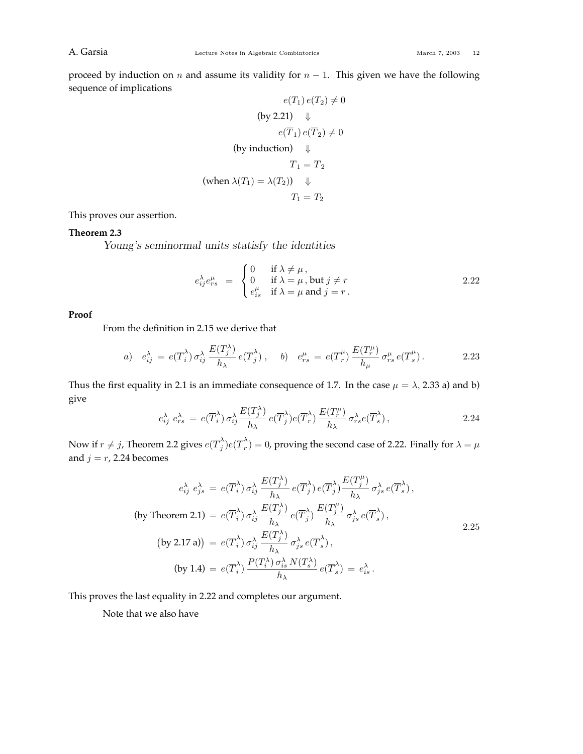proceed by induction on $n$ and assume its validity for $n-1$. This given we have the following sequence of implications

$$
\begin{aligned}
& e(T_1)\, e(T_2) \neq 0 \\
\text{(by 2.21)} \quad & \Downarrow \\
& e(\overline{T}_1)\, e(\overline{T}_2) \neq 0 \\
\text{(by induction)} \quad & \Downarrow \\
& \overline{T}_1 = \overline{T}_2 \\
\text{(when } \lambda(T_1) = \lambda(T_2)\text{)} \quad & \Downarrow \\
& T_1 = T_2
\end{aligned}
$$

This proves our assertion.

**Theorem 2.3**

*Young's seminormal units statisfy the identities*

$$
e^{\lambda}_{ij} e^{\mu}_{rs} \;=\; \begin{cases} 0 & \text{if } \lambda \neq \mu\,, \\ 0 & \text{if } \lambda = \mu\,, \text{but } j \neq r \\ e^{\mu}_{is} & \text{if } \lambda = \mu \text{ and } j = r\,. \end{cases} \tag{2.22}
$$

**Proof**

From the definition in 2.15 we derive that

$$
a) \quad e^{\lambda}_{ij} \;=\; e(\overline{T}^{\lambda}_{i})\, \sigma^{\lambda}_{ij}\, \frac{E(T^{\lambda}_{j})}{h_{\lambda}}\, e(\overline{T}^{\lambda}_{j})\,, \qquad b) \quad e^{\mu}_{rs} \;=\; e(\overline{T}^{\mu}_{r})\, \frac{E(T^{\mu}_{r})}{h_{\mu}}\, \sigma^{\mu}_{rs}\, e(\overline{T}^{\mu}_{s})\,. \tag{2.23}
$$

Thus the first equality in 2.1 is an immediate consequence of 1.7. In the case $\mu = \lambda$, 2.33 a) and b) give

$$
e^{\lambda}_{ij}\; e^{\lambda}_{rs} \;=\; e(\overline{T}^{\lambda}_{i})\, \sigma^{\lambda}_{ij} \frac{E(T^{\lambda}_{j})}{h_{\lambda}}\, e(\overline{T}^{\lambda}_{j}) e(\overline{T}^{\lambda}_{r})\, \frac{E(T^{\mu}_{r})}{h_{\lambda}}\, \sigma^{\lambda}_{rs} e(\overline{T}^{\lambda}_{s})\,, \tag{2.24}
$$

Now if $r \neq j$, Theorem 2.2 gives $e(\overline{T}^{\lambda}_{j}) e(\overline{T}^{\lambda}_{r}) = 0$, proving the second case of 2.22. Finally for $\lambda = \mu$ and $j = r$, 2.24 becomes

$$
\begin{aligned}
e^{\lambda}_{ij}\; e^{\lambda}_{js} \;&=\; e(\overline{T}^{\lambda}_{i})\, \sigma^{\lambda}_{ij}\, \frac{E(T^{\lambda}_{j})}{h_{\lambda}}\, e(\overline{T}^{\lambda}_{j})\, e(\overline{T}^{\lambda}_{j}) \frac{E(T^{\mu}_{j})}{h_{\lambda}}\, \sigma^{\lambda}_{js}\, e(\overline{T}^{\lambda}_{s})\,, \\
\text{(by Theorem 2.1)} \;&=\; e(\overline{T}^{\lambda}_{i})\, \sigma^{\lambda}_{ij}\, \frac{E(T^{\lambda}_{j})}{h_{\lambda}}\, e(\overline{T}^{\lambda}_{j})\, \frac{E(T^{\mu}_{j})}{h_{\lambda}}\, \sigma^{\lambda}_{js}\, e(\overline{T}^{\lambda}_{s})\,, \\
\big(\text{by 2.17 a)}\big) \;&=\; e(\overline{T}^{\lambda}_{i})\, \sigma^{\lambda}_{ij}\, \frac{E(T^{\lambda}_{j})}{h_{\lambda}}\, \sigma^{\lambda}_{js}\, e(\overline{T}^{\lambda}_{s})\,, \\
\text{(by 1.4)} \;&=\; e(\overline{T}^{\lambda}_{i})\, \frac{P(T^{\lambda}_{i})\, \sigma^{\lambda}_{is}\, N(T^{\lambda}_{s})}{h_{\lambda}}\, e(\overline{T}^{\lambda}_{s}) \;=\; e^{\lambda}_{is}\,.
\end{aligned} \tag{2.25}
$$

This proves the last equality in 2.22 and completes our argument.

Note that we also have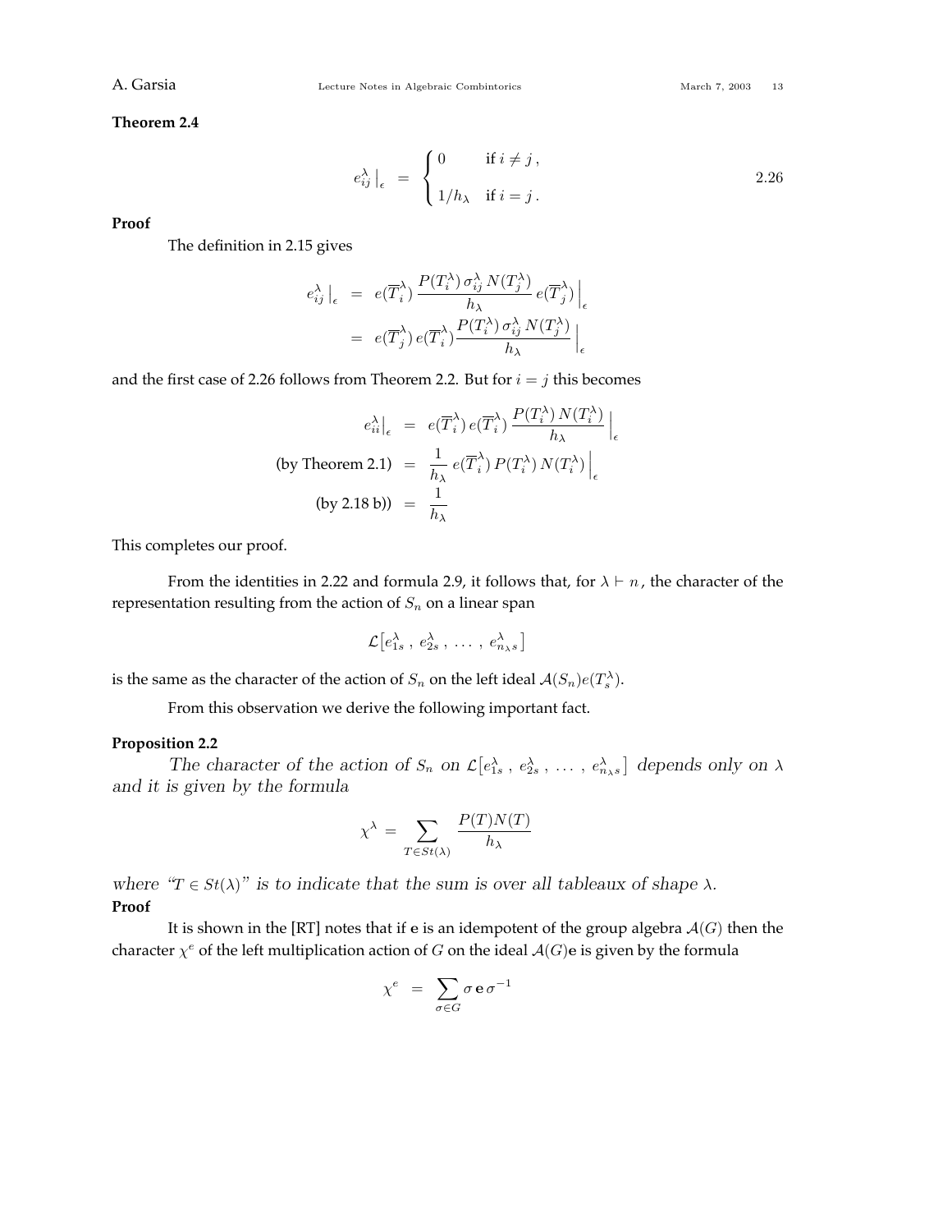**Theorem 2.4**

$$
e^\lambda_{ij}\big|_\epsilon \;=\; \begin{cases} 0 & \text{if } i \neq j\,, \\[2ex] 1/h_\lambda & \text{if } i = j\,. \end{cases} \tag{2.26}
$$

**Proof**

The definition in 2.15 gives

$$
\begin{aligned}
e^\lambda_{ij}\big|_\epsilon &= e(\overline{T}^\lambda_i)\,\frac{P(T^\lambda_i)\,\sigma^\lambda_{ij}\,N(T^\lambda_j)}{h_\lambda}\,e(\overline{T}^\lambda_j)\Big|_\epsilon \\
&= e(\overline{T}^\lambda_j)\,e(\overline{T}^\lambda_i)\frac{P(T^\lambda_i)\,\sigma^\lambda_{ij}\,N(T^\lambda_j)}{h_\lambda}\Big|_\epsilon
\end{aligned}
$$

and the first case of 2.26 follows from Theorem 2.2. But for $i = j$ this becomes

$$
\begin{aligned}
e^\lambda_{ii}\big|_\epsilon &= e(\overline{T}^\lambda_i)\,e(\overline{T}^\lambda_i)\,\frac{P(T^\lambda_i)\,N(T^\lambda_i)}{h_\lambda}\Big|_\epsilon \\
\text{(by Theorem 2.1)} \quad &= \frac{1}{h_\lambda}\,e(\overline{T}^\lambda_i)\,P(T^\lambda_i)\,N(T^\lambda_i)\Big|_\epsilon \\
\text{(by 2.18 b))} \quad &= \frac{1}{h_\lambda}
\end{aligned}
$$

This completes our proof.

From the identities in 2.22 and formula 2.9, it follows that, for $\lambda \vdash n$, the character of the representation resulting from the action of $S_n$ on a linear span

$$
\mathcal{L}\big[e^\lambda_{1s}\,,\; e^\lambda_{2s}\,,\; \ldots\,,\; e^\lambda_{n_\lambda s}\big]
$$

is the same as the character of the action of $S_n$ on the left ideal $\mathcal{A}(S_n)e(T^\lambda_s)$.

From this observation we derive the following important fact.

**Proposition 2.2**

*The character of the action of $S_n$ on $\mathcal{L}\big[e^\lambda_{1s}\,,\; e^\lambda_{2s}\,,\; \ldots\,,\; e^\lambda_{n_\lambda s}\big]$ depends only on $\lambda$ and it is given by the formula*

$$
\chi^\lambda = \sum_{T \in St(\lambda)} \frac{P(T)N(T)}{h_\lambda}
$$

*where "$T \in St(\lambda)$" is to indicate that the sum is over all tableaux of shape $\lambda$.*

**Proof**

It is shown in the [RT] notes that if $\mathbf{e}$ is an idempotent of the group algebra $\mathcal{A}(G)$ then the character $\chi^e$ of the left multiplication action of $G$ on the ideal $\mathcal{A}(G)\mathbf{e}$ is given by the formula

$$
\chi^e \;=\; \sum_{\sigma \in G} \sigma\,\mathbf{e}\,\sigma^{-1}
$$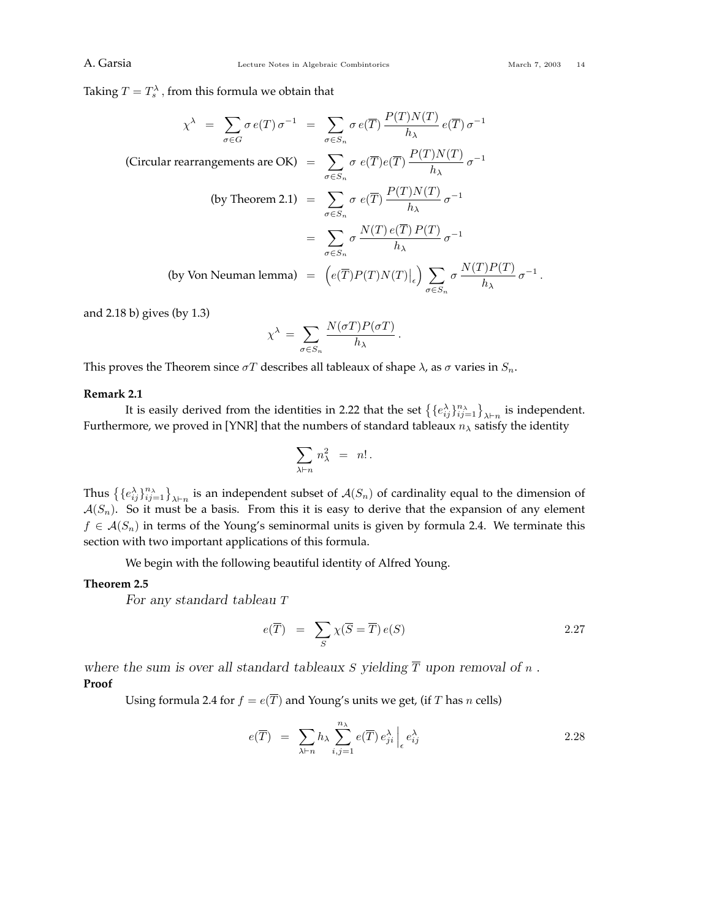Taking $T = T_s^\lambda$, from this formula we obtain that

$$
\begin{aligned}
\chi^\lambda \;&=\; \sum_{\sigma \in G} \sigma\, e(T)\, \sigma^{-1} \;=\; \sum_{\sigma\in S_n} \sigma\, e(\overline{T})\, \frac{P(T)N(T)}{h_\lambda}\, e(\overline{T})\, \sigma^{-1} \\
\text{(Circular rearrangements are OK)} \;&=\; \sum_{\sigma\in S_n} \sigma\; e(\overline{T}) e(\overline{T})\, \frac{P(T)N(T)}{h_\lambda}\, \sigma^{-1} \\
\text{(by Theorem 2.1)} \;&=\; \sum_{\sigma\in S_n} \sigma\; e(\overline{T})\, \frac{P(T)N(T)}{h_\lambda}\, \sigma^{-1} \\
&=\; \sum_{\sigma\in S_n} \sigma\, \frac{N(T)\, e(\overline{T})\, P(T)}{h_\lambda}\, \sigma^{-1} \\
\text{(by Von Neuman lemma)} \;&=\; \Big( e(\overline{T}) P(T) N(T)\big|_\epsilon \Big) \sum_{\sigma\in S_n} \sigma\, \frac{N(T)P(T)}{h_\lambda}\, \sigma^{-1}\,.
\end{aligned}
$$

and 2.18 b) gives (by 1.3)

$$
\chi^\lambda \;=\; \sum_{\sigma\in S_n} \frac{N(\sigma T)P(\sigma T)}{h_\lambda}\,.
$$

This proves the Theorem since $\sigma T$ describes all tableaux of shape $\lambda$, as $\sigma$ varies in $S_n$.

**Remark 2.1**

It is easily derived from the identities in 2.22 that the set $\big\{\{e^\lambda_{ij}\}_{ij=1}^{n_\lambda}\big\}_{\lambda\vdash n}$ is independent. Furthermore, we proved in [YNR] that the numbers of standard tableaux $n_\lambda$ satisfy the identity

$$
\sum_{\lambda\vdash n} n_\lambda^2 \;=\; n!\,.
$$

Thus $\big\{\{e^\lambda_{ij}\}_{ij=1}^{n_\lambda}\big\}_{\lambda\vdash n}$ is an independent subset of $\mathcal{A}(S_n)$ of cardinality equal to the dimension of $\mathcal{A}(S_n)$. So it must be a basis. From this it is easy to derive that the expansion of any element $f \in \mathcal{A}(S_n)$ in terms of the Young's seminormal units is given by formula 2.4. We terminate this section with two important applications of this formula.

We begin with the following beautiful identity of Alfred Young.

**Theorem 2.5**

*For any standard tableau $T$*

$$
e(\overline{T}) \;=\; \sum_{S} \chi(\overline{S} = \overline{T})\, e(S) \tag{2.27}
$$

*where the sum is over all standard tableaux $S$ yielding $\overline{T}$ upon removal of $n$ .*

**Proof**

Using formula 2.4 for $f = e(\overline{T})$ and Young's units we get, (if $T$ has $n$ cells)

$$
e(\overline{T}) \;=\; \sum_{\lambda\vdash n} h_\lambda \sum_{i,j=1}^{n_\lambda} e(\overline{T})\, e^\lambda_{ji}\Big|_\epsilon\, e^\lambda_{ij} \tag{2.28}
$$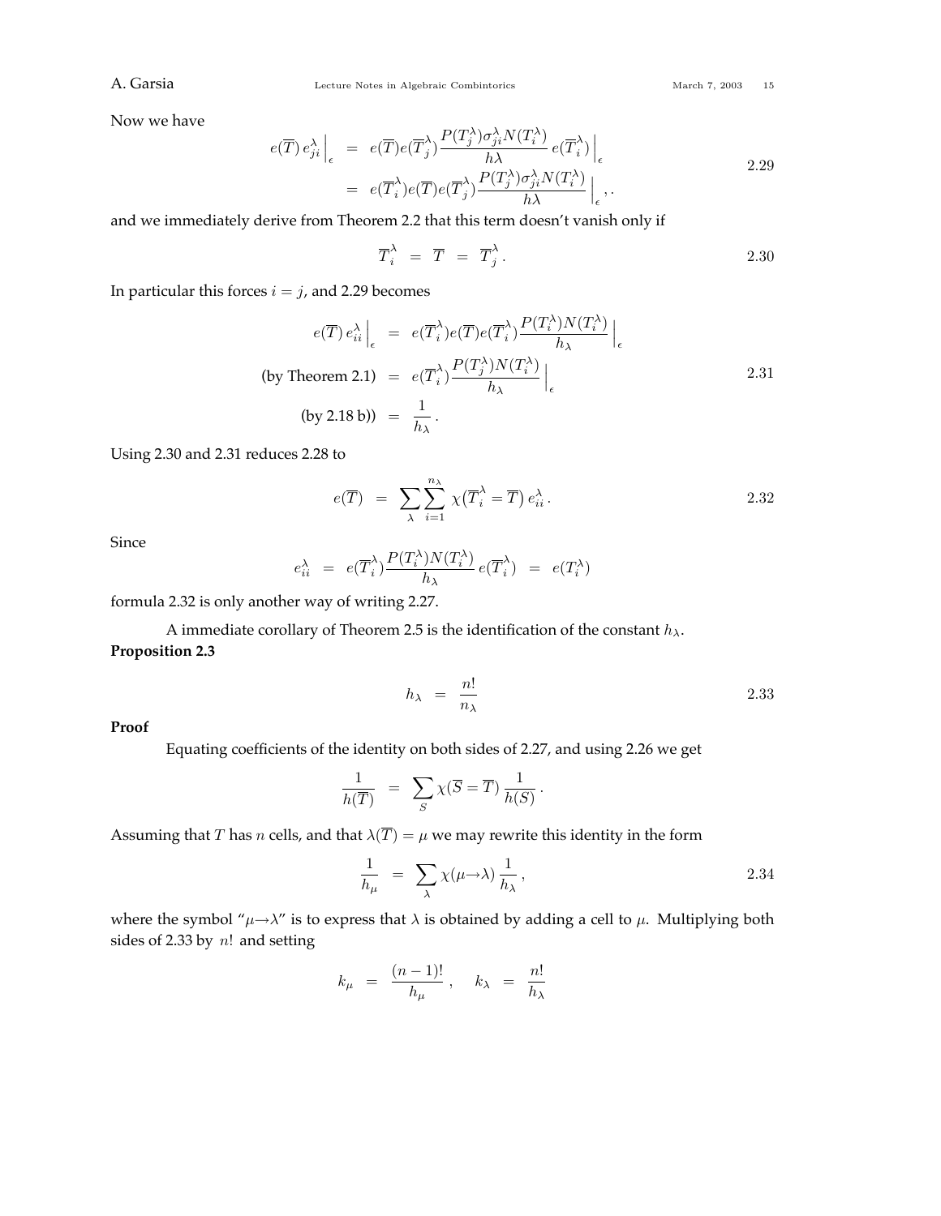Now we have

$$
\begin{aligned}
e(\overline{T})\, e^{\lambda}_{ji}\Big|_{\epsilon} &= e(\overline{T}) e(\overline{T}^{\lambda}_{j}) \frac{P(T^{\lambda}_{j})\sigma^{\lambda}_{ji} N(T^{\lambda}_{i})}{h\lambda}\, e(\overline{T}^{\lambda}_{i})\Big|_{\epsilon} \\
&= e(\overline{T}^{\lambda}_{i}) e(\overline{T}) e(\overline{T}^{\lambda}_{j}) \frac{P(T^{\lambda}_{j})\sigma^{\lambda}_{ji} N(T^{\lambda}_{i})}{h\lambda}\Big|_{\epsilon}, .
\end{aligned}
\tag{2.29}
$$

and we immediately derive from Theorem 2.2 that this term doesn't vanish only if

$$
\overline{T}^{\lambda}_{i} \;=\; \overline{T} \;=\; \overline{T}^{\lambda}_{j}\,. \tag{2.30}
$$

In particular this forces $i=j$, and 2.29 becomes

$$
\begin{aligned}
e(\overline{T})\, e^{\lambda}_{ii}\Big|_{\epsilon} &= e(\overline{T}^{\lambda}_{i}) e(\overline{T}) e(\overline{T}^{\lambda}_{i}) \frac{P(T^{\lambda}_{i}) N(T^{\lambda}_{i})}{h_{\lambda}}\Big|_{\epsilon} \\
\text{(by Theorem 2.1)} \quad &= e(\overline{T}^{\lambda}_{i}) \frac{P(T^{\lambda}_{j}) N(T^{\lambda}_{i})}{h_{\lambda}}\Big|_{\epsilon} \\
\text{(by 2.18 b))} \quad &= \frac{1}{h_{\lambda}}\,.
\end{aligned}
\tag{2.31}
$$

Using 2.30 and 2.31 reduces 2.28 to

$$
e(\overline{T}) \;=\; \sum_{\lambda} \sum_{i=1}^{n_{\lambda}} \chi\big(\overline{T}^{\lambda}_{i} = \overline{T}\big)\, e^{\lambda}_{ii}\,. \tag{2.32}
$$

Since

$$
e^{\lambda}_{ii} \;=\; e(\overline{T}^{\lambda}_{i}) \frac{P(T^{\lambda}_{i}) N(T^{\lambda}_{i})}{h_{\lambda}}\, e(\overline{T}^{\lambda}_{i}) \;=\; e(T^{\lambda}_{i})
$$

formula 2.32 is only another way of writing 2.27.

A immediate corollary of Theorem 2.5 is the identification of the constant $h_{\lambda}$.

**Proposition 2.3**

$$
h_{\lambda} \;=\; \frac{n!}{n_{\lambda}} \tag{2.33}
$$

**Proof**

Equating coefficients of the identity on both sides of 2.27, and using 2.26 we get

$$
\frac{1}{h(\overline{T})} \;=\; \sum_{S} \chi(\overline{S} = \overline{T})\, \frac{1}{h(S)}\,.
$$

Assuming that $T$ has $n$ cells, and that $\lambda(\overline{T}) = \mu$ we may rewrite this identity in the form

$$
\frac{1}{h_{\mu}} \;=\; \sum_{\lambda} \chi(\mu \rightarrow \lambda)\, \frac{1}{h_{\lambda}}\,, \tag{2.34}
$$

where the symbol "$\mu \rightarrow \lambda$" is to express that $\lambda$ is obtained by adding a cell to $\mu$. Multiplying both sides of 2.33 by $n!$ and setting

$$
k_{\mu} \;=\; \frac{(n-1)!}{h_{\mu}}\,, \quad k_{\lambda} \;=\; \frac{n!}{h_{\lambda}}
$$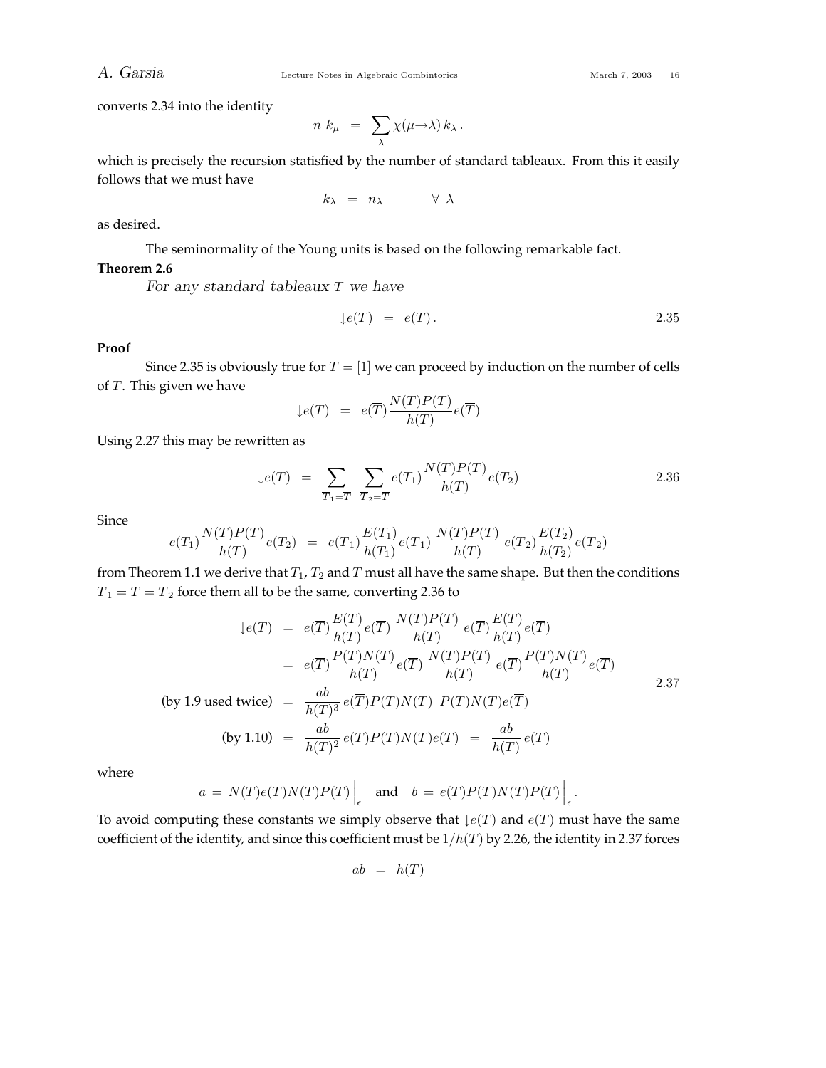converts 2.34 into the identity

$$n\ k_\mu \ = \ \sum_\lambda \chi(\mu{\rightarrow}\lambda)\, k_\lambda\,.$$

which is precisely the recursion statisfied by the number of standard tableaux. From this it easily follows that we must have

$$k_\lambda \ = \ n_\lambda \qquad\quad \forall\ \lambda$$

as desired.

The seminormality of the Young units is based on the following remarkable fact.

**Theorem 2.6**

*For any standard tableaux $T$ we have*

$$\downarrow\! e(T) \ = \ e(T)\,. \tag{2.35}$$

**Proof**

Since 2.35 is obviously true for $T=[1]$ we can proceed by induction on the number of cells of $T$. This given we have

$$\downarrow\! e(T) \ = \ e(\overline{T})\frac{N(T)P(T)}{h(T)}e(\overline{T})$$

Using 2.27 this may be rewritten as

$$\downarrow\! e(T) \ = \ \sum_{\overline{T}_1=\overline{T}}\ \sum_{\overline{T}_2=\overline{T}} e(T_1)\frac{N(T)P(T)}{h(T)}e(T_2) \tag{2.36}$$

Since

$$e(T_1)\frac{N(T)P(T)}{h(T)}e(T_2) \ = \ e(\overline{T}_1)\frac{E(T_1)}{h(T_1)}e(\overline{T}_1)\ \frac{N(T)P(T)}{h(T)}\ e(\overline{T}_2)\frac{E(T_2)}{h(T_2)}e(\overline{T}_2)$$

from Theorem 1.1 we derive that $T_1$, $T_2$ and $T$ must all have the same shape. But then the conditions $\overline{T}_1=\overline{T}=\overline{T}_2$ force them all to be the same, converting 2.36 to

$$\begin{aligned}
\downarrow\! e(T) \ &= \ e(\overline{T})\frac{E(T)}{h(T)}e(\overline{T})\ \frac{N(T)P(T)}{h(T)}\ e(\overline{T})\frac{E(T)}{h(T)}e(\overline{T})\\
&= \ e(\overline{T})\frac{P(T)N(T)}{h(T)}e(\overline{T})\ \frac{N(T)P(T)}{h(T)}\ e(\overline{T})\frac{P(T)N(T)}{h(T)}e(\overline{T})\\
\text{(by 1.9 used twice)} \ &= \ \frac{ab}{h(T)^3}\, e(\overline{T})P(T)N(T)\ \ P(T)N(T)e(\overline{T})\\
\text{(by 1.10)} \ &= \ \frac{ab}{h(T)^2}\, e(\overline{T})P(T)N(T)e(\overline{T}) \ = \ \frac{ab}{h(T)}\, e(T)
\end{aligned} \tag{2.37}$$

where

$$a \ = \ N(T)e(\overline{T})N(T)P(T)\Big|_\epsilon \quad \text{and} \quad b \ = \ e(\overline{T})P(T)N(T)P(T)\Big|_\epsilon\,.$$

To avoid computing these constants we simply observe that $\downarrow\! e(T)$ and $e(T)$ must have the same coefficient of the identity, and since this coefficient must be $1/h(T)$ by 2.26, the identity in 2.37 forces

$$ab \ = \ h(T)$$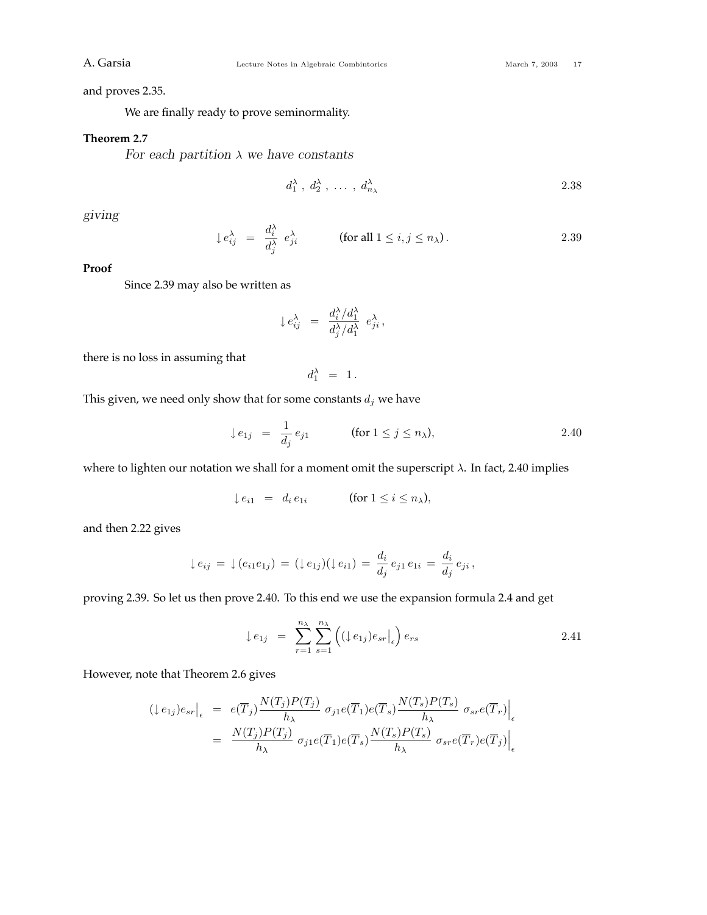and proves 2.35.

We are finally ready to prove seminormality.

**Theorem 2.7**

*For each partition $\lambda$ we have constants*

$$d_1^\lambda\,,\ d_2^\lambda\,,\ \ldots\,,\ d_{n_\lambda}^\lambda \tag{2.38}$$

*giving*

$$\downarrow e_{ij}^\lambda \;=\; \frac{d_i^\lambda}{d_j^\lambda}\; e_{ji}^\lambda \qquad\quad (\text{for all } 1 \le i,j \le n_\lambda)\,. \tag{2.39}$$

**Proof**

Since 2.39 may also be written as

$$\downarrow e_{ij}^\lambda \;=\; \frac{d_i^\lambda/d_1^\lambda}{d_j^\lambda/d_1^\lambda}\; e_{ji}^\lambda\,,$$

there is no loss in assuming that

$$d_1^\lambda \;=\; 1\,.$$

This given, we need only show that for some constants $d_j$ we have

$$\downarrow e_{1j} \;=\; \frac{1}{d_j}\, e_{j1} \qquad\quad (\text{for } 1 \le j \le n_\lambda), \tag{2.40}$$

where to lighten our notation we shall for a moment omit the superscript $\lambda$. In fact, 2.40 implies

$$\downarrow e_{i1} \;=\; d_i\, e_{1i} \qquad\quad (\text{for } 1 \le i \le n_\lambda),$$

and then 2.22 gives

$$\downarrow e_{ij} \,=\, \downarrow (e_{i1}e_{1j}) \,=\, (\downarrow e_{1j})(\downarrow e_{i1}) \,=\, \frac{d_i}{d_j}\, e_{j1}\, e_{1i} \,=\, \frac{d_i}{d_j}\, e_{ji}\,,$$

proving 2.39. So let us then prove 2.40. To this end we use the expansion formula 2.4 and get

$$\downarrow e_{1j} \;=\; \sum_{r=1}^{n_\lambda}\sum_{s=1}^{n_\lambda} \Big( (\downarrow e_{1j})e_{sr}\big|_\epsilon \Big)\, e_{rs} \tag{2.41}$$

However, note that Theorem 2.6 gives

$$\begin{aligned}
(\downarrow e_{1j})e_{sr}\big|_\epsilon \;&=\; e(\overline{T}_j)\frac{N(T_j)P(T_j)}{h_\lambda}\;\sigma_{j1}e(\overline{T}_1)e(\overline{T}_s)\frac{N(T_s)P(T_s)}{h_\lambda}\;\sigma_{sr}e(\overline{T}_r)\Big|_\epsilon \\
&=\; \frac{N(T_j)P(T_j)}{h_\lambda}\;\sigma_{j1}e(\overline{T}_1)e(\overline{T}_s)\frac{N(T_s)P(T_s)}{h_\lambda}\;\sigma_{sr}e(\overline{T}_r)e(\overline{T}_j)\Big|_\epsilon
\end{aligned}$$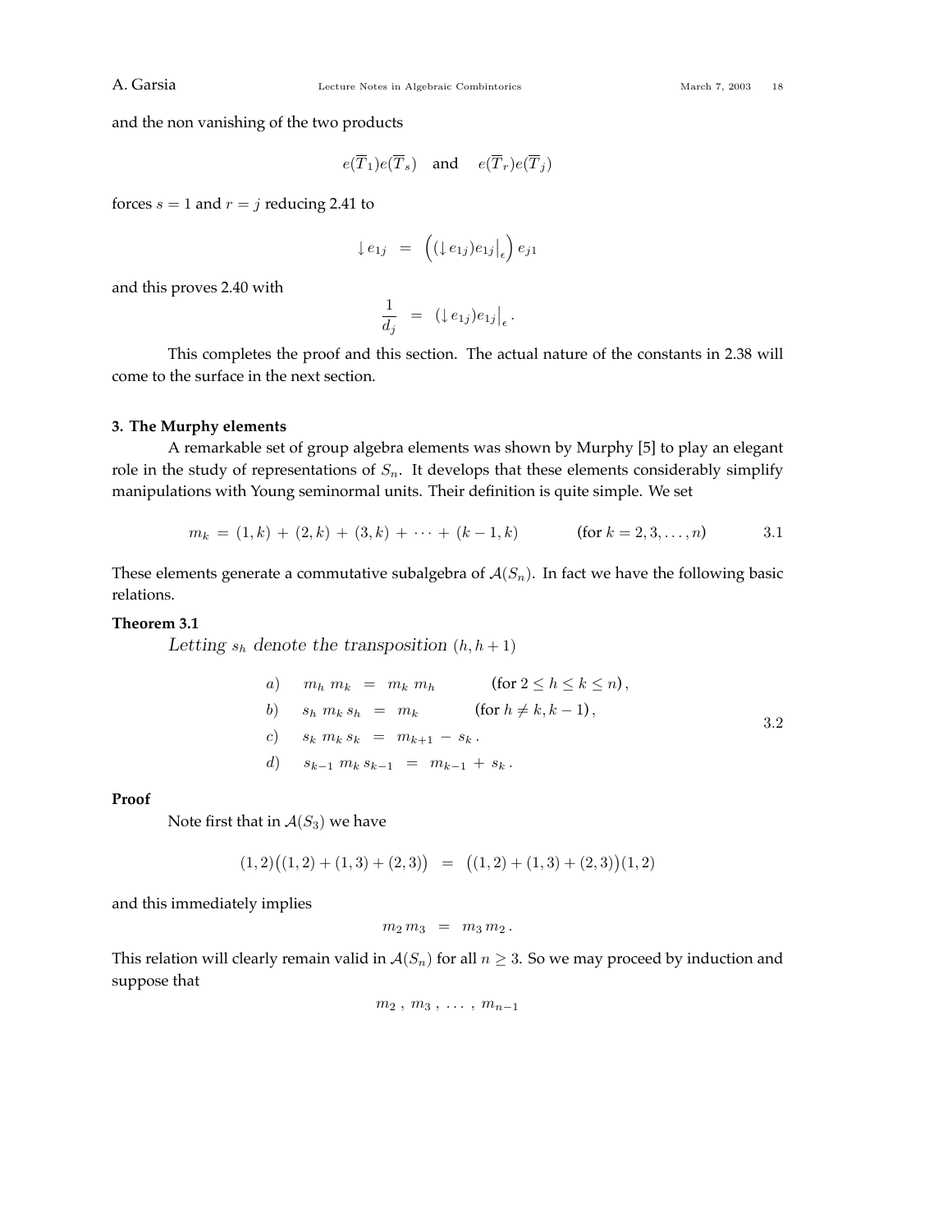and the non vanishing of the two products

$$e(\overline{T}_1)e(\overline{T}_s) \quad \text{and} \quad e(\overline{T}_r)e(\overline{T}_j)$$

forces $s = 1$ and $r = j$ reducing 2.41 to

$$\downarrow e_{1j} \;=\; \Big( (\downarrow e_{1j})e_{1j}\big|_\epsilon \Big)\, e_{j1}$$

and this proves 2.40 with

$$\frac{1}{d_j} \;=\; (\downarrow e_{1j})e_{1j}\big|_\epsilon \,.$$

This completes the proof and this section. The actual nature of the constants in 2.38 will come to the surface in the next section.

**3. The Murphy elements**

A remarkable set of group algebra elements was shown by Murphy [5] to play an elegant role in the study of representations of $S_n$. It develops that these elements considerably simplify manipulations with Young seminormal units. Their definition is quite simple. We set

$$m_k \,=\, (1,k) \,+\, (2,k) \,+\, (3,k) \,+\, \cdots \,+\, (k-1,k) \qquad \text{(for } k = 2, 3, \ldots, n) \tag{3.1}$$

These elements generate a commutative subalgebra of $\mathcal{A}(S_n)$. In fact we have the following basic relations.

**Theorem 3.1**

*Letting $s_h$ denote the transposition $(h, h+1)$*

$$\begin{aligned}
&a) \quad m_h\, m_k \;=\; m_k\, m_h \qquad \text{(for } 2 \le h \le k \le n), \\
&b) \quad s_h\, m_k\, s_h \;=\; m_k \qquad \text{(for } h \ne k, k-1), \\
&c) \quad s_k\, m_k\, s_k \;=\; m_{k+1} \,-\, s_k\,. \\
&d) \quad s_{k-1}\, m_k\, s_{k-1} \;=\; m_{k-1} \,+\, s_k\,.
\end{aligned} \tag{3.2}$$

**Proof**

Note first that in $\mathcal{A}(S_3)$ we have

$$(1,2)\big((1,2)+(1,3)+(2,3)\big) \;=\; \big((1,2)+(1,3)+(2,3)\big)(1,2)$$

and this immediately implies

$$m_2\, m_3 \;=\; m_3\, m_2\,.$$

This relation will clearly remain valid in $\mathcal{A}(S_n)$ for all $n \ge 3$. So we may proceed by induction and suppose that

$$m_2\,,\; m_3\,,\; \ldots\,,\; m_{n-1}$$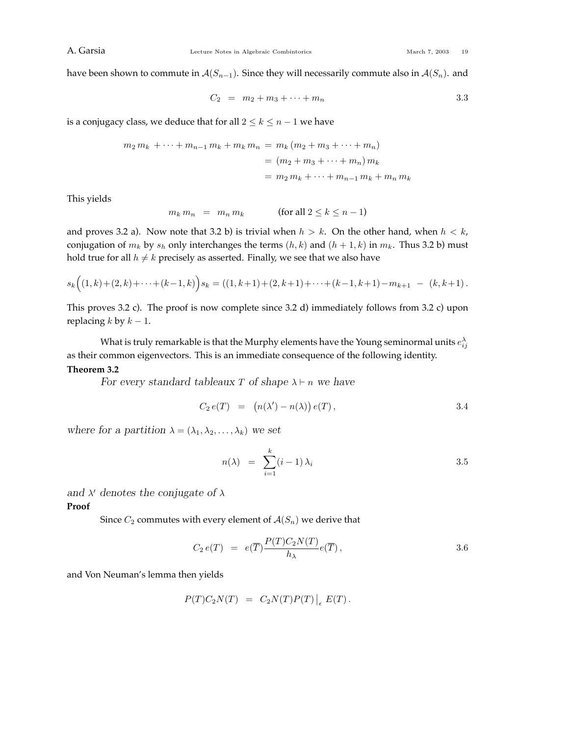have been shown to commute in $\mathcal{A}(S_{n-1})$. Since they will necessarily commute also in $\mathcal{A}(S_n)$. and

$$C_2 \;=\; m_2 + m_3 + \cdots + m_n \tag{3.3}$$

is a conjugacy class, we deduce that for all $2 \leq k \leq n-1$ we have

$$\begin{aligned} m_2\, m_k \;+ \cdots + m_{n-1}\, m_k + m_k\, m_n \;&=\; m_k\, (m_2 + m_3 + \cdots + m_n) \\ &=\; (m_2 + m_3 + \cdots + m_n)\, m_k \\ &=\; m_2\, m_k + \cdots + m_{n-1}\, m_k + m_n\, m_k \end{aligned}$$

This yields

$$m_k\, m_n \;=\; m_n\, m_k \qquad \text{(for all } 2 \leq k \leq n-1\text{)}$$

and proves 3.2 a). Now note that 3.2 b) is trivial when $h > k$. On the other hand, when $h < k$, conjugation of $m_k$ by $s_h$ only interchanges the terms $(h,k)$ and $(h+1,k)$ in $m_k$. Thus 3.2 b) must hold true for all $h \neq k$ precisely as asserted. Finally, we see that we also have

$$s_k\Big((1,k)+(2,k)+\cdots+(k-1,k)\Big)s_k = ((1,k+1)+(2,k+1)+\cdots+(k-1,k+1) - m_{k+1} \;-\; (k,k+1)\,.$$

This proves 3.2 c). The proof is now complete since 3.2 d) immediately follows from 3.2 c) upon replacing $k$ by $k-1$.

What is truly remarkable is that the Murphy elements have the Young seminormal units $e^{\lambda}_{ij}$ as their common eigenvectors. This is an immediate consequence of the following identity.

**Theorem 3.2**

*For every standard tableaux $T$ of shape $\lambda \vdash n$ we have*

$$C_2\, e(T) \;=\; \big(n(\lambda') - n(\lambda)\big)\, e(T)\,, \tag{3.4}$$

*where for a partition $\lambda = (\lambda_1, \lambda_2, \ldots, \lambda_k)$ we set*

$$n(\lambda) \;=\; \sum_{i=1}^{k} (i-1)\, \lambda_i \tag{3.5}$$

*and $\lambda'$ denotes the conjugate of $\lambda$*

**Proof**

Since $C_2$ commutes with every element of $\mathcal{A}(S_n)$ we derive that

$$C_2\, e(T) \;=\; e(\overline{T})\frac{P(T)C_2N(T)}{h_\lambda}e(\overline{T})\,, \tag{3.6}$$

and Von Neuman's lemma then yields

$$P(T)C_2N(T) \;=\; C_2N(T)P(T)\big|_{\epsilon}\; E(T)\,.$$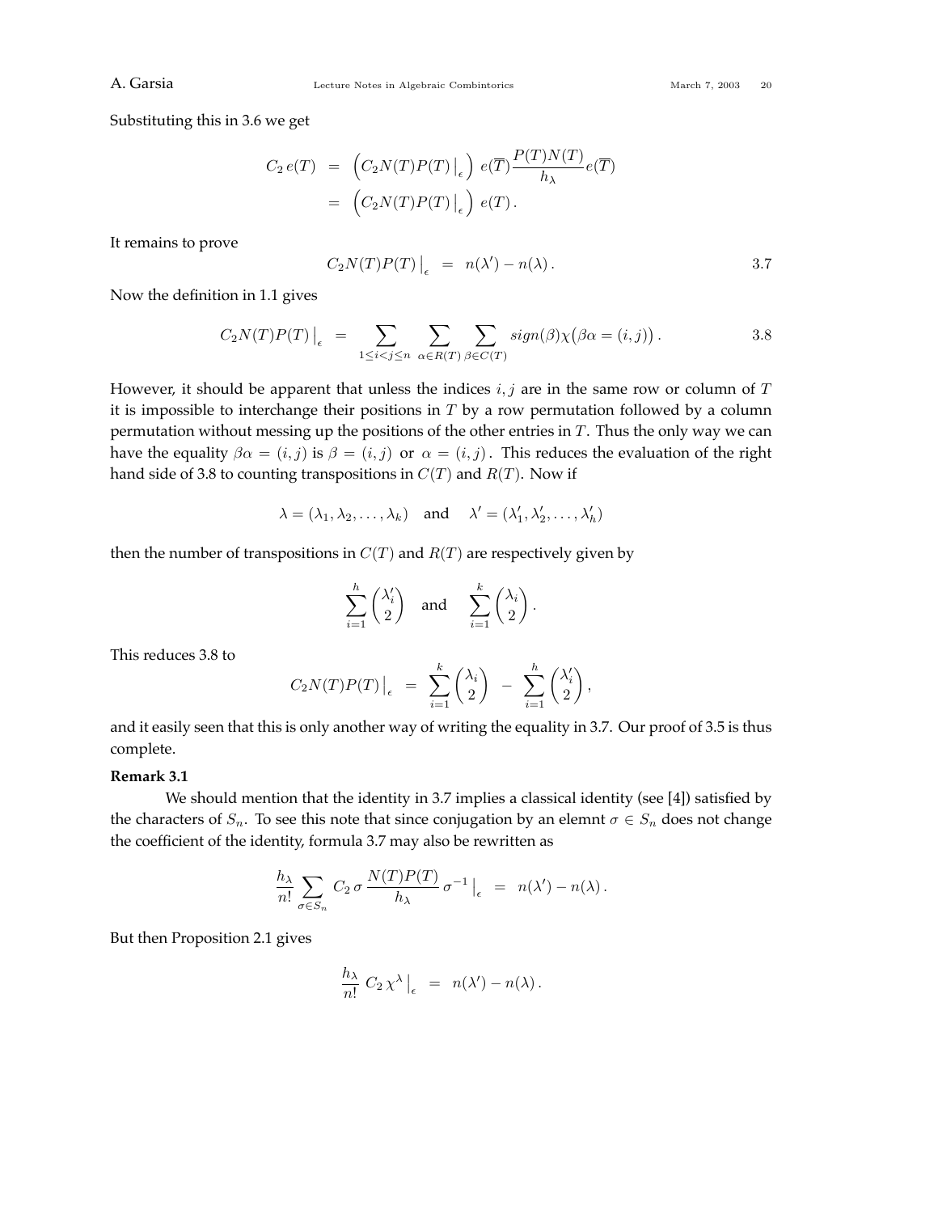Substituting this in 3.6 we get

$$
\begin{aligned}
C_2\, e(T) &= \Big( C_2 N(T) P(T)\,\big|_\epsilon \Big)\; e(\overline{T}) \frac{P(T)N(T)}{h_\lambda} e(\overline{T}) \\
&= \Big( C_2 N(T) P(T)\,\big|_\epsilon \Big)\; e(T)\,.
\end{aligned}
$$

It remains to prove

$$
C_2 N(T) P(T)\,\big|_\epsilon \;=\; n(\lambda') - n(\lambda)\,. \tag{3.7}
$$

Now the definition in 1.1 gives

$$
C_2 N(T) P(T)\,\big|_\epsilon \;=\; \sum_{1\le i<j\le n} \;\sum_{\alpha\in R(T)} \;\sum_{\beta\in C(T)} sign(\beta)\chi\big(\beta\alpha = (i,j)\big)\,. \tag{3.8}
$$

However, it should be apparent that unless the indices $i,j$ are in the same row or column of $T$ it is impossible to interchange their positions in $T$ by a row permutation followed by a column permutation without messing up the positions of the other entries in $T$. Thus the only way we can have the equality $\beta\alpha = (i,j)$ is $\beta = (i,j)$ or $\alpha = (i,j)$. This reduces the evaluation of the right hand side of 3.8 to counting transpositions in $C(T)$ and $R(T)$. Now if

$$
\lambda = (\lambda_1, \lambda_2, \ldots, \lambda_k) \quad \text{and} \quad \lambda' = (\lambda_1', \lambda_2', \ldots, \lambda_h')
$$

then the number of transpositions in $C(T)$ and $R(T)$ are respectively given by

$$
\sum_{i=1}^{h} \binom{\lambda_i'}{2} \quad \text{and} \quad \sum_{i=1}^{k} \binom{\lambda_i}{2}\,.
$$

This reduces 3.8 to

$$
C_2 N(T) P(T)\,\big|_\epsilon \;=\; \sum_{i=1}^{k} \binom{\lambda_i}{2} \;-\; \sum_{i=1}^{h} \binom{\lambda_i'}{2}\,,
$$

and it easily seen that this is only another way of writing the equality in 3.7. Our proof of 3.5 is thus complete.

**Remark 3.1**

We should mention that the identity in 3.7 implies a classical identity (see [4]) satisfied by the characters of $S_n$. To see this note that since conjugation by an elemnt $\sigma \in S_n$ does not change the coefficient of the identity, formula 3.7 may also be rewritten as

$$
\frac{h_\lambda}{n!} \sum_{\sigma\in S_n} C_2\, \sigma\, \frac{N(T)P(T)}{h_\lambda}\, \sigma^{-1}\,\big|_\epsilon \;=\; n(\lambda') - n(\lambda)\,.
$$

But then Proposition 2.1 gives

$$
\frac{h_\lambda}{n!}\; C_2\, \chi^\lambda\,\big|_\epsilon \;=\; n(\lambda') - n(\lambda)\,.
$$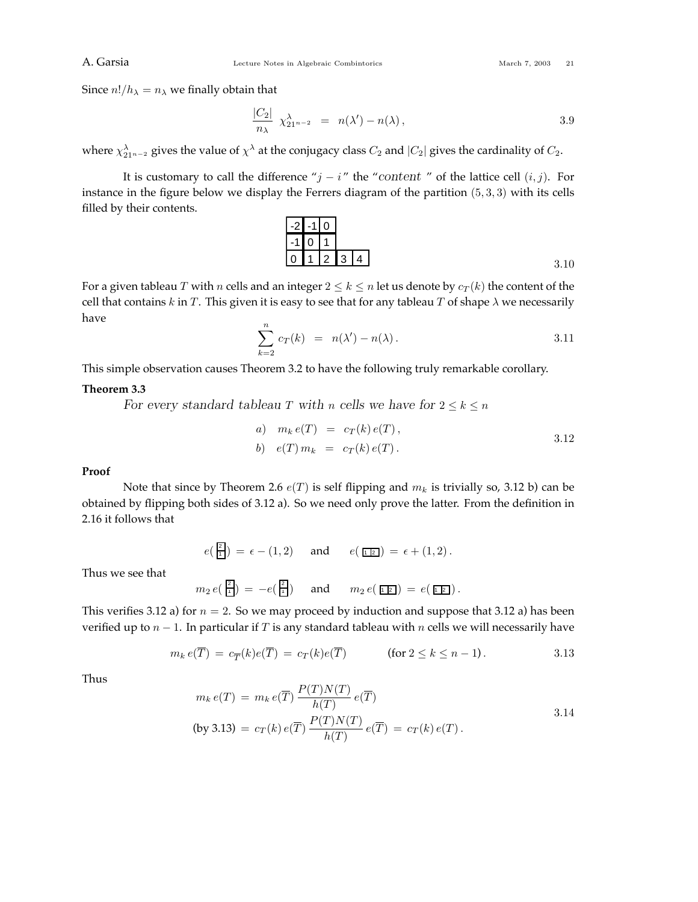Since $n!/h_\lambda = n_\lambda$ we finally obtain that

$$\frac{|C_2|}{n_\lambda}\ \chi^\lambda_{21^{n-2}} \;=\; n(\lambda') - n(\lambda)\,, \tag{3.9}$$

where $\chi^\lambda_{21^{n-2}}$ gives the value of $\chi^\lambda$ at the conjugacy class $C_2$ and $|C_2|$ gives the cardinality of $C_2$.

It is customary to call the difference "$j-i$" the "*content*" of the lattice cell $(i,j)$. For instance in the figure below we display the Ferrers diagram of the partition $(5,3,3)$ with its cells filled by their contents.

| | | | | |
|---|---|---|---|---|
| -2 | -1 | 0 | | |
| -1 | 0 | 1 | | |
| 0 | 1 | 2 | 3 | 4 |

3.10

For a given tableau $T$ with $n$ cells and an integer $2 \le k \le n$ let us denote by $c_T(k)$ the content of the cell that contains $k$ in $T$. This given it is easy to see that for any tableau $T$ of shape $\lambda$ we necessarily have

$$\sum_{k=2}^{n} c_T(k) \;=\; n(\lambda') - n(\lambda)\,. \tag{3.11}$$

This simple observation causes Theorem 3.2 to have the following truly remarkable corollary.

**Theorem 3.3**

*For every standard tableau $T$ with $n$ cells we have for $2 \le k \le n$*

$$\begin{aligned} a)\quad & m_k\, e(T) \;=\; c_T(k)\, e(T)\,, \\ b)\quad & e(T)\, m_k \;=\; c_T(k)\, e(T)\,. \end{aligned} \tag{3.12}$$

**Proof**

Note that since by Theorem 2.6 $e(T)$ is self flipping and $m_k$ is trivially so, 3.12 b) can be obtained by flipping both sides of 3.12 a). So we need only prove the latter. From the definition in 2.16 it follows that

$$e\left(\begin{smallmatrix}2\\1\end{smallmatrix}\right) \;=\; \epsilon - (1,2) \qquad \text{and} \qquad e\left(\begin{smallmatrix}1&2\end{smallmatrix}\right) \;=\; \epsilon + (1,2)\,.$$

Thus we see that

$$m_2\, e\left(\begin{smallmatrix}2\\1\end{smallmatrix}\right) \;=\; -e\left(\begin{smallmatrix}2\\1\end{smallmatrix}\right) \qquad \text{and} \qquad m_2\, e\left(\begin{smallmatrix}1&2\end{smallmatrix}\right) \;=\; e\left(\begin{smallmatrix}1&2\end{smallmatrix}\right).$$

This verifies 3.12 a) for $n=2$. So we may proceed by induction and suppose that 3.12 a) has been verified up to $n-1$. In particular if $T$ is any standard tableau with $n$ cells we will necessarily have

$$m_k\, e(\overline{T}) \;=\; c_{\overline{T}}(k) e(\overline{T}) \;=\; c_T(k) e(\overline{T}) \qquad\quad (\text{for } 2 \le k \le n-1)\,. \tag{3.13}$$

Thus

$$\begin{aligned} m_k\, e(T) \;&=\; m_k\, e(\overline{T})\, \frac{P(T)N(T)}{h(T)}\, e(\overline{T}) \\ \text{(by 3.13)} \;&=\; c_T(k)\, e(\overline{T})\, \frac{P(T)N(T)}{h(T)}\, e(\overline{T}) \;=\; c_T(k)\, e(T)\,. \end{aligned} \tag{3.14}$$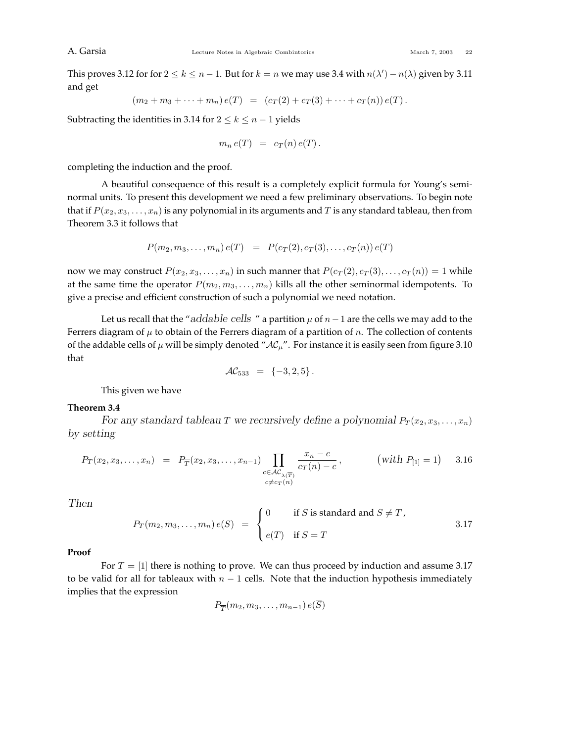This proves 3.12 for for $2 \leq k \leq n-1$. But for $k = n$ we may use 3.4 with $n(\lambda') - n(\lambda)$ given by 3.11 and get

$$(m_2 + m_3 + \cdots + m_n)\, e(T) \;\;=\;\; (c_T(2) + c_T(3) + \cdots + c_T(n))\, e(T)\,.$$

Subtracting the identities in 3.14 for $2 \leq k \leq n-1$ yields

$$m_n\, e(T) \;\;=\;\; c_T(n)\, e(T)\,.$$

completing the induction and the proof.

A beautiful consequence of this result is a completely explicit formula for Young's seminormal units. To present this development we need a few preliminary observations. To begin note that if $P(x_2, x_3, \ldots, x_n)$ is any polynomial in its arguments and $T$ is any standard tableau, then from Theorem 3.3 it follows that

$$P(m_2, m_3, \ldots, m_n)\, e(T) \;\;=\;\; P(c_T(2), c_T(3), \ldots, c_T(n))\, e(T)$$

now we may construct $P(x_2, x_3, \ldots, x_n)$ in such manner that $P(c_T(2), c_T(3), \ldots, c_T(n)) = 1$ while at the same time the operator $P(m_2, m_3, \ldots, m_n)$ kills all the other seminormal idempotents. To give a precise and efficient construction of such a polynomial we need notation.

Let us recall that the "*addable cells* " a partition $\mu$ of $n-1$ are the cells we may add to the Ferrers diagram of $\mu$ to obtain of the Ferrers diagram of a partition of $n$. The collection of contents of the addable cells of $\mu$ will be simply denoted "$\mathcal{AC}_\mu$". For instance it is easily seen from figure 3.10 that

$$\mathcal{AC}_{533} \;\;=\;\; \{-3, 2, 5\}\,.$$

This given we have

**Theorem 3.4**

*For any standard tableau $T$ we recursively define a polynomial $P_T(x_2, x_3, \ldots, x_n)$ by setting*

$$P_T(x_2, x_3, \ldots, x_n) \;\;=\;\; P_{\overline{T}}(x_2, x_3, \ldots, x_{n-1}) \prod_{\substack{c \in \mathcal{AC}_{\lambda(\overline{T})} \\ c \neq c_T(n)}} \frac{x_n - c}{c_T(n) - c}\,, \qquad (\text{with } P_{[1]} = 1) \qquad 3.16$$

*Then*

$$P_T(m_2, m_3, \ldots, m_n)\, e(S) \;\;=\;\; \begin{cases} 0 & \text{if } S \text{ is standard and } S \neq T\,, \\[2mm] e(T) & \text{if } S = T \end{cases} \qquad 3.17$$

**Proof**

For $T = [1]$ there is nothing to prove. We can thus proceed by induction and assume 3.17 to be valid for all for tableaux with $n-1$ cells. Note that the induction hypothesis immediately implies that the expression

$$P_{\overline{T}}(m_2, m_3, \ldots, m_{n-1})\, e(\overline{S})$$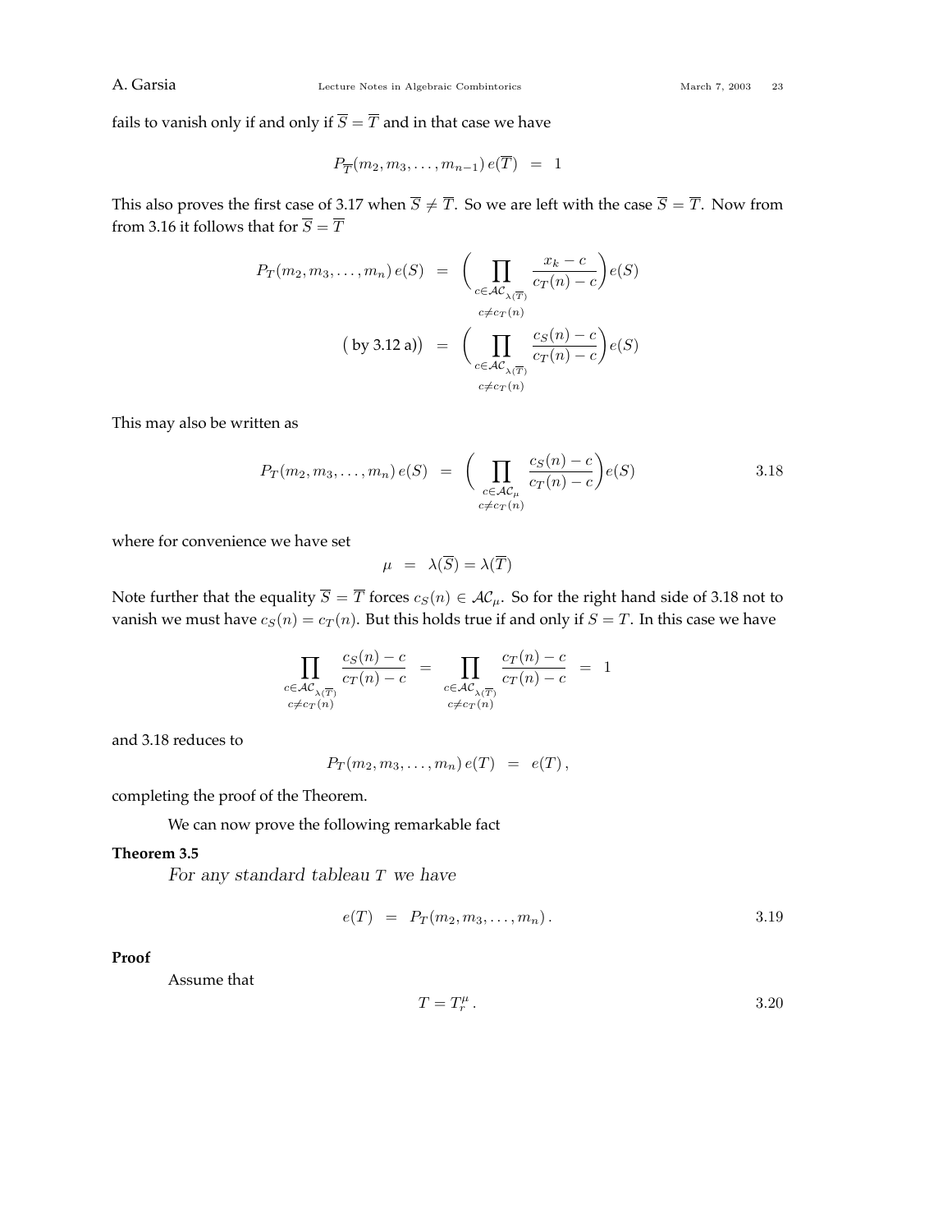fails to vanish only if and only if $\overline{S} = \overline{T}$ and in that case we have

$$P_{\overline{T}}(m_2, m_3, \ldots, m_{n-1})\, e(\overline{T}) \;\; = \;\; 1$$

This also proves the first case of 3.17 when $\overline{S} \neq \overline{T}$. So we are left with the case $\overline{S} = \overline{T}$. Now from from 3.16 it follows that for $\overline{S} = \overline{T}$

$$\begin{aligned} P_T(m_2, m_3, \ldots, m_n)\, e(S) \;\; &= \;\; \Big( \prod_{\substack{c \in \mathcal{AC}_{\lambda(\overline{T})} \\ c \neq c_T(n)}} \frac{x_k - c}{c_T(n) - c} \Big) e(S) \\ \big(\text{ by 3.12 a)}\big) \;\; &= \;\; \Big( \prod_{\substack{c \in \mathcal{AC}_{\lambda(\overline{T})} \\ c \neq c_T(n)}} \frac{c_S(n) - c}{c_T(n) - c} \Big) e(S) \end{aligned}$$

This may also be written as

$$P_T(m_2, m_3, \ldots, m_n)\, e(S) \;\; = \;\; \Big( \prod_{\substack{c \in \mathcal{AC}_{\mu} \\ c \neq c_T(n)}} \frac{c_S(n) - c}{c_T(n) - c} \Big) e(S) \qquad 3.18$$

where for convenience we have set

$$\mu \;\; = \;\; \lambda(\overline{S}) = \lambda(\overline{T})$$

Note further that the equality $\overline{S} = \overline{T}$ forces $c_S(n) \in \mathcal{AC}_\mu$. So for the right hand side of 3.18 not to vanish we must have $c_S(n) = c_T(n)$. But this holds true if and only if $S = T$. In this case we have

$$\prod_{\substack{c \in \mathcal{AC}_{\lambda(\overline{T})} \\ c \neq c_T(n)}} \frac{c_S(n) - c}{c_T(n) - c} \;\; = \;\; \prod_{\substack{c \in \mathcal{AC}_{\lambda(\overline{T})} \\ c \neq c_T(n)}} \frac{c_T(n) - c}{c_T(n) - c} \;\; = \;\; 1$$

and 3.18 reduces to

$$P_T(m_2, m_3, \ldots, m_n)\, e(T) \;\; = \;\; e(T)\,,$$

completing the proof of the Theorem.

We can now prove the following remarkable fact

**Theorem 3.5**

*For any standard tableau $T$ we have*

$$e(T) \;\; = \;\; P_T(m_2, m_3, \ldots, m_n)\,. \qquad 3.19$$

**Proof**

Assume that

$$T = T^\mu_r\,. \qquad 3.20$$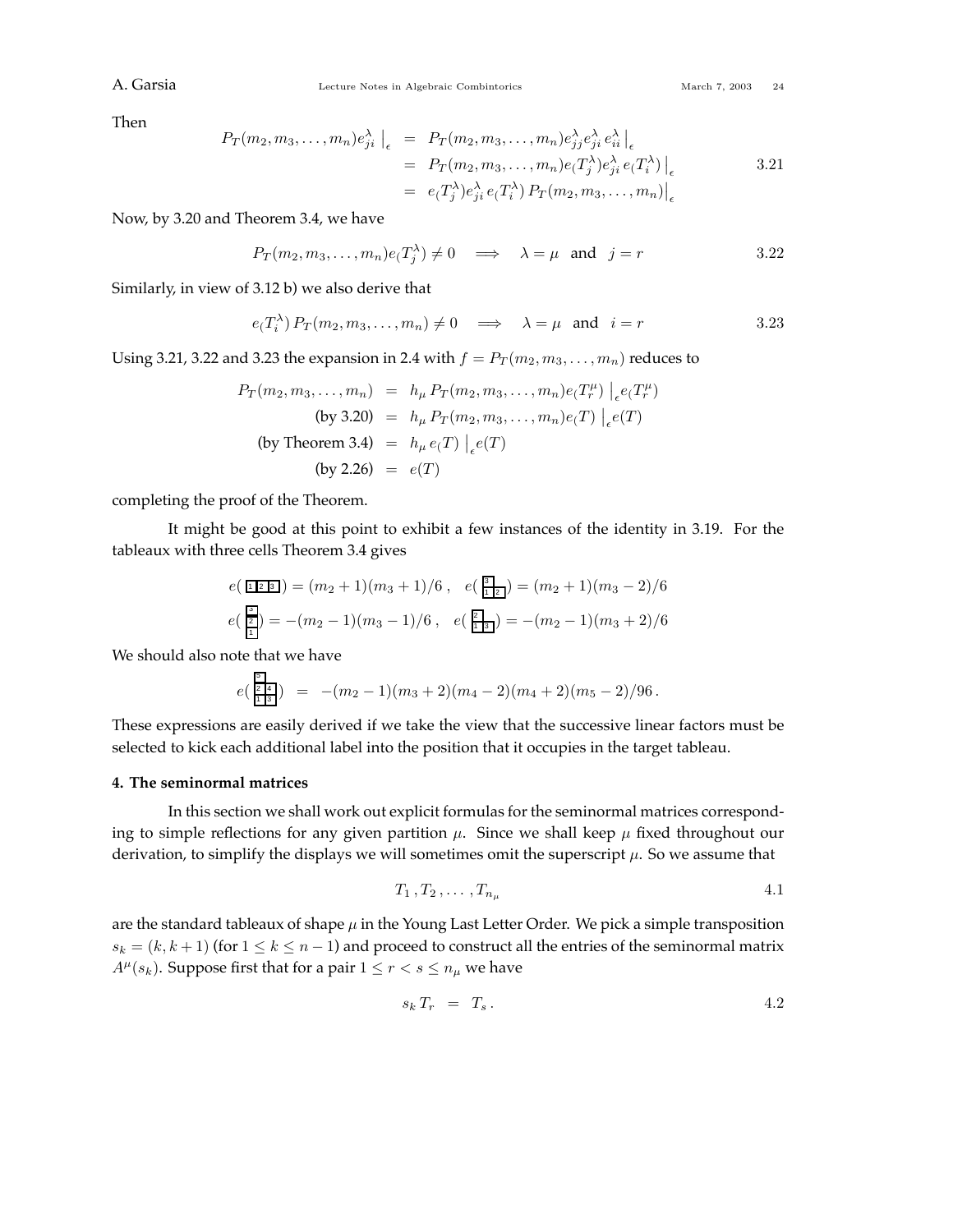Then

$$
\begin{aligned}
P_T(m_2,m_3,\ldots,m_n)e^\lambda_{ji}\,\big|_\epsilon &= P_T(m_2,m_3,\ldots,m_n)e^\lambda_{jj}e^\lambda_{ji}\,e^\lambda_{ii}\,\big|_\epsilon \\
&= P_T(m_2,m_3,\ldots,m_n)e(T^\lambda_j)e^\lambda_{ji}\,e(T^\lambda_i)\,\big|_\epsilon \\
&= e(T^\lambda_j)e^\lambda_{ji}\,e(T^\lambda_i)\,P_T(m_2,m_3,\ldots,m_n)\big|_\epsilon
\end{aligned}
\qquad 3.21
$$

Now, by 3.20 and Theorem 3.4, we have

$$
P_T(m_2,m_3,\ldots,m_n)e(T^\lambda_j)\neq 0 \quad\Longrightarrow\quad \lambda=\mu \ \text{ and } \ j=r \qquad 3.22
$$

Similarly, in view of 3.12 b) we also derive that

$$
e(T^\lambda_i)\,P_T(m_2,m_3,\ldots,m_n)\neq 0 \quad\Longrightarrow\quad \lambda=\mu \ \text{ and } \ i=r \qquad 3.23
$$

Using 3.21, 3.22 and 3.23 the expansion in 2.4 with $f=P_T(m_2,m_3,\ldots,m_n)$ reduces to

$$
\begin{aligned}
P_T(m_2,m_3,\ldots,m_n) &= h_\mu\,P_T(m_2,m_3,\ldots,m_n)e(T^\mu_r)\,\big|_\epsilon e(T^\mu_r) \\
\text{(by 3.20)} &= h_\mu\,P_T(m_2,m_3,\ldots,m_n)e(T)\,\big|_\epsilon e(T) \\
\text{(by Theorem 3.4)} &= h_\mu\,e(T)\,\big|_\epsilon e(T) \\
\text{(by 2.26)} &= e(T)
\end{aligned}
$$

completing the proof of the Theorem.

It might be good at this point to exhibit a few instances of the identity in 3.19. For the tableaux with three cells Theorem 3.4 gives

$$
e(\,\begin{smallmatrix}1&2&3\end{smallmatrix}\,)=(m_2+1)(m_3+1)/6\,,\quad e\Big(\begin{smallmatrix}3&\\1&2\end{smallmatrix}\Big)=(m_2+1)(m_3-2)/6
$$

$$
e\Big(\begin{smallmatrix}3\\2\\1\end{smallmatrix}\Big)=-(m_2-1)(m_3-1)/6\,,\quad e\Big(\begin{smallmatrix}2&\\1&3\end{smallmatrix}\Big)=-(m_2-1)(m_3+2)/6
$$

We should also note that we have

$$
e\Big(\begin{smallmatrix}5&\\2&4\\1&3\end{smallmatrix}\Big)\;=\;-(m_2-1)(m_3+2)(m_4-2)(m_4+2)(m_5-2)/96\,.
$$

These expressions are easily derived if we take the view that the successive linear factors must be selected to kick each additional label into the position that it occupies in the target tableau.

#### 4. The seminormal matrices

In this section we shall work out explicit formulas for the seminormal matrices corresponding to simple reflections for any given partition $\mu$. Since we shall keep $\mu$ fixed throughout our derivation, to simplify the displays we will sometimes omit the superscript $\mu$. So we assume that

$$
T_1\,,T_2\,,\ldots\,,T_{n_\mu} \qquad 4.1
$$

are the standard tableaux of shape $\mu$ in the Young Last Letter Order. We pick a simple transposition $s_k=(k,k+1)$ (for $1\le k\le n-1$) and proceed to construct all the entries of the seminormal matrix $A^\mu(s_k)$. Suppose first that for a pair $1\le r<s\le n_\mu$ we have

$$
s_k\,T_r\;=\;T_s\,. \qquad 4.2
$$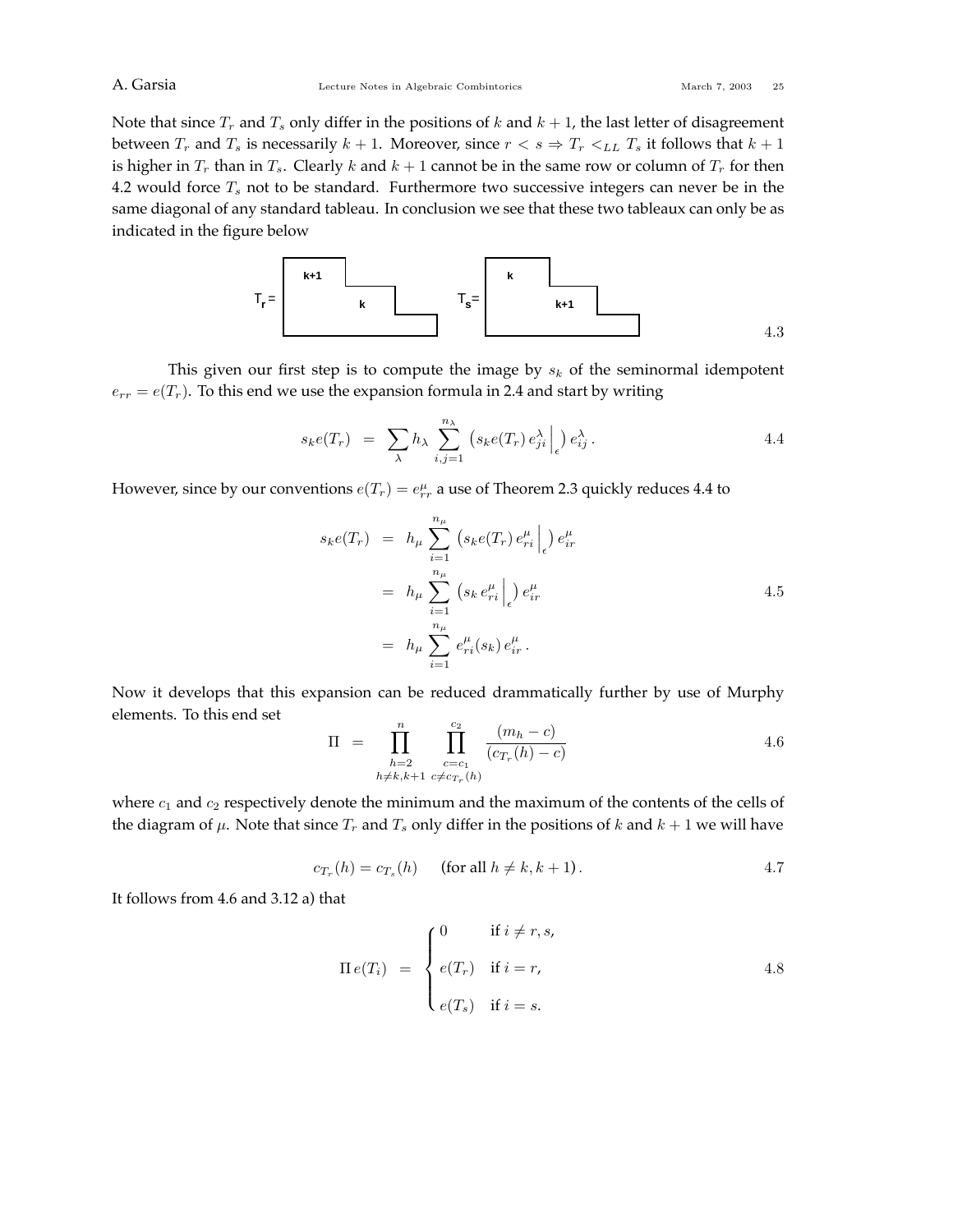Note that since $T_r$ and $T_s$ only differ in the positions of $k$ and $k+1$, the last letter of disagreement between $T_r$ and $T_s$ is necessarily $k+1$. Moreover, since $r < s \Rightarrow T_r <_{LL} T_s$ it follows that $k+1$ is higher in $T_r$ than in $T_s$. Clearly $k$ and $k+1$ cannot be in the same row or column of $T_r$ for then 4.2 would force $T_s$ not to be standard. Furthermore two successive integers can never be in the same diagonal of any standard tableau. In conclusion we see that these two tableaux can only be as indicated in the figure below

$$T_r = \quad \begin{array}{|l} k+1 \\ \qquad k \end{array} \qquad\qquad T_s = \quad \begin{array}{|l} k \\ \qquad k+1 \end{array} \qquad 4.3$$

This given our first step is to compute the image by $s_k$ of the seminormal idempotent $e_{rr} = e(T_r)$. To this end we use the expansion formula in 2.4 and start by writing

$$s_k e(T_r) \;=\; \sum_\lambda h_\lambda \sum_{i,j=1}^{n_\lambda} \left( s_k e(T_r)\, e^\lambda_{ji} \Big|_\epsilon \right) e^\lambda_{ij} \,. \qquad 4.4$$

However, since by our conventions $e(T_r) = e^\mu_{rr}$ a use of Theorem 2.3 quickly reduces 4.4 to

$$\begin{aligned} s_k e(T_r) \;&=\; h_\mu \sum_{i=1}^{n_\mu} \left( s_k e(T_r)\, e^\mu_{ri} \Big|_\epsilon \right) e^\mu_{ir} \\ &=\; h_\mu \sum_{i=1}^{n_\mu} \left( s_k\, e^\mu_{ri} \Big|_\epsilon \right) e^\mu_{ir} \\ &=\; h_\mu \sum_{i=1}^{n_\mu} e^\mu_{ri}(s_k)\, e^\mu_{ir} \,. \end{aligned} \qquad 4.5$$

Now it develops that this expansion can be reduced drammatically further by use of Murphy elements. To this end set

$$\Pi \;=\; \prod_{\substack{h=2 \\ h \neq k, k+1}}^{n} \; \prod_{\substack{c=c_1 \\ c \neq c_{T_r}(h)}}^{c_2} \frac{(m_h - c)}{(c_{T_r}(h) - c)} \qquad 4.6$$

where $c_1$ and $c_2$ respectively denote the minimum and the maximum of the contents of the cells of the diagram of $\mu$. Note that since $T_r$ and $T_s$ only differ in the positions of $k$ and $k+1$ we will have

$$c_{T_r}(h) = c_{T_s}(h) \qquad \text{(for all } h \neq k, k+1) \,. \qquad 4.7$$

It follows from 4.6 and 3.12 a) that

$$\Pi\, e(T_i) \;=\; \begin{cases} 0 & \text{if } i \neq r, s, \\[2mm] e(T_r) & \text{if } i = r, \\[2mm] e(T_s) & \text{if } i = s. \end{cases} \qquad 4.8$$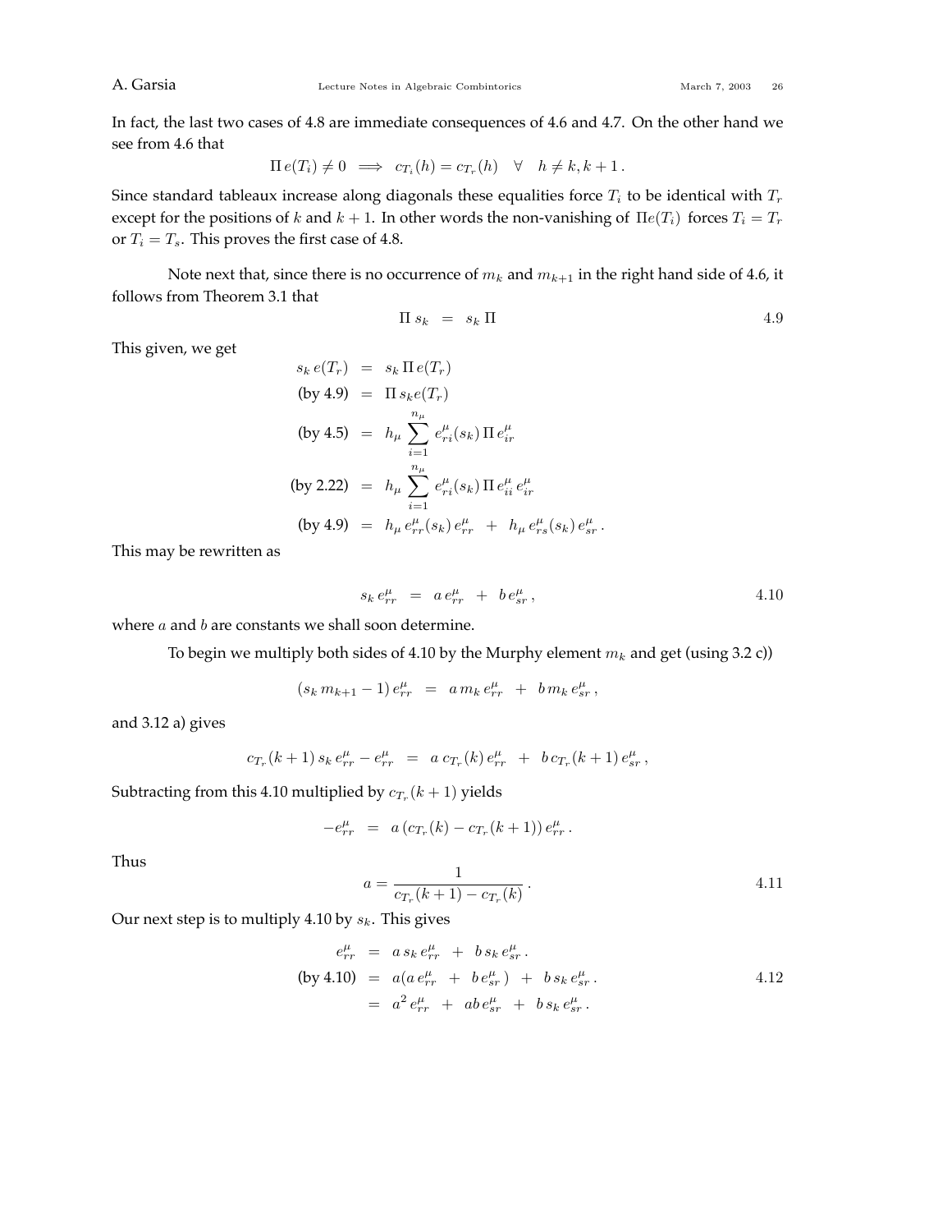In fact, the last two cases of 4.8 are immediate consequences of 4.6 and 4.7. On the other hand we see from 4.6 that

$$\Pi\, e(T_i) \neq 0 \implies c_{T_i}(h) = c_{T_r}(h) \quad \forall \quad h \neq k, k+1\,.$$

Since standard tableaux increase along diagonals these equalities force $T_i$ to be identical with $T_r$ except for the positions of $k$ and $k+1$. In other words the non-vanishing of $\Pi e(T_i)$ forces $T_i = T_r$ or $T_i = T_s$. This proves the first case of 4.8.

Note next that, since there is no occurrence of $m_k$ and $m_{k+1}$ in the right hand side of 4.6, it follows from Theorem 3.1 that

$$\Pi\, s_k \;=\; s_k\, \Pi \tag{4.9}$$

This given, we get

$$\begin{aligned}
s_k\, e(T_r) \;&=\; s_k\, \Pi\, e(T_r) \\
\text{(by 4.9)} \;&=\; \Pi\, s_k e(T_r) \\
\text{(by 4.5)} \;&=\; h_\mu \sum_{i=1}^{n_\mu} e^\mu_{ri}(s_k)\, \Pi\, e^\mu_{ir} \\
\text{(by 2.22)} \;&=\; h_\mu \sum_{i=1}^{n_\mu} e^\mu_{ri}(s_k)\, \Pi\, e^\mu_{ii}\, e^\mu_{ir} \\
\text{(by 4.9)} \;&=\; h_\mu\, e^\mu_{rr}(s_k)\, e^\mu_{rr} \;+\; h_\mu\, e^\mu_{rs}(s_k)\, e^\mu_{sr}\,.
\end{aligned}$$

This may be rewritten as

$$s_k\, e^\mu_{rr} \;=\; a\, e^\mu_{rr} \;+\; b\, e^\mu_{sr}\,, \tag{4.10}$$

where $a$ and $b$ are constants we shall soon determine.

To begin we multiply both sides of 4.10 by the Murphy element $m_k$ and get (using 3.2 c))

$$(s_k\, m_{k+1} - 1)\, e^\mu_{rr} \;=\; a\, m_k\, e^\mu_{rr} \;+\; b\, m_k\, e^\mu_{sr}\,,$$

and 3.12 a) gives

$$c_{T_r}(k+1)\, s_k\, e^\mu_{rr} - e^\mu_{rr} \;=\; a\; c_{T_r}(k)\, e^\mu_{rr} \;+\; b\, c_{T_r}(k+1)\, e^\mu_{sr}\,,$$

Subtracting from this 4.10 multiplied by $c_{T_r}(k+1)$ yields

$$-e^\mu_{rr} \;=\; a\, (c_{T_r}(k) - c_{T_r}(k+1))\, e^\mu_{rr}\,.$$

Thus

$$a = \frac{1}{c_{T_r}(k+1) - c_{T_r}(k)}\,. \tag{4.11}$$

Our next step is to multiply 4.10 by $s_k$. This gives

$$\begin{aligned}
e^\mu_{rr} \;&=\; a\, s_k\, e^\mu_{rr} \;+\; b\, s_k\, e^\mu_{sr}\,. \\
\text{(by 4.10)} \;&=\; a(a\, e^\mu_{rr} \;+\; b\, e^\mu_{sr}\,) \;+\; b\, s_k\, e^\mu_{sr}\,. \\
&=\; a^2\, e^\mu_{rr} \;+\; ab\, e^\mu_{sr} \;+\; b\, s_k\, e^\mu_{sr}\,.
\end{aligned} \tag{4.12}$$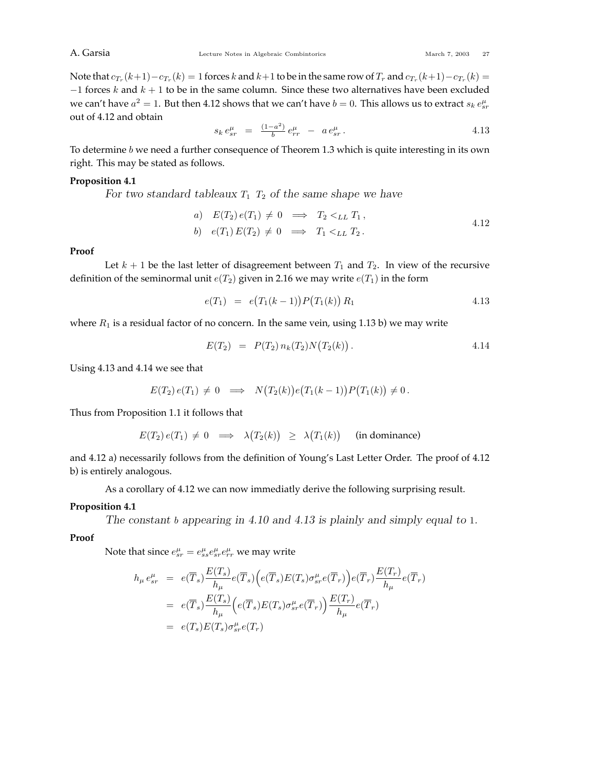Note that $c_{T_r}(k+1)-c_{T_r}(k)=1$ forces $k$ and $k+1$ to be in the same row of $T_r$ and $c_{T_r}(k+1)-c_{T_r}(k)=-1$ forces $k$ and $k+1$ to be in the same column. Since these two alternatives have been excluded we can't have $a^2=1$. But then 4.12 shows that we can't have $b=0$. This allows us to extract $s_k\, e^{\mu}_{sr}$ out of 4.12 and obtain

$$s_k\, e^{\mu}_{sr} \;=\; \tfrac{(1-a^2)}{b}\, e^{\mu}_{rr} \;-\; a\, e^{\mu}_{sr}\,. \qquad 4.13$$

To determine $b$ we need a further consequence of Theorem 1.3 which is quite interesting in its own right. This may be stated as follows.

**Proposition 4.1**

*For two standard tableaux $T_1$ $T_2$ of the same shape we have*

$$\begin{aligned} &a)\quad E(T_2)\, e(T_1) \neq 0 \quad\Longrightarrow\quad T_2 <_{LL} T_1\,,\\ &b)\quad e(T_1)\, E(T_2) \neq 0 \quad\Longrightarrow\quad T_1 <_{LL} T_2\,. \end{aligned} \qquad 4.12$$

**Proof**

Let $k+1$ be the last letter of disagreement between $T_1$ and $T_2$. In view of the recursive definition of the seminormal unit $e(T_2)$ given in 2.16 we may write $e(T_1)$ in the form

$$e(T_1) \;=\; e\big(T_1(k-1)\big)P\big(T_1(k)\big)\, R_1 \qquad 4.13$$

where $R_1$ is a residual factor of no concern. In the same vein, using 1.13 b) we may write

$$E(T_2) \;=\; P(T_2)\, n_k(T_2)N\big(T_2(k)\big)\,. \qquad 4.14$$

Using 4.13 and 4.14 we see that

$$E(T_2)\, e(T_1) \neq 0 \quad\Longrightarrow\quad N\big(T_2(k)\big)e\big(T_1(k-1)\big)P\big(T_1(k)\big) \neq 0\,.$$

Thus from Proposition 1.1 it follows that

$$E(T_2)\, e(T_1) \neq 0 \quad\Longrightarrow\quad \lambda\big(T_2(k)\big) \;\geq\; \lambda\big(T_1(k)\big) \qquad \text{(in dominance)}$$

and 4.12 a) necessarily follows from the definition of Young's Last Letter Order. The proof of 4.12 b) is entirely analogous.

As a corollary of 4.12 we can now immediatly derive the following surprising result.

**Proposition 4.1**

*The constant $b$ appearing in 4.10 and 4.13 is plainly and simply equal to 1.*

**Proof**

Note that since $e^{\mu}_{sr} = e^{\mu}_{ss}e^{\mu}_{sr}e^{\mu}_{rr}$ we may write

$$\begin{aligned} h_\mu\, e^{\mu}_{sr} &= e(\overline{T}_s)\frac{E(T_s)}{h_\mu}e(\overline{T}_s)\Big(e(\overline{T}_s)E(T_s)\sigma^{\mu}_{sr}e(\overline{T}_r)\Big)e(\overline{T}_r)\frac{E(T_r)}{h_\mu}e(\overline{T}_r)\\ &= e(\overline{T}_s)\frac{E(T_s)}{h_\mu}\Big(e(\overline{T}_s)E(T_s)\sigma^{\mu}_{sr}e(\overline{T}_r)\Big)\frac{E(T_r)}{h_\mu}e(\overline{T}_r)\\ &= e(T_s)E(T_s)\sigma^{\mu}_{sr}e(T_r) \end{aligned}$$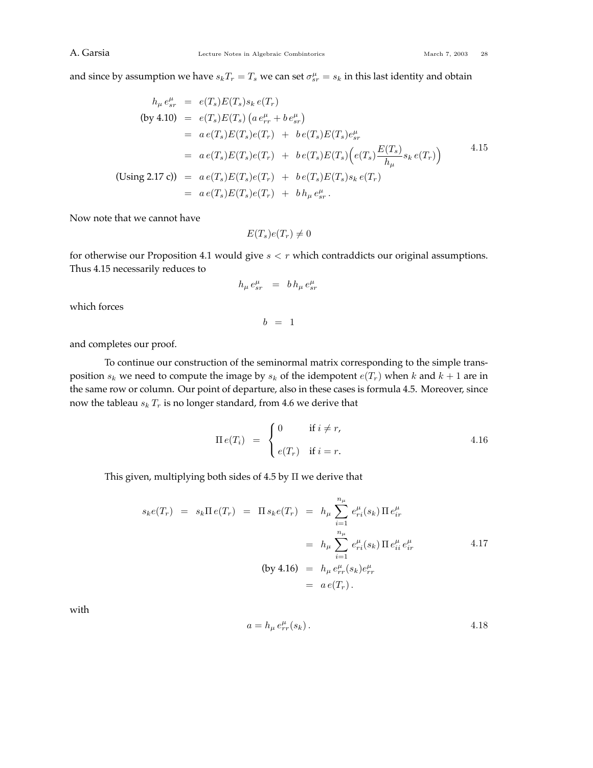and since by assumption we have $s_k T_r = T_s$ we can set $\sigma^\mu_{sr} = s_k$ in this last identity and obtain

$$
\begin{aligned}
h_\mu \, e^\mu_{sr} &= e(T_s)E(T_s)s_k \, e(T_r) \\
\text{(by 4.10)} \quad &= e(T_s)E(T_s)\left(a\, e^\mu_{rr} + b\, e^\mu_{sr}\right) \\
&= a\, e(T_s)E(T_s)e(T_r) \; + \; b\, e(T_s)E(T_s)e^\mu_{sr} \\
&= a\, e(T_s)E(T_s)e(T_r) \; + \; b\, e(T_s)E(T_s)\Big(e(T_s)\frac{E(T_s)}{h_\mu}s_k \, e(T_r)\Big) \\
\text{(Using 2.17 c))} \quad &= a\, e(T_s)E(T_s)e(T_r) \; + \; b\, e(T_s)E(T_s)s_k \, e(T_r) \\
&= a\, e(T_s)E(T_s)e(T_r) \; + \; b\, h_\mu \, e^\mu_{sr} \,.
\end{aligned}
\tag{4.15}
$$

Now note that we cannot have

$$
E(T_s)e(T_r) \neq 0
$$

for otherwise our Proposition 4.1 would give $s < r$ which contraddicts our original assumptions. Thus 4.15 necessarily reduces to

$$
h_\mu \, e^\mu_{sr} \;\; = \;\; b \, h_\mu \, e^\mu_{sr}
$$

which forces

$$
b \;\; = \;\; 1
$$

and completes our proof.

To continue our construction of the seminormal matrix corresponding to the simple transposition $s_k$ we need to compute the image by $s_k$ of the idempotent $e(T_r)$ when $k$ and $k+1$ are in the same row or column. Our point of departure, also in these cases is formula 4.5. Moreover, since now the tableau $s_k \, T_r$ is no longer standard, from 4.6 we derive that

$$
\Pi \, e(T_i) \;\; = \;\; \begin{cases} 0 & \text{if } i \neq r, \\ e(T_r) & \text{if } i = r. \end{cases}
\tag{4.16}
$$

This given, multiplying both sides of 4.5 by $\Pi$ we derive that

$$
\begin{aligned}
s_k e(T_r) \;\; = \;\; s_k \Pi \, e(T_r) \;\; = \;\; \Pi \, s_k e(T_r) \;\; &= \;\; h_\mu \sum_{i=1}^{n_\mu} e^\mu_{ri}(s_k) \, \Pi \, e^\mu_{ir} \\
&= \;\; h_\mu \sum_{i=1}^{n_\mu} e^\mu_{ri}(s_k) \, \Pi \, e^\mu_{ii} \, e^\mu_{ir} \\
\text{(by 4.16)} \quad &= \;\; h_\mu \, e^\mu_{rr}(s_k) e^\mu_{rr} \\
&= \;\; a \, e(T_r) \,.
\end{aligned}
\tag{4.17}
$$

with

$$
a = h_\mu \, e^\mu_{rr}(s_k) \,.
\tag{4.18}
$$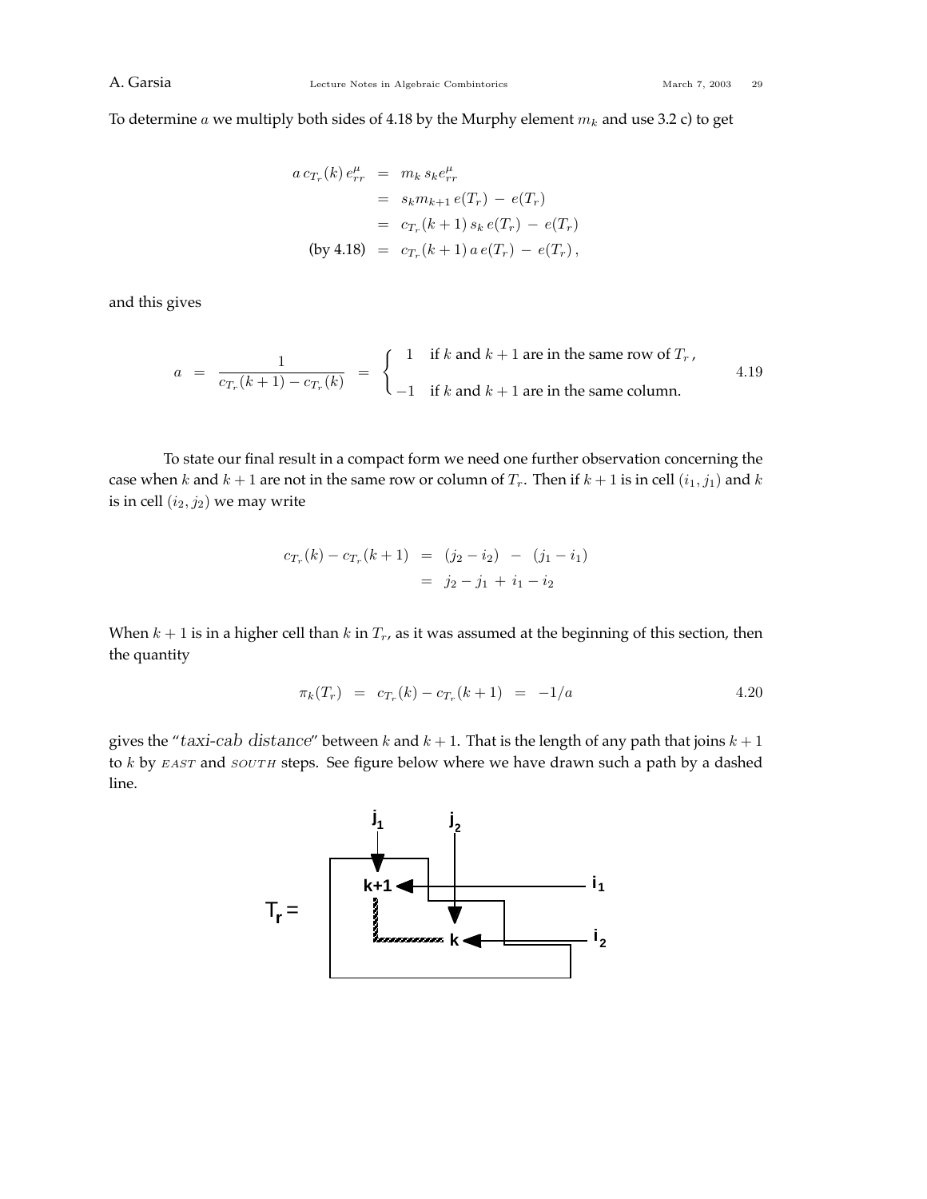To determine $a$ we multiply both sides of 4.18 by the Murphy element $m_k$ and use 3.2 c) to get

$$
\begin{aligned}
a\, c_{T_r}(k)\, e^{\mu}_{rr} &= m_k\, s_k e^{\mu}_{rr} \\
&= s_k m_{k+1}\, e(T_r) \,-\, e(T_r) \\
&= c_{T_r}(k+1)\, s_k\, e(T_r) \,-\, e(T_r) \\
\text{(by 4.18)} \quad &= c_{T_r}(k+1)\, a\, e(T_r) \,-\, e(T_r)\,,
\end{aligned}
$$

and this gives

$$
a \;=\; \frac{1}{c_{T_r}(k+1) - c_{T_r}(k)} \;=\; \begin{cases} 1 & \text{if } k \text{ and } k+1 \text{ are in the same row of } T_r\,, \\ -1 & \text{if } k \text{ and } k+1 \text{ are in the same column.} \end{cases} \qquad 4.19
$$

To state our final result in a compact form we need one further observation concerning the case when $k$ and $k+1$ are not in the same row or column of $T_r$. Then if $k+1$ is in cell $(i_1, j_1)$ and $k$ is in cell $(i_2, j_2)$ we may write

$$
\begin{aligned}
c_{T_r}(k) - c_{T_r}(k+1) &= (j_2 - i_2) \;-\; (j_1 - i_1) \\
&= j_2 - j_1 \,+\, i_1 - i_2
\end{aligned}
$$

When $k+1$ is in a higher cell than $k$ in $T_r$, as it was assumed at the beginning of this section, then the quantity

$$
\pi_k(T_r) \;=\; c_{T_r}(k) - c_{T_r}(k+1) \;=\; -1/a \qquad 4.20
$$

gives the "*taxi-cab distance*" between $k$ and $k+1$. That is the length of any path that joins $k+1$ to $k$ by EAST and SOUTH steps. See figure below where we have drawn such a path by a dashed line.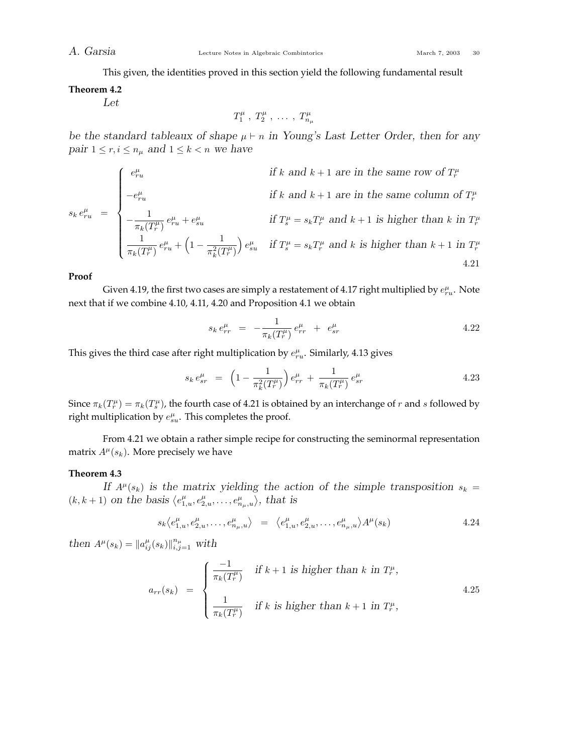This given, the identities proved in this section yield the following fundamental result

**Theorem 4.2**

*Let*

$$T_1^\mu \,,\; T_2^\mu \,,\; \ldots \,,\; T_{n_\mu}^\mu$$

*be the standard tableaux of shape* $\mu \vdash n$ *in Young's Last Letter Order, then for any pair* $1 \leq r, i \leq n_\mu$ *and* $1 \leq k < n$ *we have*

$$s_k\, e_{ru}^\mu \;=\; \begin{cases} e_{ru}^\mu & \text{if } k \text{ and } k+1 \text{ are in the same row of } T_r^\mu \\ -e_{ru}^\mu & \text{if } k \text{ and } k+1 \text{ are in the same column of } T_r^\mu \\ -\dfrac{1}{\pi_k(T_r^\mu)}\, e_{ru}^\mu + e_{su}^\mu & \text{if } T_s^\mu = s_k T_r^\mu \text{ and } k+1 \text{ is higher than } k \text{ in } T_r^\mu \\ \dfrac{1}{\pi_k(T_r^\mu)}\, e_{ru}^\mu + \Big(1 - \dfrac{1}{\pi_k^2(T_r^\mu)}\Big)\, e_{su}^\mu & \text{if } T_s^\mu = s_k T_r^\mu \text{ and } k \text{ is higher than } k+1 \text{ in } T_r^\mu \end{cases} \tag{4.21}$$

**Proof**

Given 4.19, the first two cases are simply a restatement of 4.17 right multiplied by $e_{ru}^\mu$. Note next that if we combine 4.10, 4.11, 4.20 and Proposition 4.1 we obtain

$$s_k\, e_{rr}^\mu \;=\; -\frac{1}{\pi_k(T_r^\mu)}\, e_{rr}^\mu \;+\; e_{sr}^\mu \tag{4.22}$$

This gives the third case after right multiplication by $e_{ru}^\mu$. Similarly, 4.13 gives

$$s_k\, e_{sr}^\mu \;=\; \Big(1 - \frac{1}{\pi_k^2(T_r^\mu)}\Big)\, e_{rr}^\mu \;+\; \frac{1}{\pi_k(T_r^\mu)}\, e_{sr}^\mu \tag{4.23}$$

Since $\pi_k(T_r^\mu) = \pi_k(T_s^\mu)$, the fourth case of 4.21 is obtained by an interchange of $r$ and $s$ followed by right multiplication by $e_{su}^\mu$. This completes the proof.

From 4.21 we obtain a rather simple recipe for constructing the seminormal representation matrix $A^\mu(s_k)$. More precisely we have

**Theorem 4.3**

*If* $A^\mu(s_k)$ *is the matrix yielding the action of the simple transposition* $s_k = (k, k+1)$ *on the basis* $\langle e_{1,u}^\mu, e_{2,u}^\mu, \ldots, e_{n_\mu,u}^\mu \rangle$*, that is*

$$s_k \langle e_{1,u}^\mu, e_{2,u}^\mu, \ldots, e_{n_\mu,u}^\mu \rangle \;=\; \langle e_{1,u}^\mu, e_{2,u}^\mu, \ldots, e_{n_\mu,u}^\mu \rangle A^\mu(s_k) \tag{4.24}$$

*then* $A^\mu(s_k) = \| a_{ij}^\mu(s_k) \|_{i,j=1}^{n_\mu}$ *with*

$$a_{rr}(s_k) \;=\; \begin{cases} \dfrac{-1}{\pi_k(T_r^\mu)} & \text{if } k+1 \text{ is higher than } k \text{ in } T_r^\mu, \\ \dfrac{1}{\pi_k(T_r^\mu)} & \text{if } k \text{ is higher than } k+1 \text{ in } T_r^\mu, \end{cases} \tag{4.25}$$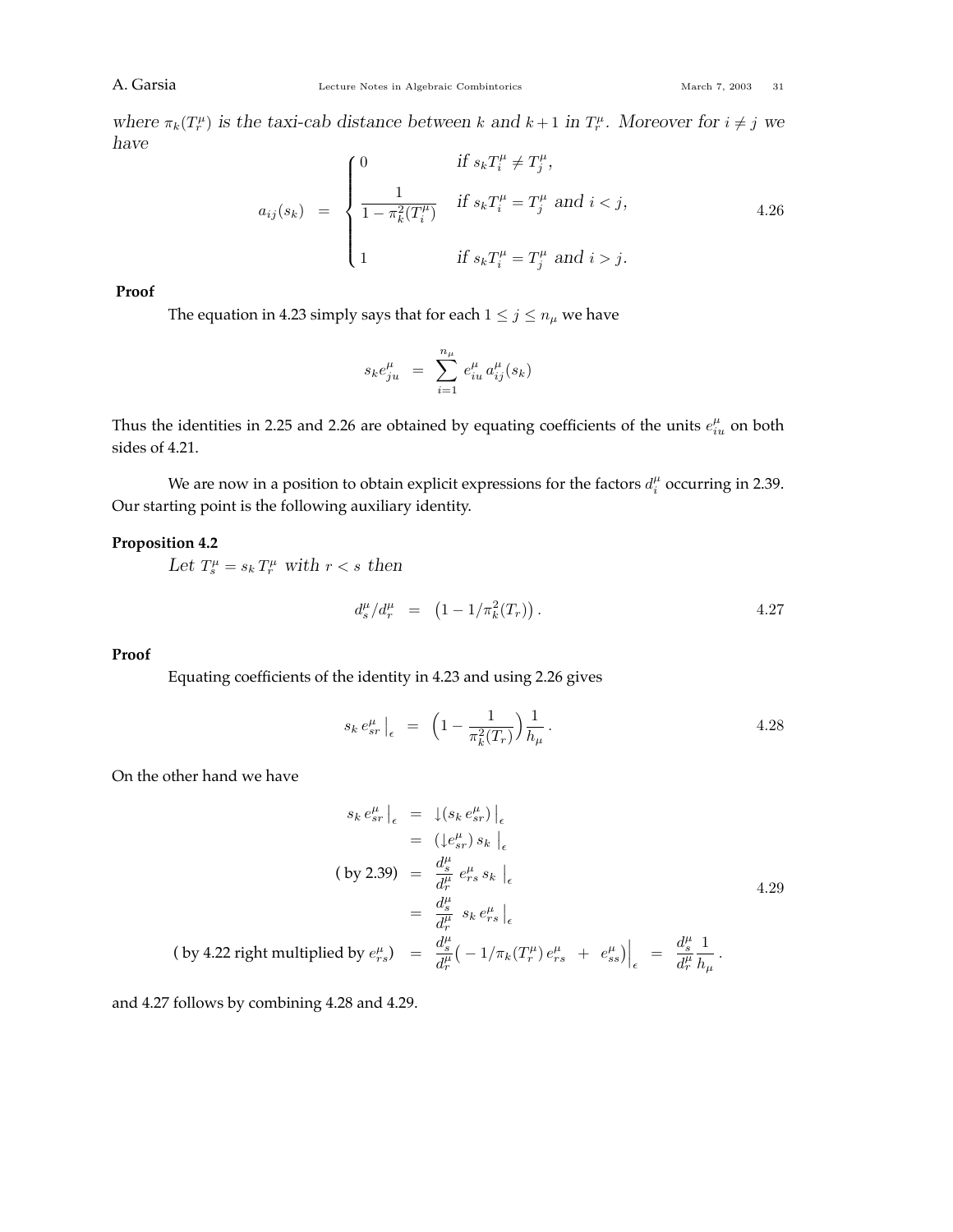*where $\pi_k(T_r^\mu)$ is the taxi-cab distance between $k$ and $k+1$ in $T_r^\mu$. Moreover for $i \neq j$ we have*

$$
a_{ij}(s_k) \;=\; \begin{cases} 0 & \text{if } s_k T_i^\mu \neq T_j^\mu, \\[2ex] \dfrac{1}{1-\pi_k^2(T_i^\mu)} & \text{if } s_k T_i^\mu = T_j^\mu \text{ and } i<j, \\[2ex] 1 & \text{if } s_k T_i^\mu = T_j^\mu \text{ and } i>j. \end{cases} \tag{4.26}
$$

**Proof**

The equation in 4.23 simply says that for each $1 \leq j \leq n_\mu$ we have

$$
s_k e_{ju}^\mu \;=\; \sum_{i=1}^{n_\mu} e_{iu}^\mu \, a_{ij}^\mu(s_k)
$$

Thus the identities in 2.25 and 2.26 are obtained by equating coefficients of the units $e_{iu}^\mu$ on both sides of 4.21.

We are now in a position to obtain explicit expressions for the factors $d_i^\mu$ occurring in 2.39. Our starting point is the following auxiliary identity.

**Proposition 4.2**

*Let $T_s^\mu = s_k T_r^\mu$ with $r<s$ then*

$$
d_s^\mu / d_r^\mu \;=\; \big(1 - 1/\pi_k^2(T_r)\big)\,. \tag{4.27}
$$

**Proof**

Equating coefficients of the identity in 4.23 and using 2.26 gives

$$
s_k \, e_{sr}^\mu \big|_\epsilon \;=\; \Big(1 - \frac{1}{\pi_k^2(T_r)}\Big)\frac{1}{h_\mu}\,. \tag{4.28}
$$

On the other hand we have

$$
\begin{aligned}
s_k \, e_{sr}^\mu \big|_\epsilon \;&=\; \downarrow\!(s_k \, e_{sr}^\mu)\big|_\epsilon \\
&=\; (\downarrow\! e_{sr}^\mu)\, s_k \;\big|_\epsilon \\
\text{( by 2.39)} \quad &=\; \frac{d_s^\mu}{d_r^\mu}\; e_{rs}^\mu \, s_k \;\big|_\epsilon \\
&=\; \frac{d_s^\mu}{d_r^\mu}\;\; s_k \, e_{rs}^\mu \big|_\epsilon \\
\text{( by 4.22 right multiplied by } e_{rs}^\mu) \quad &=\; \frac{d_s^\mu}{d_r^\mu}\big(-1/\pi_k(T_r^\mu)\, e_{rs}^\mu \;+\; e_{ss}^\mu\big)\Big|_\epsilon \;=\; \frac{d_s^\mu}{d_r^\mu}\frac{1}{h_\mu}\,.
\end{aligned} \tag{4.29}
$$

and 4.27 follows by combining 4.28 and 4.29.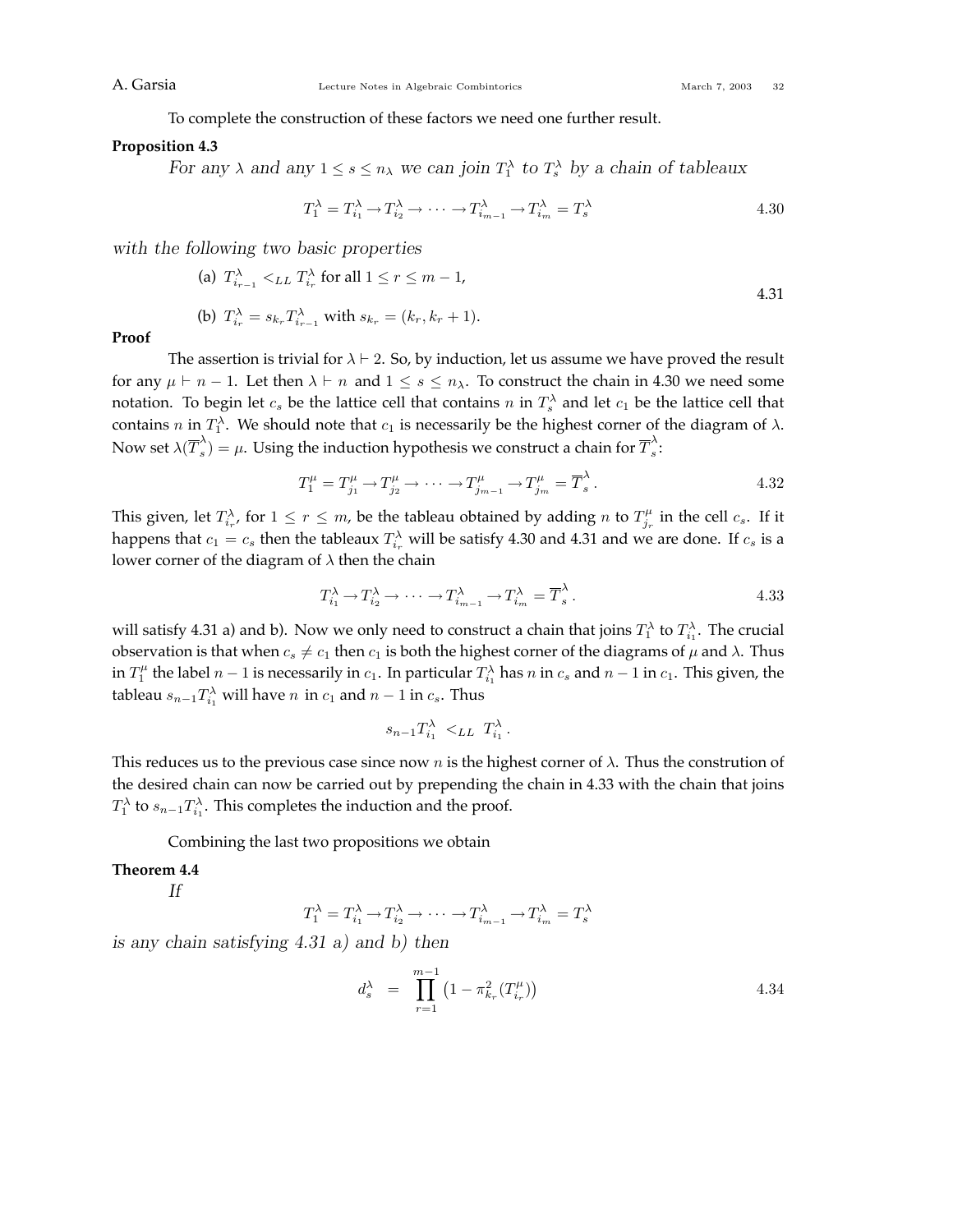To complete the construction of these factors we need one further result.

**Proposition 4.3**

*For any $\lambda$ and any $1 \leq s \leq n_\lambda$ we can join $T_1^\lambda$ to $T_s^\lambda$ by a chain of tableaux*

$$T_1^\lambda = T_{i_1}^\lambda \to T_{i_2}^\lambda \to \cdots \to T_{i_{m-1}}^\lambda \to T_{i_m}^\lambda = T_s^\lambda \tag{4.30}$$

*with the following two basic properties*

$$\begin{aligned} &\text{(a)}\ \ T_{i_{r-1}}^\lambda <_{LL} T_{i_r}^\lambda \text{ for all } 1 \leq r \leq m-1, \\ &\text{(b)}\ \ T_{i_r}^\lambda = s_{k_r} T_{i_{r-1}}^\lambda \text{ with } s_{k_r} = (k_r, k_r+1). \end{aligned} \tag{4.31}$$

**Proof**

The assertion is trivial for $\lambda \vdash 2$. So, by induction, let us assume we have proved the result for any $\mu \vdash n-1$. Let then $\lambda \vdash n$ and $1 \leq s \leq n_\lambda$. To construct the chain in 4.30 we need some notation. To begin let $c_s$ be the lattice cell that contains $n$ in $T_s^\lambda$ and let $c_1$ be the lattice cell that contains $n$ in $T_1^\lambda$. We should note that $c_1$ is necessarily be the highest corner of the diagram of $\lambda$. Now set $\lambda(\overline{T}_s^\lambda) = \mu$. Using the induction hypothesis we construct a chain for $\overline{T}_s^\lambda$:

$$T_1^\mu = T_{j_1}^\mu \to T_{j_2}^\mu \to \cdots \to T_{j_{m-1}}^\mu \to T_{j_m}^\mu = \overline{T}_s^\lambda. \tag{4.32}$$

This given, let $T_{i_r}^\lambda$, for $1 \leq r \leq m$, be the tableau obtained by adding $n$ to $T_{j_r}^\mu$ in the cell $c_s$. If it happens that $c_1 = c_s$ then the tableaux $T_{i_r}^\lambda$ will be satisfy 4.30 and 4.31 and we are done. If $c_s$ is a lower corner of the diagram of $\lambda$ then the chain

$$T_{i_1}^\lambda \to T_{i_2}^\lambda \to \cdots \to T_{i_{m-1}}^\lambda \to T_{i_m}^\lambda = \overline{T}_s^\lambda. \tag{4.33}$$

will satisfy 4.31 a) and b). Now we only need to construct a chain that joins $T_1^\lambda$ to $T_{i_1}^\lambda$. The crucial observation is that when $c_s \neq c_1$ then $c_1$ is both the highest corner of the diagrams of $\mu$ and $\lambda$. Thus in $T_1^\mu$ the label $n-1$ is necessarily in $c_1$. In particular $T_{i_1}^\lambda$ has $n$ in $c_s$ and $n-1$ in $c_1$. This given, the tableau $s_{n-1}T_{i_1}^\lambda$ will have $n$ in $c_1$ and $n-1$ in $c_s$. Thus

$$s_{n-1}T_{i_1}^\lambda <_{LL} T_{i_1}^\lambda.$$

This reduces us to the previous case since now $n$ is the highest corner of $\lambda$. Thus the constrution of the desired chain can now be carried out by prepending the chain in 4.33 with the chain that joins $T_1^\lambda$ to $s_{n-1}T_{i_1}^\lambda$. This completes the induction and the proof.

Combining the last two propositions we obtain

**Theorem 4.4**

*If*

$$T_1^\lambda = T_{i_1}^\lambda \to T_{i_2}^\lambda \to \cdots \to T_{i_{m-1}}^\lambda \to T_{i_m}^\lambda = T_s^\lambda$$

*is any chain satisfying 4.31 a) and b) then*

$$d_s^\lambda \;=\; \prod_{r=1}^{m-1} \left(1 - \pi_{k_r}^2(T_{i_r}^\mu)\right) \tag{4.34}$$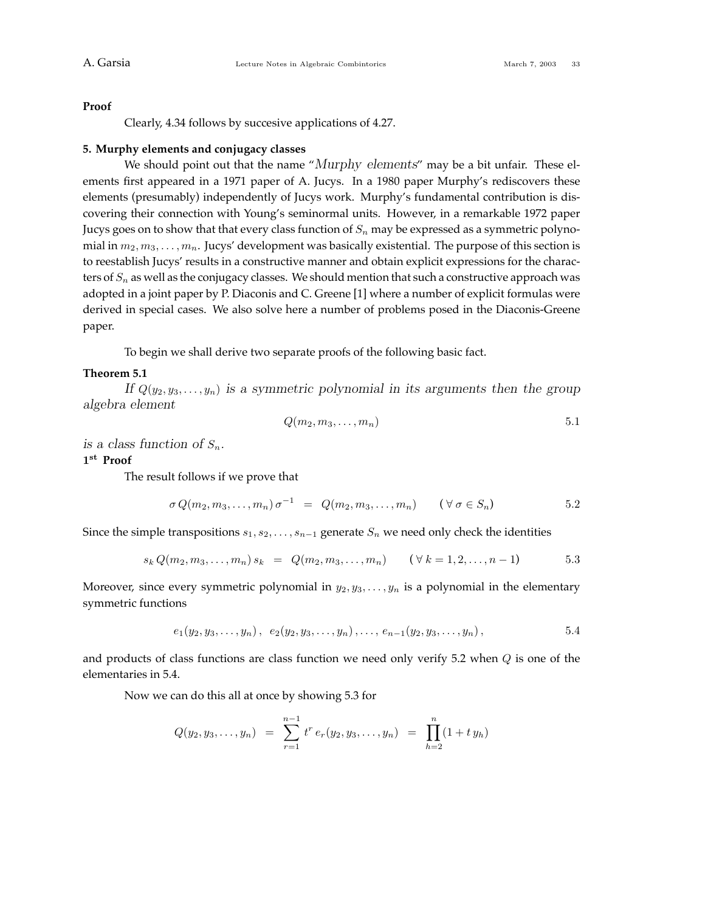**Proof**

Clearly, 4.34 follows by succesive applications of 4.27.

**5. Murphy elements and conjugacy classes**

We should point out that the name "*Murphy elements*" may be a bit unfair. These elements first appeared in a 1971 paper of A. Jucys. In a 1980 paper Murphy's rediscovers these elements (presumably) independently of Jucys work. Murphy's fundamental contribution is discovering their connection with Young's seminormal units. However, in a remarkable 1972 paper Jucys goes on to show that that every class function of $S_n$ may be expressed as a symmetric polynomial in $m_2, m_3, \ldots, m_n$. Jucys' development was basically existential. The purpose of this section is to reestablish Jucys' results in a constructive manner and obtain explicit expressions for the characters of $S_n$ as well as the conjugacy classes. We should mention that such a constructive approach was adopted in a joint paper by P. Diaconis and C. Greene [1] where a number of explicit formulas were derived in special cases. We also solve here a number of problems posed in the Diaconis-Greene paper.

To begin we shall derive two separate proofs of the following basic fact.

**Theorem 5.1**

*If $Q(y_2, y_3, \ldots, y_n)$ is a symmetric polynomial in its arguments then the group algebra element*

$$Q(m_2, m_3, \ldots, m_n) \tag{5.1}$$

*is a class function of $S_n$.*

**1st Proof**

The result follows if we prove that

$$\sigma\, Q(m_2, m_3, \ldots, m_n)\, \sigma^{-1} \;=\; Q(m_2, m_3, \ldots, m_n) \qquad (\forall\, \sigma \in S_n) \tag{5.2}$$

Since the simple transpositions $s_1, s_2, \ldots, s_{n-1}$ generate $S_n$ we need only check the identities

$$s_k\, Q(m_2, m_3, \ldots, m_n)\, s_k \;=\; Q(m_2, m_3, \ldots, m_n) \qquad (\forall\, k = 1, 2, \ldots, n-1) \tag{5.3}$$

Moreover, since every symmetric polynomial in $y_2, y_3, \ldots, y_n$ is a polynomial in the elementary symmetric functions

$$e_1(y_2, y_3, \ldots, y_n)\,,\;\; e_2(y_2, y_3, \ldots, y_n)\,, \ldots,\; e_{n-1}(y_2, y_3, \ldots, y_n)\,, \tag{5.4}$$

and products of class functions are class function we need only verify 5.2 when $Q$ is one of the elementaries in 5.4.

Now we can do this all at once by showing 5.3 for

$$Q(y_2, y_3, \ldots, y_n) \;=\; \sum_{r=1}^{n-1} t^r\, e_r(y_2, y_3, \ldots, y_n) \;=\; \prod_{h=2}^{n}(1 + t\, y_h)$$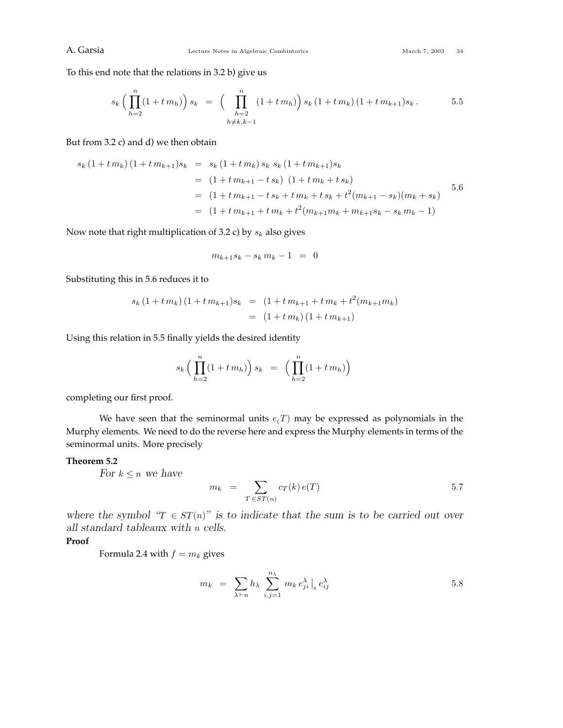To this end note that the relations in 3.2 b) give us

$$s_k \Big( \prod_{h=2}^{n} (1+t\,m_h) \Big)\, s_k \;=\; \Big( \prod_{\substack{h=2 \\ h\neq k,k-1}}^{n} (1+t\,m_h) \Big)\, s_k\,(1+t\,m_k)\,(1+t\,m_{k+1}) s_k\,. \tag{5.5}$$

But from 3.2 c) and d) we then obtain

$$\begin{aligned} s_k\,(1+t\,m_k)\,(1+t\,m_{k+1})s_k \;&=\; s_k\,(1+t\,m_k)\,s_k\;s_k\,(1+t\,m_{k+1})s_k \\ &=\; (1+t\,m_{k+1}-t\,s_k)\;(1+t\,m_k+t\,s_k) \\ &=\; (1+t\,m_{k+1}-t\,s_k+t\,m_k+t\,s_k+t^2(m_{k+1}-s_k)(m_k+s_k) \\ &=\; (1+t\,m_{k+1}+t\,m_k+t^2(m_{k+1}m_k+m_{k+1}s_k-s_k\,m_k-1) \end{aligned} \tag{5.6}$$

Now note that right multiplication of 3.2 c) by $s_k$ also gives

$$m_{k+1}s_k - s_k\,m_k - 1 \;=\; 0$$

Substituting this in 5.6 reduces it to

$$\begin{aligned} s_k\,(1+t\,m_k)\,(1+t\,m_{k+1})s_k \;&=\; (1+t\,m_{k+1}+t\,m_k+t^2(m_{k+1}m_k) \\ &=\; (1+t\,m_k)\,(1+t\,m_{k+1}) \end{aligned}$$

Using this relation in 5.5 finally yields the desired identity

$$s_k \Big( \prod_{h=2}^{n} (1+t\,m_h) \Big)\, s_k \;=\; \Big( \prod_{h=2}^{n} (1+t\,m_h) \Big)$$

completing our first proof.

We have seen that the seminormal units $e_(T)$ may be expressed as polynomials in the Murphy elements. We need to do the reverse here and express the Murphy elements in terms of the seminormal units. More precisely

**Theorem 5.2**

*For $k \leq n$ we have*

$$m_k \;=\; \sum_{T\in ST(n)} c_T(k)\,e(T) \tag{5.7}$$

*where the symbol "$T \in ST(n)$" is to indicate that the sum is to be carried out over all standard tableaux with $n$ cells.*

**Proof**

Formula 2.4 with $f = m_k$ gives

$$m_k \;=\; \sum_{\lambda\vdash n} h_\lambda \sum_{i,j=1}^{n_\lambda} m_k\,e^\lambda_{ji}\,\big|_\epsilon\,e^\lambda_{ij} \tag{5.8}$$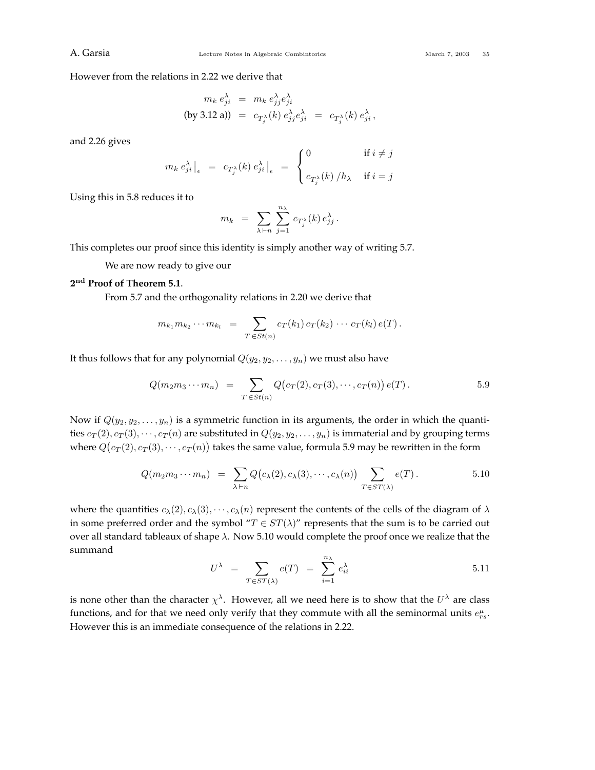However from the relations in 2.22 we derive that

$$
\begin{aligned}
m_k\, e^{\lambda}_{ji} &= m_k\, e^{\lambda}_{jj} e^{\lambda}_{ji} \\
\text{(by 3.12 a))} &= c_{T^{\lambda}_j}(k)\, e^{\lambda}_{jj} e^{\lambda}_{ji} \;=\; c_{T^{\lambda}_j}(k)\, e^{\lambda}_{ji}\,,
\end{aligned}
$$

and 2.26 gives

$$
m_k\, e^{\lambda}_{ji}\big|_{\epsilon} \;=\; c_{T^{\lambda}_j}(k)\, e^{\lambda}_{ji}\big|_{\epsilon} \;=\; \begin{cases} 0 & \text{if } i \neq j \\[2ex] c_{T^{\lambda}_j}(k)\,/h_{\lambda} & \text{if } i = j \end{cases}
$$

Using this in 5.8 reduces it to

$$
m_k \;=\; \sum_{\lambda \vdash n} \sum_{j=1}^{n_{\lambda}} c_{T^{\lambda}_j}(k)\, e^{\lambda}_{jj}\,.
$$

This completes our proof since this identity is simply another way of writing 5.7.

We are now ready to give our

**2[nd] Proof of Theorem 5.1**.

From 5.7 and the orthogonality relations in 2.20 we derive that

$$
m_{k_1} m_{k_2} \cdots m_{k_l} \;=\; \sum_{T \in St(n)} c_T(k_1)\, c_T(k_2)\, \cdots\, c_T(k_l)\, e(T)\,.
$$

It thus follows that for any polynomial $Q(y_2, y_2, \ldots, y_n)$ we must also have

$$
Q(m_2 m_3 \cdots m_n) \;=\; \sum_{T \in St(n)} Q\big(c_T(2), c_T(3), \cdots, c_T(n)\big)\, e(T)\,. \tag{5.9}
$$

Now if $Q(y_2, y_2, \ldots, y_n)$ is a symmetric function in its arguments, the order in which the quantities $c_T(2), c_T(3), \cdots, c_T(n)$ are substituted in $Q(y_2, y_2, \ldots, y_n)$ is immaterial and by grouping terms where $Q\big(c_T(2), c_T(3), \cdots, c_T(n)\big)$ takes the same value, formula 5.9 may be rewritten in the form

$$
Q(m_2 m_3 \cdots m_n) \;=\; \sum_{\lambda \vdash n} Q\big(c_{\lambda}(2), c_{\lambda}(3), \cdots, c_{\lambda}(n)\big) \sum_{T \in ST(\lambda)} e(T)\,. \tag{5.10}
$$

where the quantities $c_{\lambda}(2), c_{\lambda}(3), \cdots, c_{\lambda}(n)$ represent the contents of the cells of the diagram of $\lambda$ in some preferred order and the symbol "$T \in ST(\lambda)$" represents that the sum is to be carried out over all standard tableaux of shape $\lambda$. Now 5.10 would complete the proof once we realize that the summand

$$
U^{\lambda} \;=\; \sum_{T \in ST(\lambda)} e(T) \;=\; \sum_{i=1}^{n_{\lambda}} e^{\lambda}_{ii} \tag{5.11}
$$

is none other than the character $\chi^{\lambda}$. However, all we need here is to show that the $U^{\lambda}$ are class functions, and for that we need only verify that they commute with all the seminormal units $e^{\mu}_{rs}$. However this is an immediate consequence of the relations in 2.22.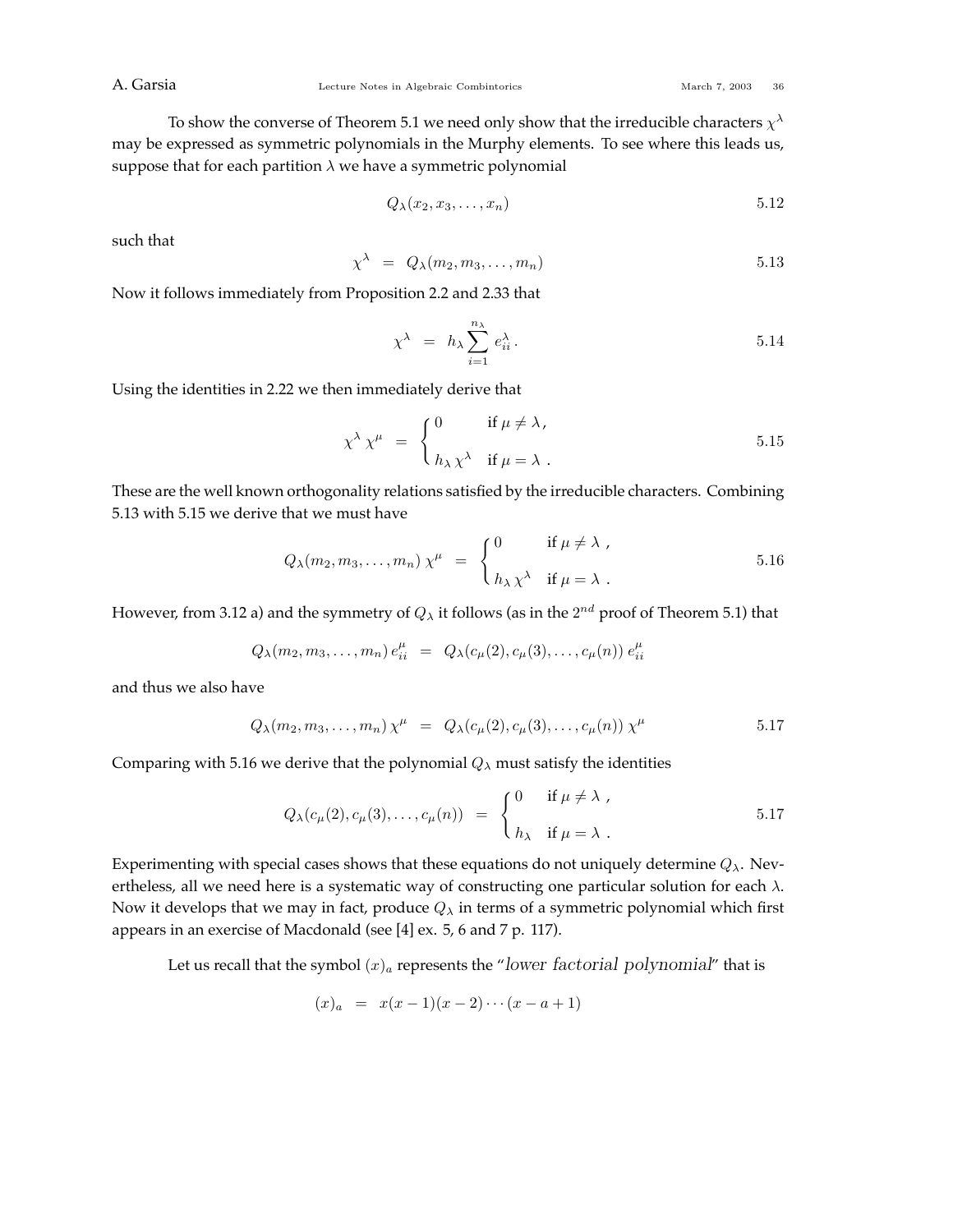To show the converse of Theorem 5.1 we need only show that the irreducible characters $\chi^\lambda$ may be expressed as symmetric polynomials in the Murphy elements. To see where this leads us, suppose that for each partition $\lambda$ we have a symmetric polynomial

$$Q_\lambda(x_2, x_3, \ldots, x_n) \qquad 5.12$$

such that

$$\chi^\lambda \;=\; Q_\lambda(m_2, m_3, \ldots, m_n) \qquad 5.13$$

Now it follows immediately from Proposition 2.2 and 2.33 that

$$\chi^\lambda \;=\; h_\lambda \sum_{i=1}^{n_\lambda} e_{ii}^\lambda\,. \qquad 5.14$$

Using the identities in 2.22 we then immediately derive that

$$\chi^\lambda\, \chi^\mu \;=\; \begin{cases} 0 & \text{if } \mu \neq \lambda\,, \\ h_\lambda\, \chi^\lambda & \text{if } \mu = \lambda\,. \end{cases} \qquad 5.15$$

These are the well known orthogonality relations satisfied by the irreducible characters. Combining 5.13 with 5.15 we derive that we must have

$$Q_\lambda(m_2, m_3, \ldots, m_n)\, \chi^\mu \;=\; \begin{cases} 0 & \text{if } \mu \neq \lambda\,, \\ h_\lambda\, \chi^\lambda & \text{if } \mu = \lambda\,. \end{cases} \qquad 5.16$$

However, from 3.12 a) and the symmetry of $Q_\lambda$ it follows (as in the $2^{nd}$ proof of Theorem 5.1) that

$$Q_\lambda(m_2, m_3, \ldots, m_n)\, e_{ii}^\mu \;=\; Q_\lambda(c_\mu(2), c_\mu(3), \ldots, c_\mu(n))\, e_{ii}^\mu$$

and thus we also have

$$Q_\lambda(m_2, m_3, \ldots, m_n)\, \chi^\mu \;=\; Q_\lambda(c_\mu(2), c_\mu(3), \ldots, c_\mu(n))\, \chi^\mu \qquad 5.17$$

Comparing with 5.16 we derive that the polynomial $Q_\lambda$ must satisfy the identities

$$Q_\lambda(c_\mu(2), c_\mu(3), \ldots, c_\mu(n)) \;=\; \begin{cases} 0 & \text{if } \mu \neq \lambda\,, \\ h_\lambda & \text{if } \mu = \lambda\,. \end{cases} \qquad 5.17$$

Experimenting with special cases shows that these equations do not uniquely determine $Q_\lambda$. Nevertheless, all we need here is a systematic way of constructing one particular solution for each $\lambda$. Now it develops that we may in fact, produce $Q_\lambda$ in terms of a symmetric polynomial which first appears in an exercise of Macdonald (see [4] ex. 5, 6 and 7 p. 117).

Let us recall that the symbol $(x)_a$ represents the "*lower factorial polynomial*" that is

$$(x)_a \;=\; x(x-1)(x-2)\cdots(x-a+1)$$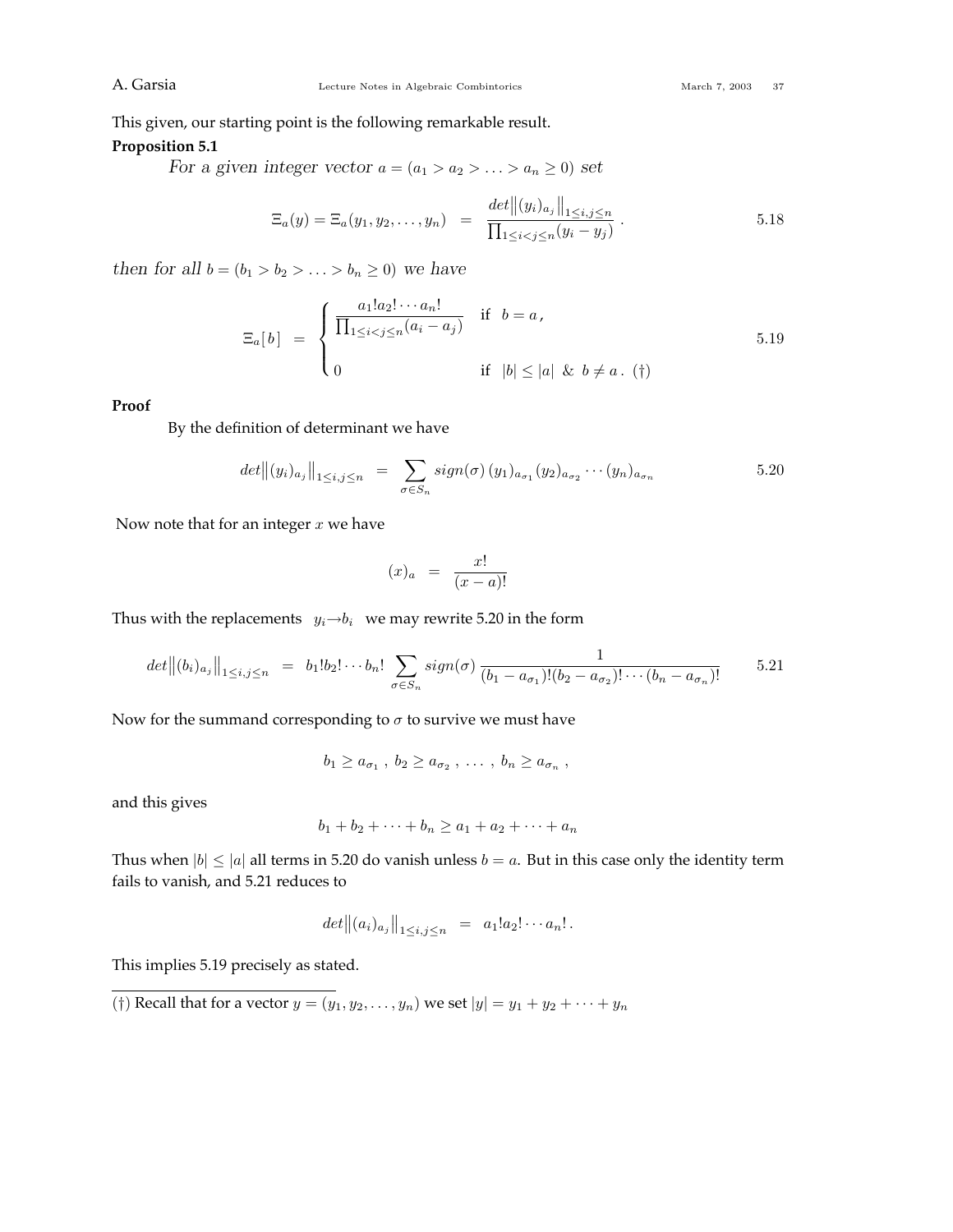This given, our starting point is the following remarkable result.

**Proposition 5.1**

*For a given integer vector* $a = (a_1 > a_2 > \ldots > a_n \geq 0)$ *set*

$$
\Xi_a(y) = \Xi_a(y_1, y_2, \ldots, y_n) \;\; = \;\; \frac{det\big\|(y_i)_{a_j}\big\|_{1\leq i,j\leq n}}{\prod_{1\leq i<j\leq n}(y_i - y_j)} \; . \tag{5.18}
$$

*then for all* $b = (b_1 > b_2 > \ldots > b_n \geq 0)$ *we have*

$$
\Xi_a[\,b\,] \;\; = \;\; \begin{cases} \dfrac{a_1!a_2!\cdots a_n!}{\prod_{1\leq i<j\leq n}(a_i - a_j)} & \text{if} \;\; b = a\,, \\[2ex] 0 & \text{if} \;\; |b| \leq |a| \;\; \& \;\; b \neq a\,. \;(\dagger) \end{cases} \tag{5.19}
$$

**Proof**

By the definition of determinant we have

$$
det\big\|(y_i)_{a_j}\big\|_{1\leq i,j\leq n} \;\; = \;\; \sum_{\sigma\in S_n} sign(\sigma)\,(y_1)_{a_{\sigma_1}}(y_2)_{a_{\sigma_2}}\cdots(y_n)_{a_{\sigma_n}} \tag{5.20}
$$

Now note that for an integer $x$ we have

$$
(x)_a \;\; = \;\; \frac{x!}{(x-a)!}
$$

Thus with the replacements $y_i \to b_i$ we may rewrite 5.20 in the form

$$
det\big\|(b_i)_{a_j}\big\|_{1\leq i,j\leq n} \;\; = \;\; b_1!b_2!\cdots b_n! \sum_{\sigma\in S_n} sign(\sigma)\,\frac{1}{(b_1-a_{\sigma_1})!(b_2-a_{\sigma_2})!\cdots(b_n-a_{\sigma_n})!} \tag{5.21}
$$

Now for the summand corresponding to $\sigma$ to survive we must have

$$
b_1 \geq a_{\sigma_1}\;,\; b_2 \geq a_{\sigma_2}\;,\; \ldots\;,\; b_n \geq a_{\sigma_n}\;,
$$

and this gives

$$
b_1 + b_2 + \cdots + b_n \geq a_1 + a_2 + \cdots + a_n
$$

Thus when $|b| \leq |a|$ all terms in 5.20 do vanish unless $b = a$. But in this case only the identity term fails to vanish, and 5.21 reduces to

$$
det\big\|(a_i)_{a_j}\big\|_{1\leq i,j\leq n} \;\; = \;\; a_1!a_2!\cdots a_n!\,.
$$

This implies 5.19 precisely as stated.

---

(†) Recall that for a vector $y = (y_1, y_2, \ldots, y_n)$ we set $|y| = y_1 + y_2 + \cdots + y_n$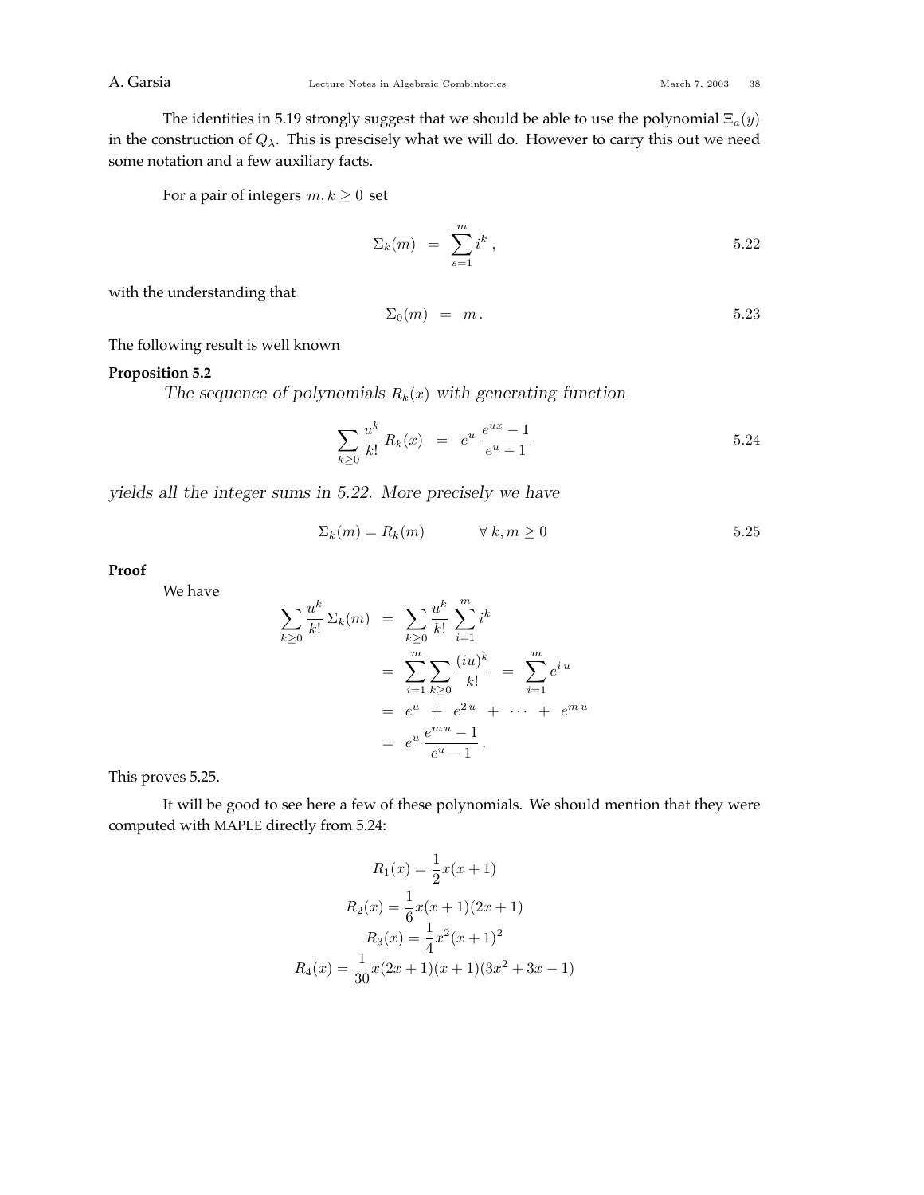The identities in 5.19 strongly suggest that we should be able to use the polynomial $\Xi_a(y)$ in the construction of $Q_\lambda$. This is prescisely what we will do. However to carry this out we need some notation and a few auxiliary facts.

For a pair of integers $m, k \geq 0$ set

$$\Sigma_k(m) \;=\; \sum_{s=1}^{m} i^k \,, \tag{5.22}$$

with the understanding that

$$\Sigma_0(m) \;=\; m\,. \tag{5.23}$$

The following result is well known

**Proposition 5.2**

*The sequence of polynomials $R_k(x)$ with generating function*

$$\sum_{k\geq 0} \frac{u^k}{k!}\, R_k(x) \;=\; e^u\, \frac{e^{ux}-1}{e^u-1} \tag{5.24}$$

*yields all the integer sums in 5.22. More precisely we have*

$$\Sigma_k(m) = R_k(m) \qquad\quad \forall\; k, m \geq 0 \tag{5.25}$$

**Proof**

We have

$$\begin{aligned}
\sum_{k\geq 0} \frac{u^k}{k!}\, \Sigma_k(m) \;&=\; \sum_{k\geq 0} \frac{u^k}{k!} \sum_{i=1}^{m} i^k \\
&=\; \sum_{i=1}^{m} \sum_{k\geq 0} \frac{(iu)^k}{k!} \;=\; \sum_{i=1}^{m} e^{i\,u} \\
&=\; e^u \;+\; e^{2\,u} \;+\; \cdots \;+\; e^{m\,u} \\
&=\; e^u\, \frac{e^{m\,u}-1}{e^u-1}\,.
\end{aligned}$$

This proves 5.25.

It will be good to see here a few of these polynomials. We should mention that they were computed with MAPLE directly from 5.24:

$$R_1(x) = \frac{1}{2}x(x+1)$$

$$R_2(x) = \frac{1}{6}x(x+1)(2x+1)$$

$$R_3(x) = \frac{1}{4}x^2(x+1)^2$$

$$R_4(x) = \frac{1}{30}x(2x+1)(x+1)(3x^2+3x-1)$$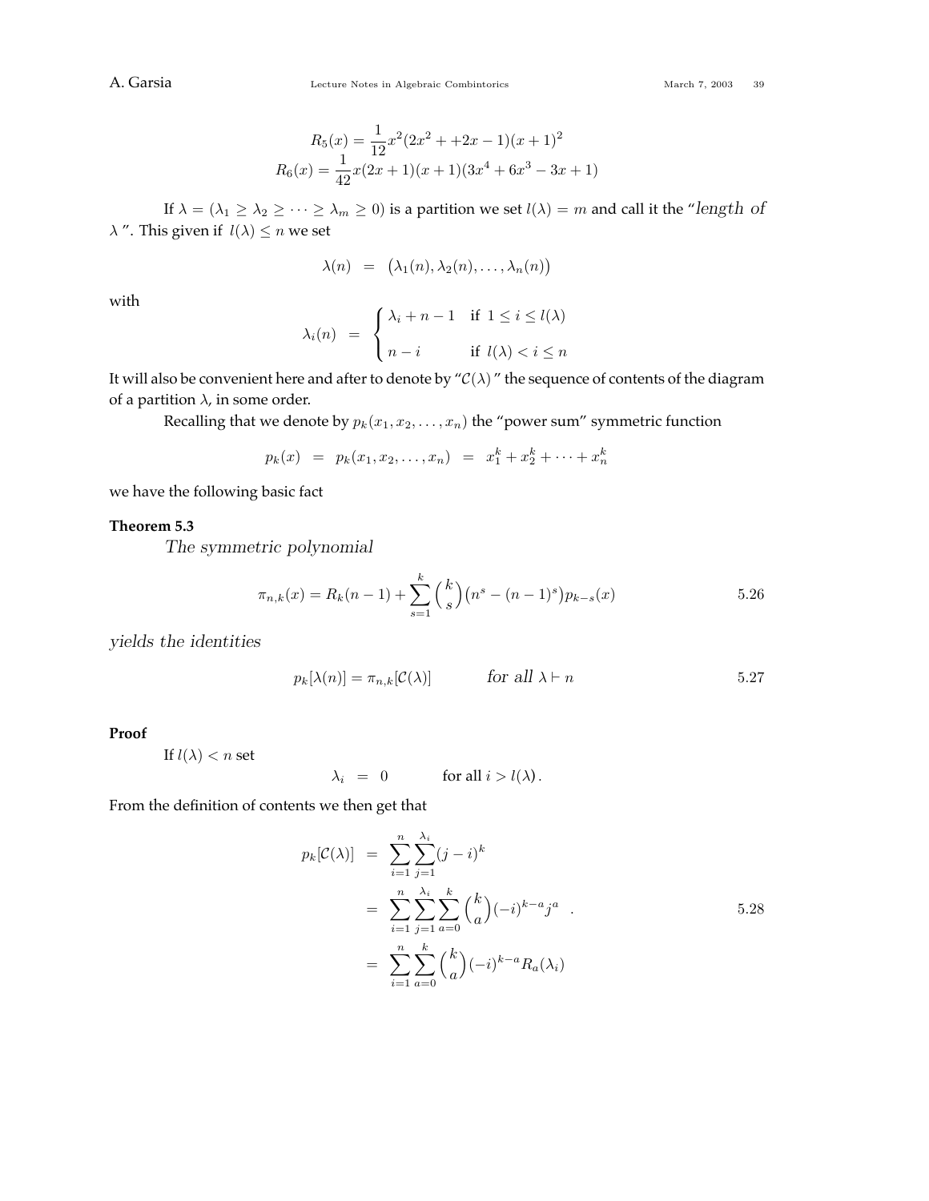$$R_5(x) = \frac{1}{12}x^2(2x^2 + +2x - 1)(x+1)^2$$
$$R_6(x) = \frac{1}{42}x(2x+1)(x+1)(3x^4 + 6x^3 - 3x + 1)$$

If $\lambda = (\lambda_1 \geq \lambda_2 \geq \cdots \geq \lambda_m \geq 0)$ is a partition we set $l(\lambda) = m$ and call it the "*length of* $\lambda$". This given if $l(\lambda) \leq n$ we set

$$\lambda(n) \;=\; \big(\lambda_1(n), \lambda_2(n), \ldots, \lambda_n(n)\big)$$

with

$$\lambda_i(n) \;=\; \begin{cases} \lambda_i + n - 1 & \text{if } 1 \leq i \leq l(\lambda) \\ \\ n - i & \text{if } l(\lambda) < i \leq n \end{cases}$$

It will also be convenient here and after to denote by "$\mathcal{C}(\lambda)$" the sequence of contents of the diagram of a partition $\lambda$, in some order.

Recalling that we denote by $p_k(x_1, x_2, \ldots, x_n)$ the "power sum" symmetric function

$$p_k(x) \;=\; p_k(x_1, x_2, \ldots, x_n) \;=\; x_1^k + x_2^k + \cdots + x_n^k$$

we have the following basic fact

**Theorem 5.3**

*The symmetric polynomial*

$$\pi_{n,k}(x) = R_k(n-1) + \sum_{s=1}^{k} \binom{k}{s}\big(n^s - (n-1)^s\big)p_{k-s}(x) \tag{5.26}$$

*yields the identities*

$$p_k[\lambda(n)] = \pi_{n,k}[\mathcal{C}(\lambda)] \qquad \textit{for all } \lambda \vdash n \tag{5.27}$$

**Proof**

If $l(\lambda) < n$ set

$$\lambda_i \;=\; 0 \qquad \text{for all } i > l(\lambda)\,.$$

From the definition of contents we then get that

$$\begin{aligned} p_k[\mathcal{C}(\lambda)] \;&=\; \sum_{i=1}^{n} \sum_{j=1}^{\lambda_i} (j-i)^k \\ &=\; \sum_{i=1}^{n} \sum_{j=1}^{\lambda_i} \sum_{a=0}^{k} \binom{k}{a} (-i)^{k-a} j^a \quad . \\ &=\; \sum_{i=1}^{n} \sum_{a=0}^{k} \binom{k}{a} (-i)^{k-a} R_a(\lambda_i) \end{aligned} \tag{5.28}$$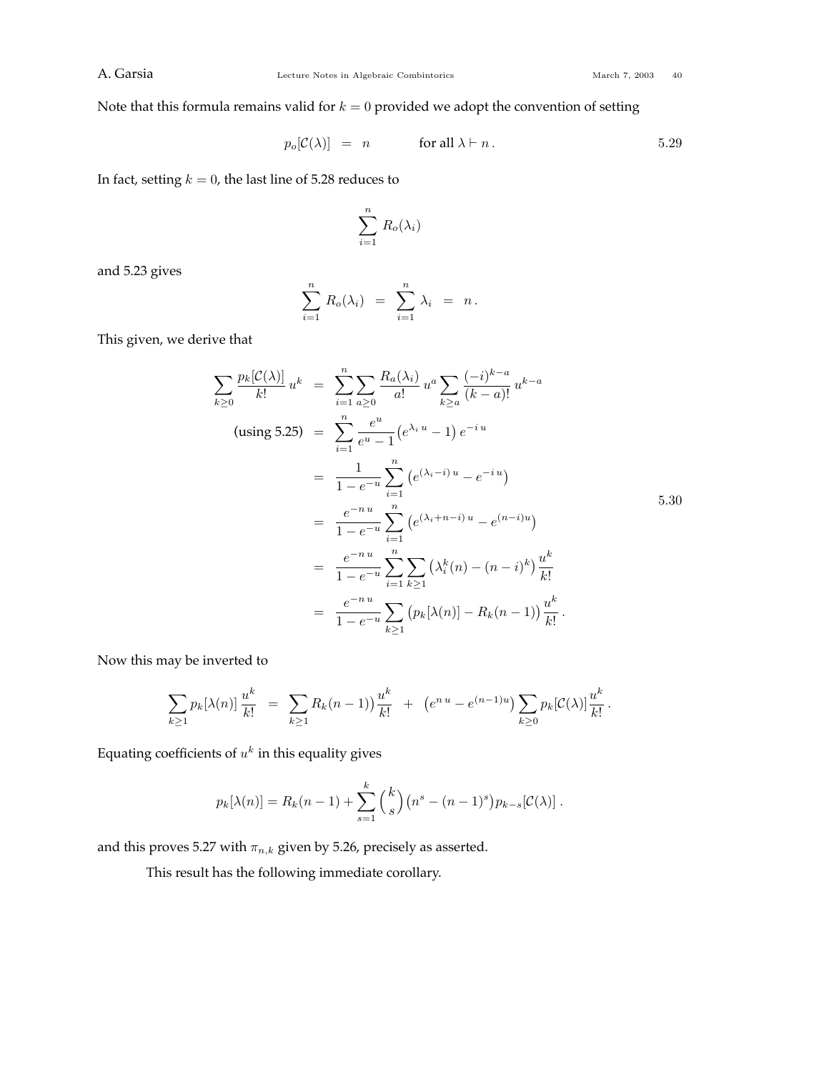Note that this formula remains valid for $k = 0$ provided we adopt the convention of setting

$$p_o[\mathcal{C}(\lambda)] \;=\; n \qquad\qquad \text{for all } \lambda \vdash n\,. \tag{5.29}$$

In fact, setting $k = 0$, the last line of 5.28 reduces to

$$\sum_{i=1}^{n} R_o(\lambda_i)$$

and 5.23 gives

$$\sum_{i=1}^{n} R_o(\lambda_i) \;=\; \sum_{i=1}^{n} \lambda_i \;=\; n\,.$$

This given, we derive that

$$\begin{aligned}
\sum_{k\geq 0} \frac{p_k[\mathcal{C}(\lambda)]}{k!}\, u^k \;&=\; \sum_{i=1}^{n} \sum_{a\geq 0} \frac{R_a(\lambda_i)}{a!}\, u^a \sum_{k\geq a} \frac{(-i)^{k-a}}{(k-a)!}\, u^{k-a} \\
\text{(using 5.25)} \;&=\; \sum_{i=1}^{n} \frac{e^u}{e^u - 1}\big(e^{\lambda_i\, u} - 1\big)\, e^{-i\, u} \\
&=\; \frac{1}{1-e^{-u}} \sum_{i=1}^{n} \big(e^{(\lambda_i - i)\, u} - e^{-i\, u}\big) \\
&=\; \frac{e^{-n\, u}}{1-e^{-u}} \sum_{i=1}^{n} \big(e^{(\lambda_i + n - i)\, u} - e^{(n-i)u}\big) \\
&=\; \frac{e^{-n\, u}}{1-e^{-u}} \sum_{i=1}^{n} \sum_{k\geq 1} \big(\lambda_i^k(n) - (n-i)^k\big)\, \frac{u^k}{k!} \\
&=\; \frac{e^{-n\, u}}{1-e^{-u}} \sum_{k\geq 1} \big(p_k[\lambda(n)] - R_k(n-1)\big)\, \frac{u^k}{k!}\,.
\end{aligned} \tag{5.30}$$

Now this may be inverted to

$$\sum_{k\geq 1} p_k[\lambda(n)]\, \frac{u^k}{k!} \;=\; \sum_{k\geq 1} R_k(n-1)\big)\frac{u^k}{k!} \;+\; \big(e^{n\, u} - e^{(n-1)u}\big) \sum_{k\geq 0} p_k[\mathcal{C}(\lambda)]\, \frac{u^k}{k!}\,.$$

Equating coefficients of $u^k$ in this equality gives

$$p_k[\lambda(n)] = R_k(n-1) + \sum_{s=1}^{k} \binom{k}{s} \big(n^s - (n-1)^s\big) p_{k-s}[\mathcal{C}(\lambda)]\,.$$

and this proves 5.27 with $\pi_{n,k}$ given by 5.26, precisely as asserted.

This result has the following immediate corollary.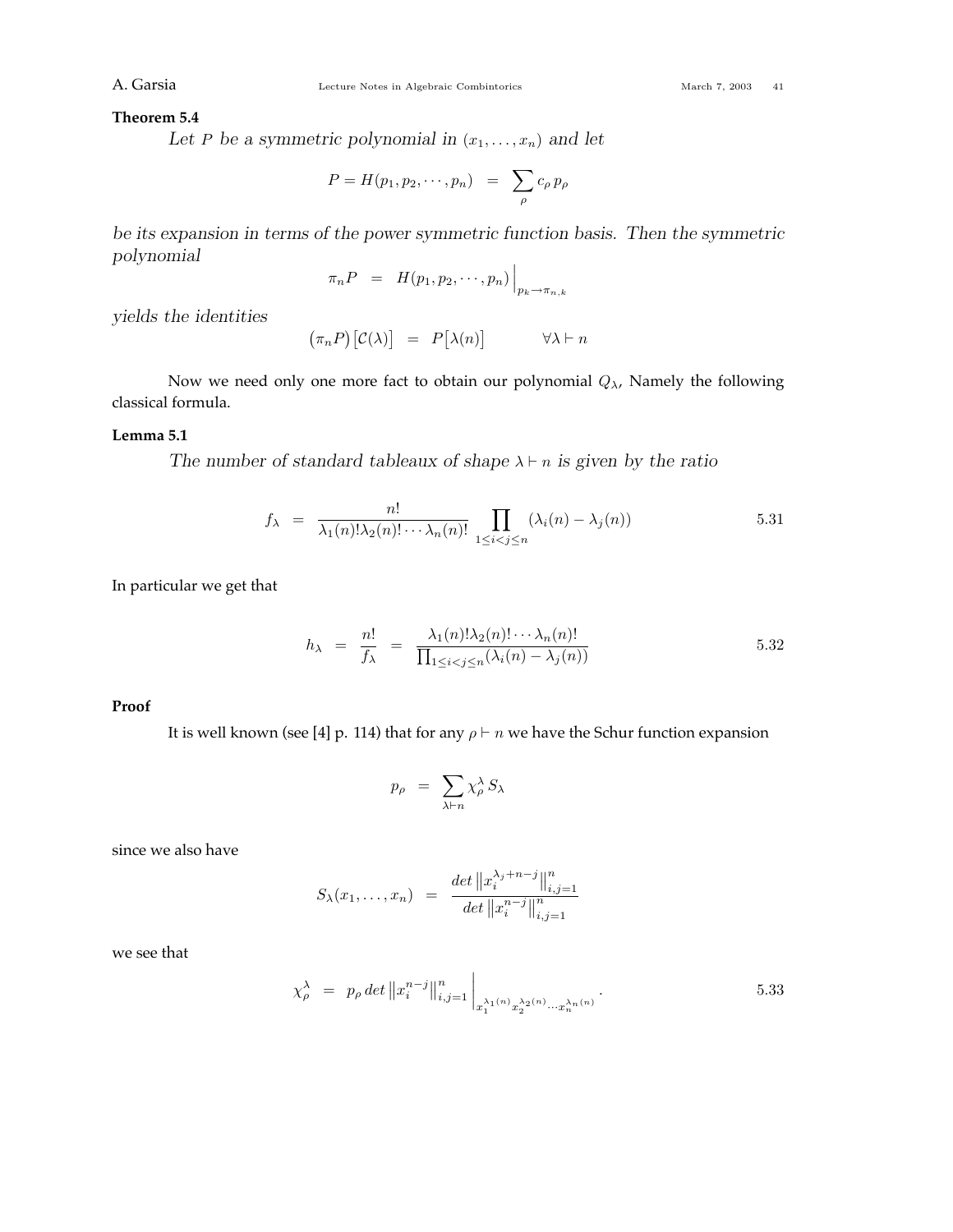**Theorem 5.4**

*Let $P$ be a symmetric polynomial in $(x_1, \ldots, x_n)$ and let*

$$P = H(p_1, p_2, \cdots, p_n) \;\; = \;\; \sum_\rho c_\rho \, p_\rho$$

*be its expansion in terms of the power symmetric function basis. Then the symmetric polynomial*

$$\pi_n P \;\; = \;\; H(p_1, p_2, \cdots, p_n)\Big|_{p_k \rightarrow \pi_{n,k}}$$

*yields the identities*

$$\big(\pi_n P\big)\big[\mathcal{C}(\lambda)\big] \;\; = \;\; P\big[\lambda(n)\big] \qquad\qquad \forall \lambda \vdash n$$

Now we need only one more fact to obtain our polynomial $Q_\lambda$, Namely the following classical formula.

**Lemma 5.1**

*The number of standard tableaux of shape $\lambda \vdash n$ is given by the ratio*

$$f_\lambda \;\; = \;\; \frac{n!}{\lambda_1(n)!\lambda_2(n)!\cdots\lambda_n(n)!} \prod_{1 \leq i < j \leq n} (\lambda_i(n) - \lambda_j(n)) \qquad\qquad 5.31$$

In particular we get that

$$h_\lambda \;\; = \;\; \frac{n!}{f_\lambda} \;\; = \;\; \frac{\lambda_1(n)!\lambda_2(n)!\cdots\lambda_n(n)!}{\prod_{1 \leq i < j \leq n}(\lambda_i(n) - \lambda_j(n))} \qquad\qquad 5.32$$

**Proof**

It is well known (see [4] p. 114) that for any $\rho \vdash n$ we have the Schur function expansion

$$p_\rho \;\; = \;\; \sum_{\lambda \vdash n} \chi^\lambda_\rho \, S_\lambda$$

since we also have

$$S_\lambda(x_1, \ldots, x_n) \;\; = \;\; \frac{det \left\| x_i^{\lambda_j + n - j} \right\|_{i,j=1}^n}{det \left\| x_i^{n-j} \right\|_{i,j=1}^n}$$

we see that

$$\chi^\lambda_\rho \;\; = \;\; p_\rho \, det \left\| x_i^{n-j} \right\|_{i,j=1}^n \Big|_{x_1^{\lambda_1(n)} x_2^{\lambda_2(n)} \cdots x_n^{\lambda_n(n)}} . \qquad\qquad 5.33$$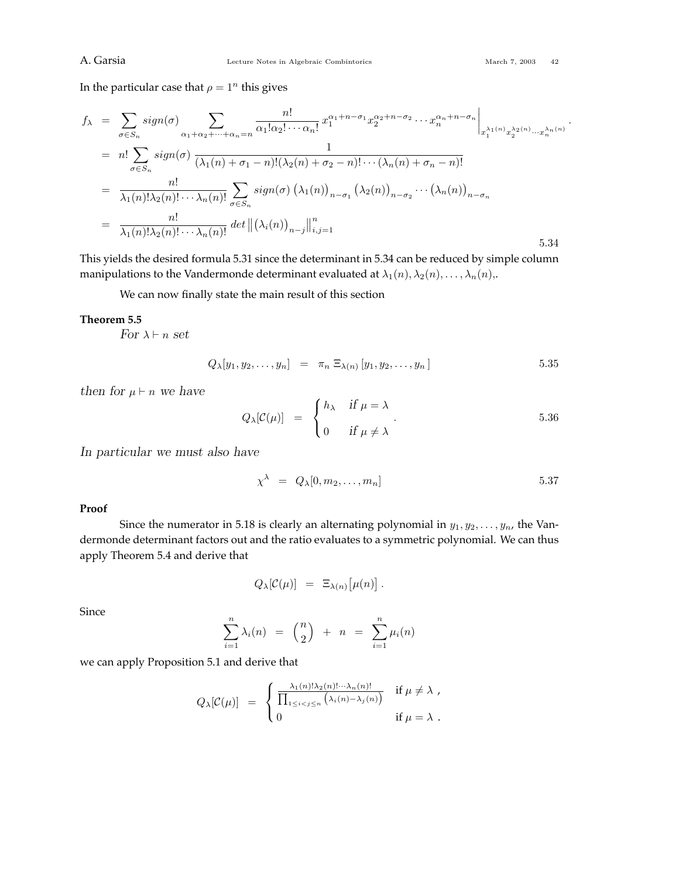In the particular case that $\rho = 1^n$ this gives

$$
\begin{aligned}
f_\lambda &= \sum_{\sigma\in S_n} sign(\sigma) \sum_{\alpha_1+\alpha_2+\cdots+\alpha_n=n} \frac{n!}{\alpha_1!\alpha_2!\cdots\alpha_n!}\, x_1^{\alpha_1+n-\sigma_1} x_2^{\alpha_2+n-\sigma_2}\cdots x_n^{\alpha_n+n-\sigma_n}\Big|_{x_1^{\lambda_1(n)}x_2^{\lambda_2(n)}\cdots x_n^{\lambda_n(n)}} . \\
&= n! \sum_{\sigma\in S_n} sign(\sigma)\, \frac{1}{(\lambda_1(n)+\sigma_1-n)!(\lambda_2(n)+\sigma_2-n)!\cdots(\lambda_n(n)+\sigma_n-n)!} \\
&= \frac{n!}{\lambda_1(n)!\lambda_2(n)!\cdots\lambda_n(n)!} \sum_{\sigma\in S_n} sign(\sigma)\, \big(\lambda_1(n)\big)_{n-\sigma_1}\big(\lambda_2(n)\big)_{n-\sigma_2}\cdots\big(\lambda_n(n)\big)_{n-\sigma_n} \\
&= \frac{n!}{\lambda_1(n)!\lambda_2(n)!\cdots\lambda_n(n)!}\, det\big\|\big(\lambda_i(n)\big)_{n-j}\big\|_{i,j=1}^n
\end{aligned}
\qquad 5.34
$$

This yields the desired formula 5.31 since the determinant in 5.34 can be reduced by simple column manipulations to the Vandermonde determinant evaluated at $\lambda_1(n), \lambda_2(n), \ldots, \lambda_n(n)$,.

We can now finally state the main result of this section

**Theorem 5.5**

*For $\lambda \vdash n$ set*

$$
Q_\lambda[y_1, y_2, \ldots, y_n] \;=\; \pi_n\, \Xi_{\lambda(n)}[y_1, y_2, \ldots, y_n] \qquad 5.35
$$

*then for $\mu \vdash n$ we have*

$$
Q_\lambda[\mathcal{C}(\mu)] \;=\; \begin{cases} h_\lambda & \text{if } \mu = \lambda \\ 0 & \text{if } \mu \neq \lambda \end{cases} . \qquad 5.36
$$

*In particular we must also have*

$$
\chi^\lambda \;=\; Q_\lambda[0, m_2, \ldots, m_n] \qquad 5.37
$$

**Proof**

Since the numerator in 5.18 is clearly an alternating polynomial in $y_1, y_2, \ldots, y_n$, the Vandermonde determinant factors out and the ratio evaluates to a symmetric polynomial. We can thus apply Theorem 5.4 and derive that

$$
Q_\lambda[\mathcal{C}(\mu)] \;=\; \Xi_{\lambda(n)}\big[\mu(n)\big] .
$$

Since

$$
\sum_{i=1}^n \lambda_i(n) \;=\; \binom{n}{2} \;+\; n \;=\; \sum_{i=1}^n \mu_i(n)
$$

we can apply Proposition 5.1 and derive that

$$
Q_\lambda[\mathcal{C}(\mu)] \;=\; \begin{cases} \frac{\lambda_1(n)!\lambda_2(n)!\cdots\lambda_n(n)!}{\prod_{1\le i<j\le n}\left(\lambda_i(n)-\lambda_j(n)\right)} & \text{if } \mu \neq \lambda \;, \\ 0 & \text{if } \mu = \lambda \;. \end{cases}
$$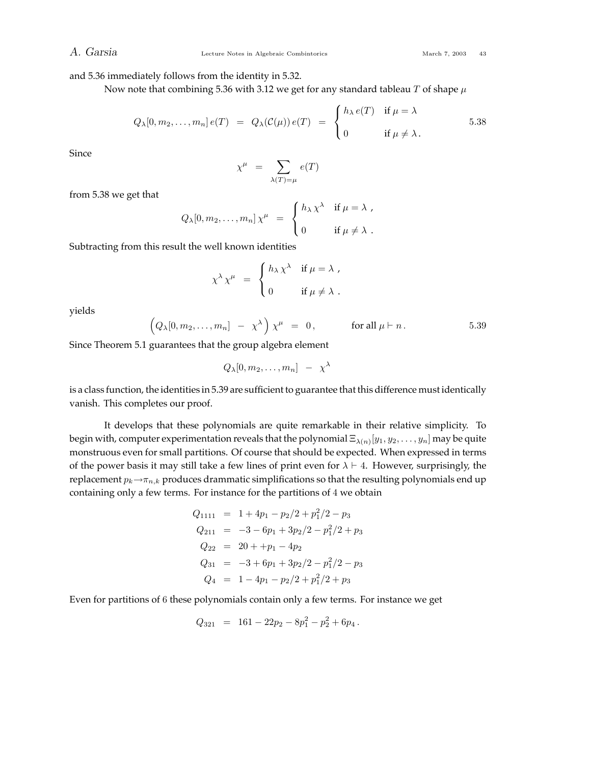and 5.36 immediately follows from the identity in 5.32.

Now note that combining 5.36 with 3.12 we get for any standard tableau $T$ of shape $\mu$

$$Q_\lambda[0, m_2, \ldots, m_n]\, e(T) \;=\; Q_\lambda(\mathcal{C}(\mu))\, e(T) \;=\; \begin{cases} h_\lambda\, e(T) & \text{if } \mu = \lambda \\ 0 & \text{if } \mu \neq \lambda . \end{cases} \qquad 5.38$$

Since

$$\chi^\mu \;=\; \sum_{\lambda(T)=\mu} e(T)$$

from 5.38 we get that

$$Q_\lambda[0, m_2, \ldots, m_n]\, \chi^\mu \;=\; \begin{cases} h_\lambda\, \chi^\lambda & \text{if } \mu = \lambda \;, \\ 0 & \text{if } \mu \neq \lambda \;. \end{cases}$$

Subtracting from this result the well known identities

$$\chi^\lambda\, \chi^\mu \;=\; \begin{cases} h_\lambda\, \chi^\lambda & \text{if } \mu = \lambda \;, \\ 0 & \text{if } \mu \neq \lambda \;. \end{cases}$$

yields

$$\Big( Q_\lambda[0, m_2, \ldots, m_n] \;-\; \chi^\lambda \Big)\, \chi^\mu \;=\; 0\,, \qquad\qquad \text{for all } \mu \vdash n\,. \qquad 5.39$$

Since Theorem 5.1 guarantees that the group algebra element

$$Q_\lambda[0, m_2, \ldots, m_n] \;-\; \chi^\lambda$$

is a class function, the identities in 5.39 are sufficient to guarantee that this difference must identically vanish. This completes our proof.

It develops that these polynomials are quite remarkable in their relative simplicity. To begin with, computer experimentation reveals that the polynomial $\Xi_{\lambda(n)}[y_1, y_2, \ldots, y_n]$ may be quite monstruous even for small partitions. Of course that should be expected. When expressed in terms of the power basis it may still take a few lines of print even for $\lambda \vdash 4$. However, surprisingly, the replacement $p_k \rightarrow \pi_{n,k}$ produces drammatic simplifications so that the resulting polynomials end up containing only a few terms. For instance for the partitions of 4 we obtain

$$\begin{aligned}
Q_{1111} &= 1 + 4p_1 - p_2/2 + p_1^2/2 - p_3 \\
Q_{211} &= -3 - 6p_1 + 3p_2/2 - p_1^2/2 + p_3 \\
Q_{22} &= 20 + +p_1 - 4p_2 \\
Q_{31} &= -3 + 6p_1 + 3p_2/2 - p_1^2/2 - p_3 \\
Q_4 &= 1 - 4p_1 - p_2/2 + p_1^2/2 + p_3
\end{aligned}$$

Even for partitions of 6 these polynomials contain only a few terms. For instance we get

$$Q_{321} \;=\; 161 - 22p_2 - 8p_1^2 - p_2^2 + 6p_4\,.$$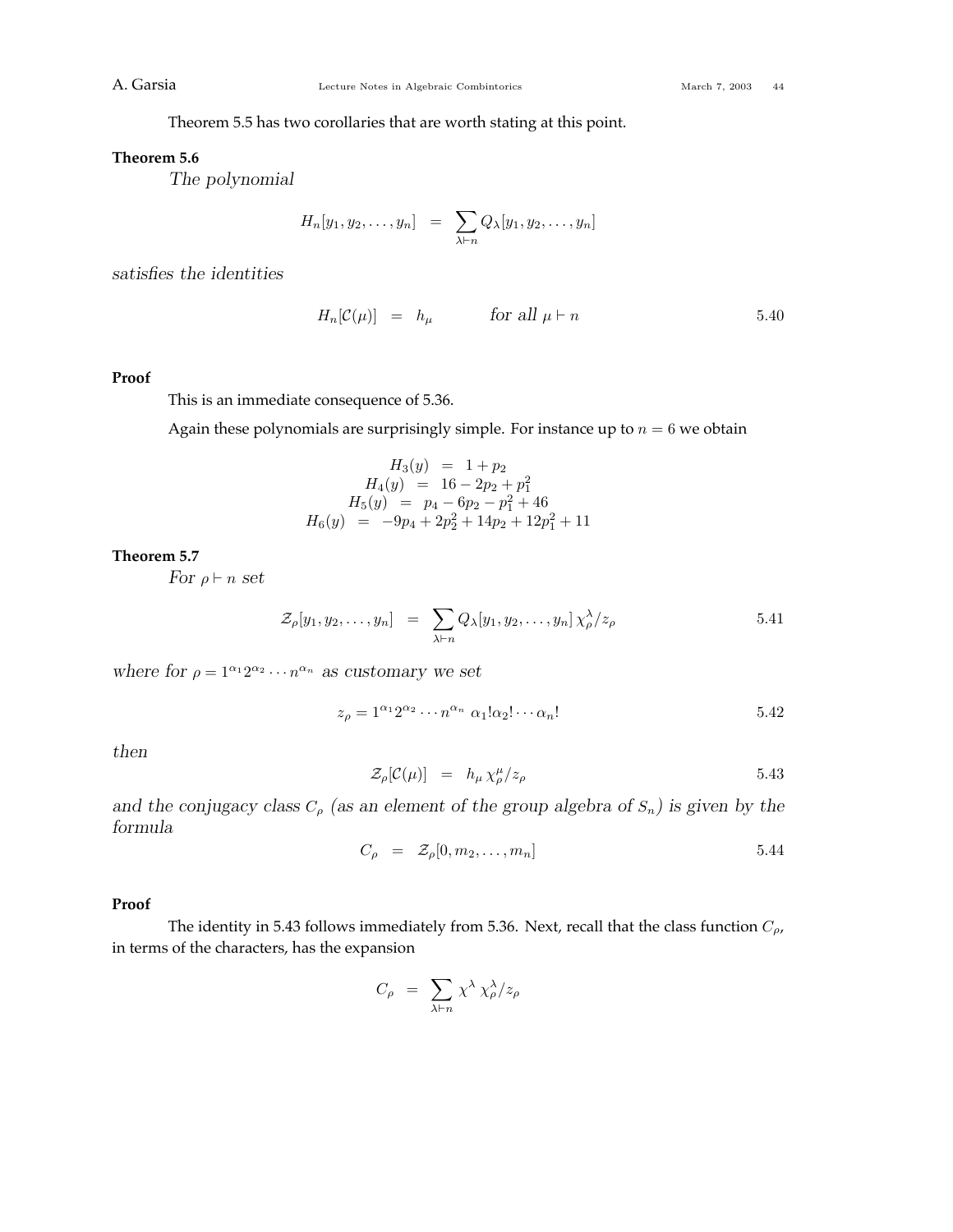Theorem 5.5 has two corollaries that are worth stating at this point.

**Theorem 5.6**

*The polynomial*

$$H_n[y_1, y_2, \ldots, y_n] \;=\; \sum_{\lambda \vdash n} Q_\lambda[y_1, y_2, \ldots, y_n]$$

*satisfies the identities*

$$H_n[\mathcal{C}(\mu)] \;=\; h_\mu \qquad \text{for all } \mu \vdash n \tag{5.40}$$

**Proof**

This is an immediate consequence of 5.36.

Again these polynomials are surprisingly simple. For instance up to $n = 6$ we obtain

$$\begin{aligned} H_3(y) &= 1 + p_2 \\ H_4(y) &= 16 - 2p_2 + p_1^2 \\ H_5(y) &= p_4 - 6p_2 - p_1^2 + 46 \\ H_6(y) &= -9p_4 + 2p_2^2 + 14p_2 + 12p_1^2 + 11 \end{aligned}$$

**Theorem 5.7**

*For $\rho \vdash n$ set*

$$\mathcal{Z}_\rho[y_1, y_2, \ldots, y_n] \;=\; \sum_{\lambda \vdash n} Q_\lambda[y_1, y_2, \ldots, y_n]\, \chi^\lambda_\rho / z_\rho \tag{5.41}$$

*where for $\rho = 1^{\alpha_1} 2^{\alpha_2} \cdots n^{\alpha_n}$ as customary we set*

$$z_\rho = 1^{\alpha_1} 2^{\alpha_2} \cdots n^{\alpha_n}\; \alpha_1! \alpha_2! \cdots \alpha_n! \tag{5.42}$$

*then*

$$\mathcal{Z}_\rho[\mathcal{C}(\mu)] \;=\; h_\mu\, \chi^\mu_\rho / z_\rho \tag{5.43}$$

*and the conjugacy class $C_\rho$ (as an element of the group algebra of $S_n$) is given by the formula*

$$C_\rho \;=\; \mathcal{Z}_\rho[0, m_2, \ldots, m_n] \tag{5.44}$$

**Proof**

The identity in 5.43 follows immediately from 5.36. Next, recall that the class function $C_\rho$, in terms of the characters, has the expansion

$$C_\rho \;=\; \sum_{\lambda \vdash n} \chi^\lambda\, \chi^\lambda_\rho / z_\rho$$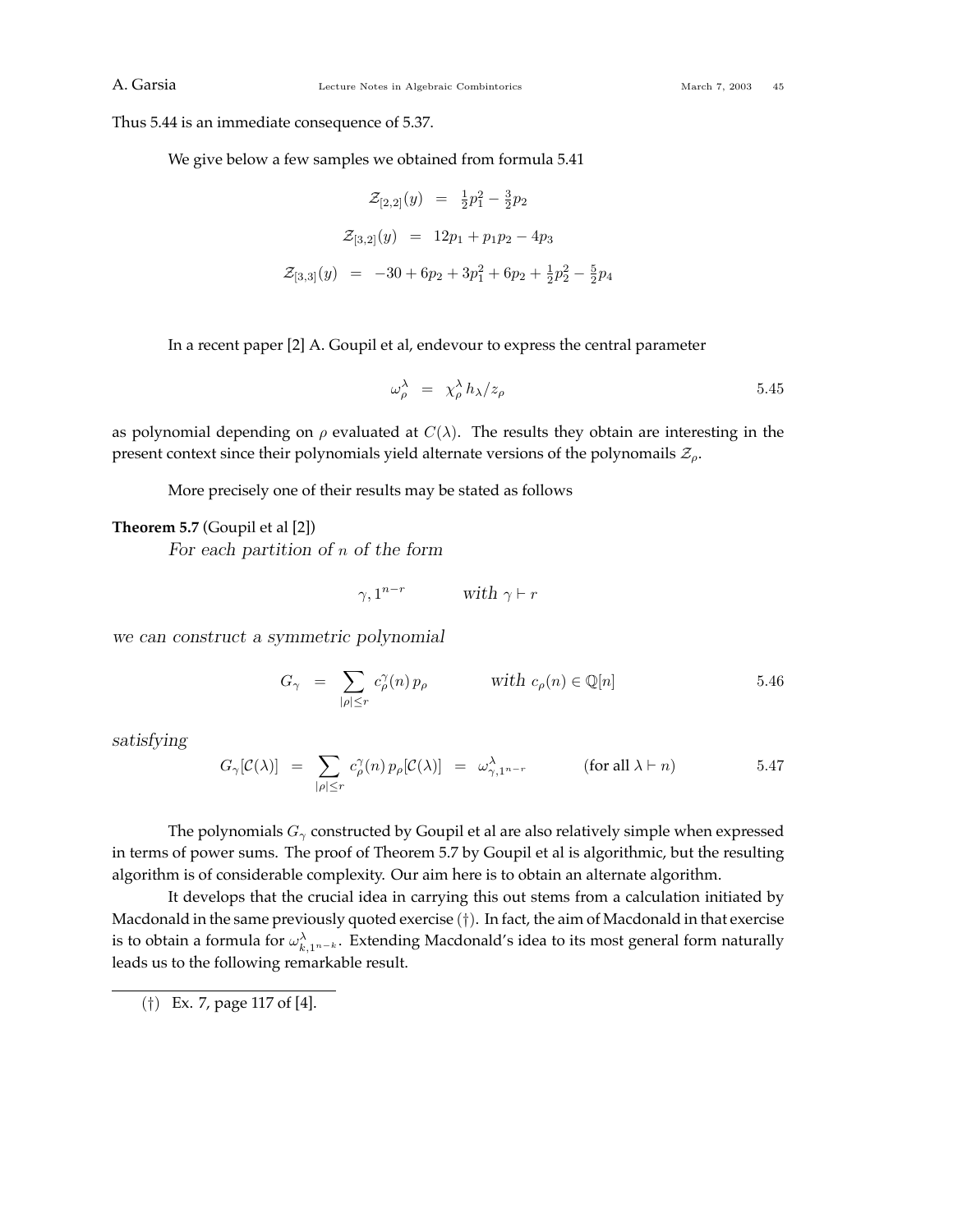Thus 5.44 is an immediate consequence of 5.37.

We give below a few samples we obtained from formula 5.41

$$
\begin{aligned}
\mathcal{Z}_{[2,2]}(y) &= \tfrac{1}{2}p_1^2 - \tfrac{3}{2}p_2 \\
\mathcal{Z}_{[3,2]}(y) &= 12p_1 + p_1p_2 - 4p_3 \\
\mathcal{Z}_{[3,3]}(y) &= -30 + 6p_2 + 3p_1^2 + 6p_2 + \tfrac{1}{2}p_2^2 - \tfrac{5}{2}p_4
\end{aligned}
$$

In a recent paper [2] A. Goupil et al, endevour to express the central parameter

$$
\omega_\rho^\lambda \;=\; \chi_\rho^\lambda \, h_\lambda / z_\rho \tag{5.45}
$$

as polynomial depending on $\rho$ evaluated at $C(\lambda)$. The results they obtain are interesting in the present context since their polynomials yield alternate versions of the polynomails $\mathcal{Z}_\rho$.

More precisely one of their results may be stated as follows

**Theorem 5.7** (Goupil et al [2])

*For each partition of $n$ of the form*

$$
\gamma, 1^{n-r} \qquad \textit{with } \gamma \vdash r
$$

*we can construct a symmetric polynomial*

$$
G_\gamma \;=\; \sum_{|\rho| \leq r} c_\rho^\gamma(n)\, p_\rho \qquad \textit{with } c_\rho(n) \in \mathbb{Q}[n] \tag{5.46}
$$

*satisfying*

$$
G_\gamma[\mathcal{C}(\lambda)] \;=\; \sum_{|\rho| \leq r} c_\rho^\gamma(n)\, p_\rho[\mathcal{C}(\lambda)] \;=\; \omega_{\gamma, 1^{n-r}}^\lambda \qquad (\text{for all } \lambda \vdash n) \tag{5.47}
$$

The polynomials $G_\gamma$ constructed by Goupil et al are also relatively simple when expressed in terms of power sums. The proof of Theorem 5.7 by Goupil et al is algorithmic, but the resulting algorithm is of considerable complexity. Our aim here is to obtain an alternate algorithm.

It develops that the crucial idea in carrying this out stems from a calculation initiated by Macdonald in the same previously quoted exercise (†). In fact, the aim of Macdonald in that exercise is to obtain a formula for $\omega_{k,1^{n-k}}^\lambda$. Extending Macdonald's idea to its most general form naturally leads us to the following remarkable result.

(†) Ex. 7, page 117 of [4].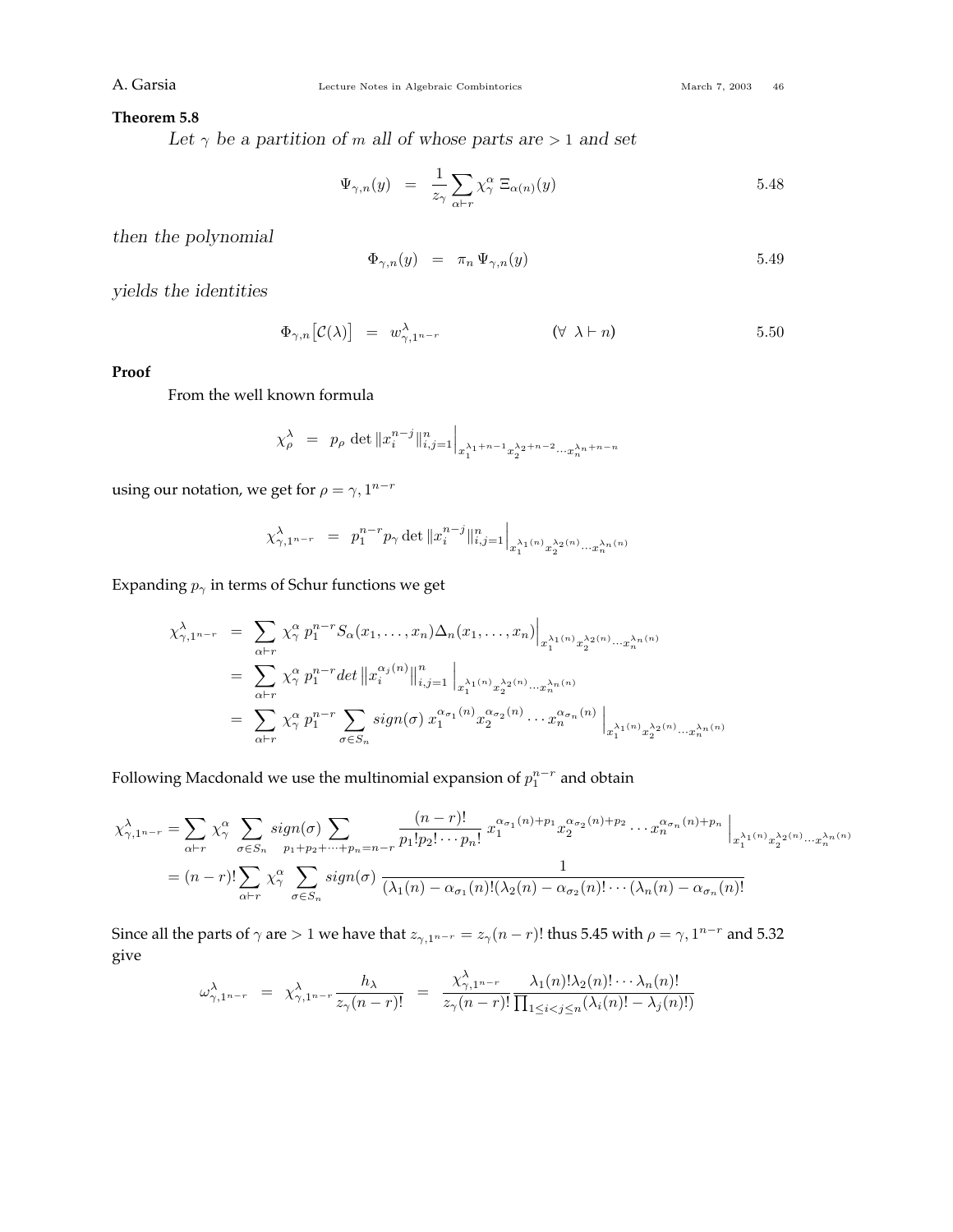**Theorem 5.8**

*Let $\gamma$ be a partition of $m$ all of whose parts are $> 1$ and set*

$$\Psi_{\gamma,n}(y) \;=\; \frac{1}{z_\gamma}\sum_{\alpha\vdash r}\chi^\alpha_\gamma\;\Xi_{\alpha(n)}(y) \tag{5.48}$$

*then the polynomial*

$$\Phi_{\gamma,n}(y) \;=\; \pi_n\,\Psi_{\gamma,n}(y) \tag{5.49}$$

*yields the identities*

$$\Phi_{\gamma,n}\big[\mathcal{C}(\lambda)\big] \;=\; w^\lambda_{\gamma,1^{n-r}} \qquad\qquad (\forall\;\lambda\vdash n) \tag{5.50}$$

**Proof**

From the well known formula

$$\chi^\lambda_\rho \;=\; p_\rho\,\det\|x_i^{n-j}\|_{i,j=1}^n\Big|_{x_1^{\lambda_1+n-1}x_2^{\lambda_2+n-2}\cdots x_n^{\lambda_n+n-n}}$$

using our notation, we get for $\rho=\gamma,1^{n-r}$

$$\chi^\lambda_{\gamma,1^{n-r}} \;=\; p_1^{n-r}p_\gamma\,\det\|x_i^{n-j}\|_{i,j=1}^n\Big|_{x_1^{\lambda_1(n)}x_2^{\lambda_2(n)}\cdots x_n^{\lambda_n(n)}}$$

Expanding $p_\gamma$ in terms of Schur functions we get

$$\begin{aligned}
\chi^\lambda_{\gamma,1^{n-r}} &= \sum_{\alpha\vdash r}\chi^\alpha_\gamma\,p_1^{n-r}S_\alpha(x_1,\ldots,x_n)\Delta_n(x_1,\ldots,x_n)\Big|_{x_1^{\lambda_1(n)}x_2^{\lambda_2(n)}\cdots x_n^{\lambda_n(n)}}\\
&= \sum_{\alpha\vdash r}\chi^\alpha_\gamma\,p_1^{n-r}det\left\|x_i^{\alpha_j(n)}\right\|_{i,j=1}^n\Big|_{x_1^{\lambda_1(n)}x_2^{\lambda_2(n)}\cdots x_n^{\lambda_n(n)}}\\
&= \sum_{\alpha\vdash r}\chi^\alpha_\gamma\,p_1^{n-r}\sum_{\sigma\in S_n}sign(\sigma)\,x_1^{\alpha_{\sigma_1}(n)}x_2^{\alpha_{\sigma_2}(n)}\cdots x_n^{\alpha_{\sigma_n}(n)}\Big|_{x_1^{\lambda_1(n)}x_2^{\lambda_2(n)}\cdots x_n^{\lambda_n(n)}}
\end{aligned}$$

Following Macdonald we use the multinomial expansion of $p_1^{n-r}$ and obtain

$$\begin{aligned}
\chi^\lambda_{\gamma,1^{n-r}} &= \sum_{\alpha\vdash r}\chi^\alpha_\gamma\sum_{\sigma\in S_n}sign(\sigma)\sum_{p_1+p_2+\cdots+p_n=n-r}\frac{(n-r)!}{p_1!p_2!\cdots p_n!}\,x_1^{\alpha_{\sigma_1}(n)+p_1}x_2^{\alpha_{\sigma_2}(n)+p_2}\cdots x_n^{\alpha_{\sigma_n}(n)+p_n}\Big|_{x_1^{\lambda_1(n)}x_2^{\lambda_2(n)}\cdots x_n^{\lambda_n(n)}}\\
&= (n-r)!\sum_{\alpha\vdash r}\chi^\alpha_\gamma\sum_{\sigma\in S_n}sign(\sigma)\,\frac{1}{(\lambda_1(n)-\alpha_{\sigma_1}(n)!(\lambda_2(n)-\alpha_{\sigma_2}(n)!\cdots(\lambda_n(n)-\alpha_{\sigma_n}(n)!}
\end{aligned}$$

Since all the parts of $\gamma$ are $>1$ we have that $z_{\gamma,1^{n-r}}=z_\gamma(n-r)!$ thus 5.45 with $\rho=\gamma,1^{n-r}$ and 5.32 give

$$\omega^\lambda_{\gamma,1^{n-r}} \;=\; \chi^\lambda_{\gamma,1^{n-r}}\frac{h_\lambda}{z_\gamma(n-r)!} \;=\; \frac{\chi^\lambda_{\gamma,1^{n-r}}}{z_\gamma(n-r)!}\,\frac{\lambda_1(n)!\lambda_2(n)!\cdots\lambda_n(n)!}{\prod_{1\le i<j\le n}(\lambda_i(n)!-\lambda_j(n)!)}$$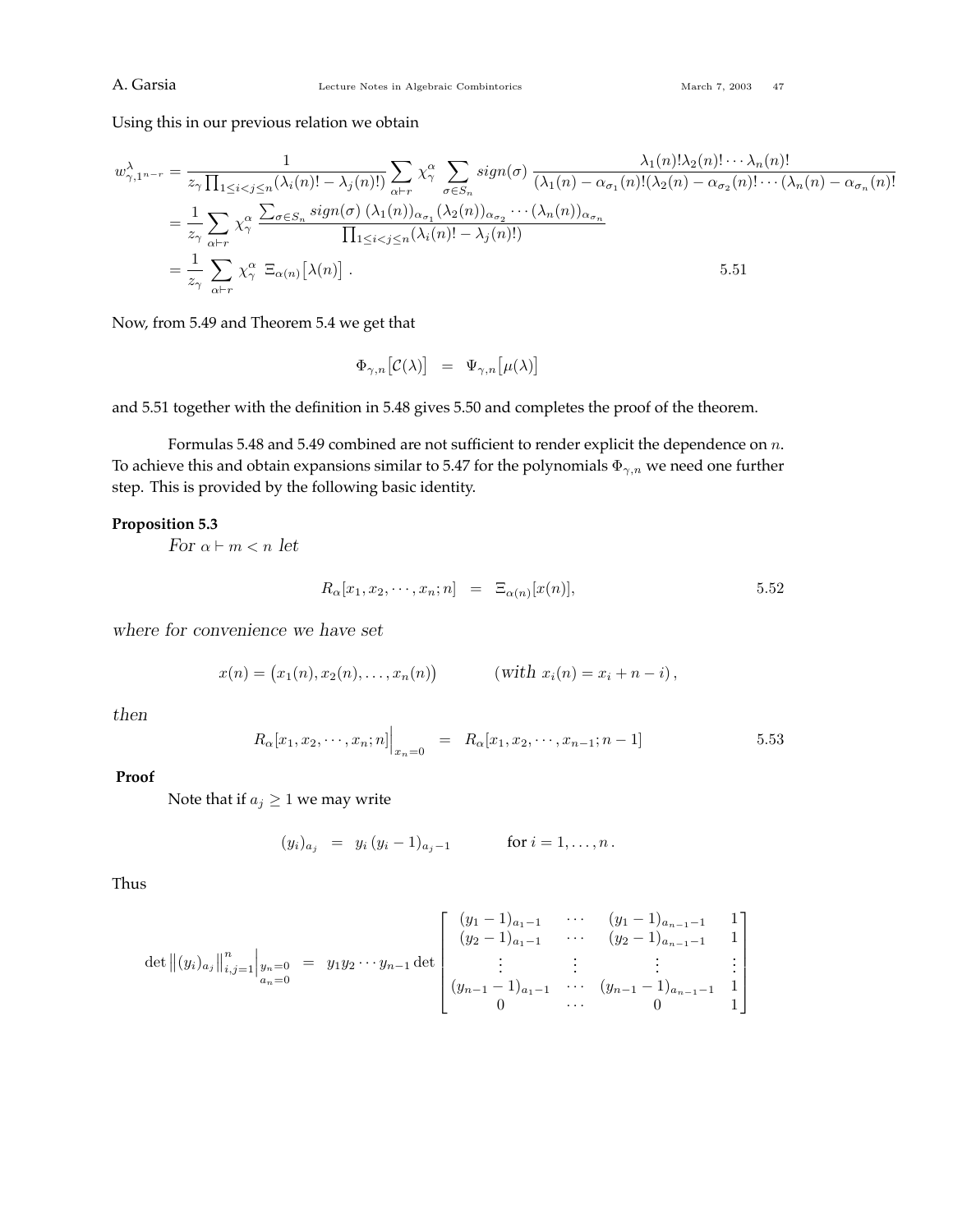Using this in our previous relation we obtain

$$
\begin{aligned}
w^{\lambda}_{\gamma,1^{n-r}} &= \frac{1}{z_\gamma \prod_{1\le i<j\le n}(\lambda_i(n)!-\lambda_j(n)!)} \sum_{\alpha\vdash r} \chi^\alpha_\gamma \sum_{\sigma\in S_n} sign(\sigma)\, \frac{\lambda_1(n)!\lambda_2(n)!\cdots\lambda_n(n)!}{(\lambda_1(n)-\alpha_{\sigma_1}(n)!(\lambda_2(n)-\alpha_{\sigma_2}(n)!\cdots(\lambda_n(n)-\alpha_{\sigma_n}(n)!} \\
&= \frac{1}{z_\gamma}\sum_{\alpha\vdash r} \chi^\alpha_\gamma \, \frac{\sum_{\sigma\in S_n} sign(\sigma)\,(\lambda_1(n))_{\alpha_{\sigma_1}}(\lambda_2(n))_{\alpha_{\sigma_2}}\cdots(\lambda_n(n))_{\alpha_{\sigma_n}}}{\prod_{1\le i<j\le n}(\lambda_i(n)!-\lambda_j(n)!)} \\
&= \frac{1}{z_\gamma}\sum_{\alpha\vdash r} \chi^\alpha_\gamma \;\; \Xi_{\alpha(n)}\big[\lambda(n)\big]\,. \qquad\qquad 5.51
\end{aligned}
$$

Now, from 5.49 and Theorem 5.4 we get that

$$
\Phi_{\gamma,n}\big[\mathcal{C}(\lambda)\big] \;=\; \Psi_{\gamma,n}\big[\mu(\lambda)\big]
$$

and 5.51 together with the definition in 5.48 gives 5.50 and completes the proof of the theorem.

Formulas 5.48 and 5.49 combined are not sufficient to render explicit the dependence on $n$. To achieve this and obtain expansions similar to 5.47 for the polynomials $\Phi_{\gamma,n}$ we need one further step. This is provided by the following basic identity.

**Proposition 5.3**

*For* $\alpha\vdash m<n$ *let*

$$
R_\alpha[x_1,x_2,\cdots,x_n;n] \;=\; \Xi_{\alpha(n)}[x(n)], \qquad 5.52
$$

*where for convenience we have set*

$$
x(n)=\big(x_1(n),x_2(n),\ldots,x_n(n)\big) \qquad (\text{with } x_i(n)=x_i+n-i)\,,
$$

*then*

$$
R_\alpha[x_1,x_2,\cdots,x_n;n]\Big|_{x_n=0} \;=\; R_\alpha[x_1,x_2,\cdots,x_{n-1};n-1] \qquad 5.53
$$

**Proof**

Note that if $a_j\ge 1$ we may write

$$
(y_i)_{a_j} \;=\; y_i\,(y_i-1)_{a_j-1} \qquad \text{for } i=1,\ldots,n\,.
$$

Thus

$$
\det\big\|(y_i)_{a_j}\big\|_{i,j=1}^{n}\Big|_{\substack{y_n=0\\ a_n=0}} \;=\; y_1y_2\cdots y_{n-1}\det\begin{bmatrix} (y_1-1)_{a_1-1} & \cdots & (y_1-1)_{a_{n-1}-1} & 1\\ (y_2-1)_{a_1-1} & \cdots & (y_2-1)_{a_{n-1}-1} & 1\\ \vdots & \vdots & \vdots & \vdots\\ (y_{n-1}-1)_{a_1-1} & \cdots & (y_{n-1}-1)_{a_{n-1}-1} & 1\\ 0 & \cdots & 0 & 1\end{bmatrix}
$$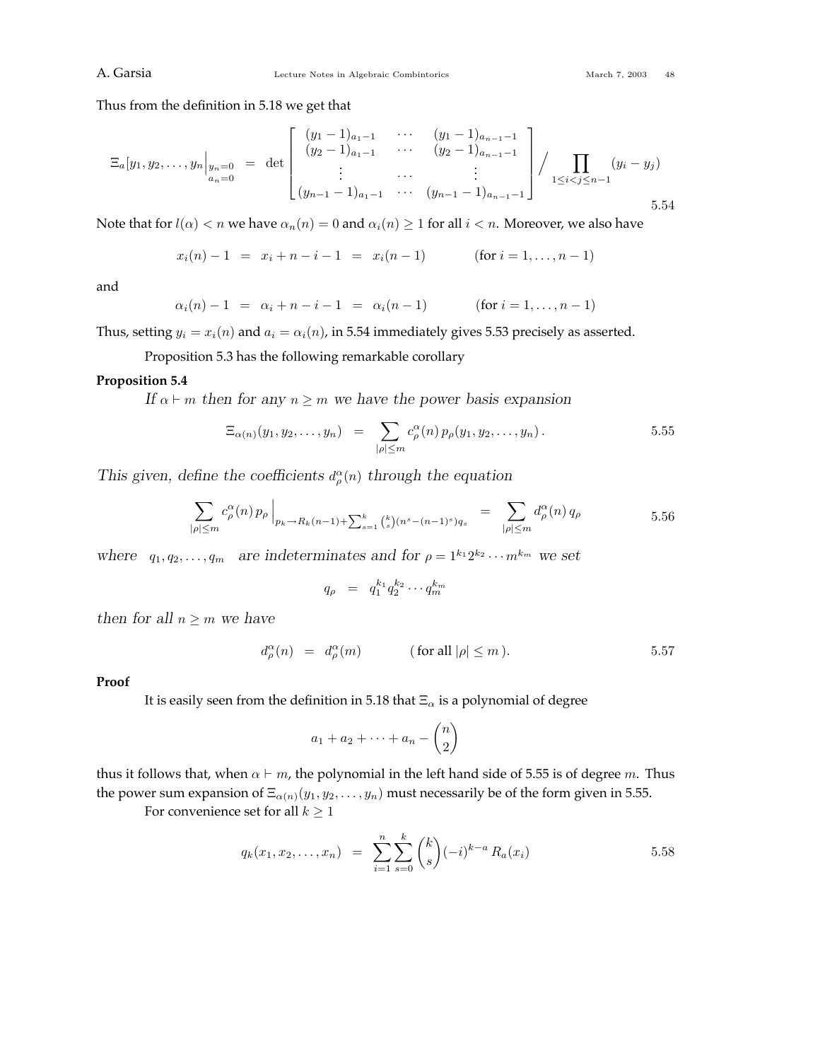Thus from the definition in 5.18 we get that

$$
\Xi_a[y_1, y_2, \ldots, y_n\Big|_{\substack{y_n=0\\ a_n=0}} \;=\; \det \begin{bmatrix} (y_1-1)_{a_1-1} & \cdots & (y_1-1)_{a_{n-1}-1} \\ (y_2-1)_{a_1-1} & \cdots & (y_2-1)_{a_{n-1}-1} \\ \vdots & \cdots & \vdots \\ (y_{n-1}-1)_{a_1-1} & \cdots & (y_{n-1}-1)_{a_{n-1}-1} \end{bmatrix} \Big/ \prod_{1 \leq i < j \leq n-1} (y_i - y_j) \tag{5.54}
$$

Note that for $l(\alpha) < n$ we have $\alpha_n(n) = 0$ and $\alpha_i(n) \geq 1$ for all $i < n$. Moreover, we also have

$$
x_i(n) - 1 \;=\; x_i + n - i - 1 \;=\; x_i(n-1) \qquad (\text{for } i = 1, \ldots, n-1)
$$

and

$$
\alpha_i(n) - 1 \;=\; \alpha_i + n - i - 1 \;=\; \alpha_i(n-1) \qquad (\text{for } i = 1, \ldots, n-1)
$$

Thus, setting $y_i = x_i(n)$ and $a_i = \alpha_i(n)$, in 5.54 immediately gives 5.53 precisely as asserted.

Proposition 5.3 has the following remarkable corollary

**Proposition 5.4**

*If $\alpha \vdash m$ then for any $n \geq m$ we have the power basis expansion*

$$
\Xi_{\alpha(n)}(y_1, y_2, \ldots, y_n) \;=\; \sum_{|\rho| \leq m} c^{\alpha}_{\rho}(n)\, p_\rho(y_1, y_2, \ldots, y_n)\,. \tag{5.55}
$$

*This given, define the coefficients $d^{\alpha}_{\rho}(n)$ through the equation*

$$
\sum_{|\rho| \leq m} c^{\alpha}_{\rho}(n)\, p_\rho \Big|_{p_k \to R_k(n-1) + \sum_{s=1}^{k} \binom{k}{s}(n^s - (n-1)^s) q_s} \;=\; \sum_{|\rho| \leq m} d^{\alpha}_{\rho}(n)\, q_\rho \tag{5.56}
$$

*where $q_1, q_2, \ldots, q_m$ are indeterminates and for $\rho = 1^{k_1} 2^{k_2} \cdots m^{k_m}$ we set*

$$
q_\rho \;=\; q_1^{k_1} q_2^{k_2} \cdots q_m^{k_m}
$$

*then for all $n \geq m$ we have*

$$
d^{\alpha}_{\rho}(n) \;=\; d^{\alpha}_{\rho}(m) \qquad (\text{for all } |\rho| \leq m\,). \tag{5.57}
$$

**Proof**

It is easily seen from the definition in 5.18 that $\Xi_\alpha$ is a polynomial of degree

$$
a_1 + a_2 + \cdots + a_n - \binom{n}{2}
$$

thus it follows that, when $\alpha \vdash m$, the polynomial in the left hand side of 5.55 is of degree $m$. Thus the power sum expansion of $\Xi_{\alpha(n)}(y_1, y_2, \ldots, y_n)$ must necessarily be of the form given in 5.55.

For convenience set for all $k \geq 1$

$$
q_k(x_1, x_2, \ldots, x_n) \;=\; \sum_{i=1}^{n} \sum_{s=0}^{k} \binom{k}{s} (-i)^{k-a}\, R_a(x_i) \tag{5.58}
$$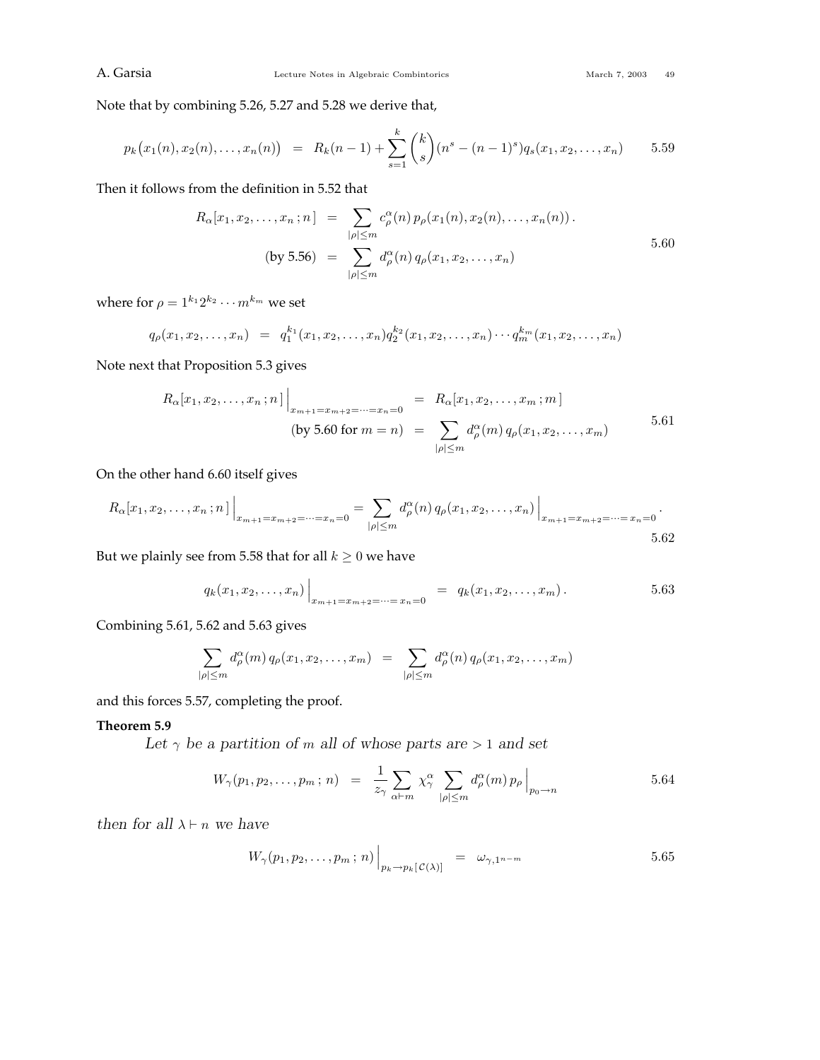Note that by combining 5.26, 5.27 and 5.28 we derive that,

$$p_k\big(x_1(n), x_2(n), \ldots, x_n(n)\big) \;=\; R_k(n-1) + \sum_{s=1}^{k} \binom{k}{s} (n^s - (n-1)^s) q_s(x_1, x_2, \ldots, x_n) \qquad 5.59$$

Then it follows from the definition in 5.52 that

$$\begin{aligned} R_\alpha[x_1, x_2, \ldots, x_n\,; n\,] \;&=\; \sum_{|\rho|\leq m} c^\alpha_\rho(n)\, p_\rho(x_1(n), x_2(n), \ldots, x_n(n))\,. \\ \text{(by 5.56)} \;&=\; \sum_{|\rho|\leq m} d^\alpha_\rho(n)\, q_\rho(x_1, x_2, \ldots, x_n) \end{aligned} \qquad 5.60$$

where for $\rho = 1^{k_1}2^{k_2}\cdots m^{k_m}$ we set

$$q_\rho(x_1, x_2, \ldots, x_n) \;=\; q_1^{k_1}(x_1, x_2, \ldots, x_n) q_2^{k_2}(x_1, x_2, \ldots, x_n) \cdots q_m^{k_m}(x_1, x_2, \ldots, x_n)$$

Note next that Proposition 5.3 gives

$$\begin{aligned} R_\alpha[x_1, x_2, \ldots, x_n\,; n\,]\Big|_{x_{m+1}=x_{m+2}=\cdots=x_n=0} \;&=\; R_\alpha[x_1, x_2, \ldots, x_m\,; m\,] \\ \text{(by 5.60 for } m=n) \;&=\; \sum_{|\rho|\leq m} d^\alpha_\rho(m)\, q_\rho(x_1, x_2, \ldots, x_m) \end{aligned} \qquad 5.61$$

On the other hand 6.60 itself gives

$$R_\alpha[x_1, x_2, \ldots, x_n\,; n\,]\Big|_{x_{m+1}=x_{m+2}=\cdots=x_n=0} = \sum_{|\rho|\leq m} d^\alpha_\rho(n)\, q_\rho(x_1, x_2, \ldots, x_n)\Big|_{x_{m+1}=x_{m+2}=\cdots=x_n=0}. \qquad 5.62$$

But we plainly see from 5.58 that for all $k \geq 0$ we have

$$q_k(x_1, x_2, \ldots, x_n)\Big|_{x_{m+1}=x_{m+2}=\cdots=x_n=0} \;=\; q_k(x_1, x_2, \ldots, x_m)\,. \qquad 5.63$$

Combining 5.61, 5.62 and 5.63 gives

$$\sum_{|\rho|\leq m} d^\alpha_\rho(m)\, q_\rho(x_1, x_2, \ldots, x_m) \;=\; \sum_{|\rho|\leq m} d^\alpha_\rho(n)\, q_\rho(x_1, x_2, \ldots, x_m)$$

and this forces 5.57, completing the proof.

**Theorem 5.9**

*Let $\gamma$ be a partition of $m$ all of whose parts are $> 1$ and set*

$$W_\gamma(p_1, p_2, \ldots, p_m\,;\, n) \;=\; \frac{1}{z_\gamma} \sum_{\alpha\vdash m} \chi^\alpha_\gamma \sum_{|\rho|\leq m} d^\alpha_\rho(m)\, p_\rho\Big|_{p_0 \to n} \qquad 5.64$$

*then for all $\lambda \vdash n$ we have*

$$W_\gamma(p_1, p_2, \ldots, p_m\,;\, n)\Big|_{p_k \to p_k[\,\mathcal{C}(\lambda)]} \;=\; \omega_{\gamma, 1^{n-m}} \qquad 5.65$$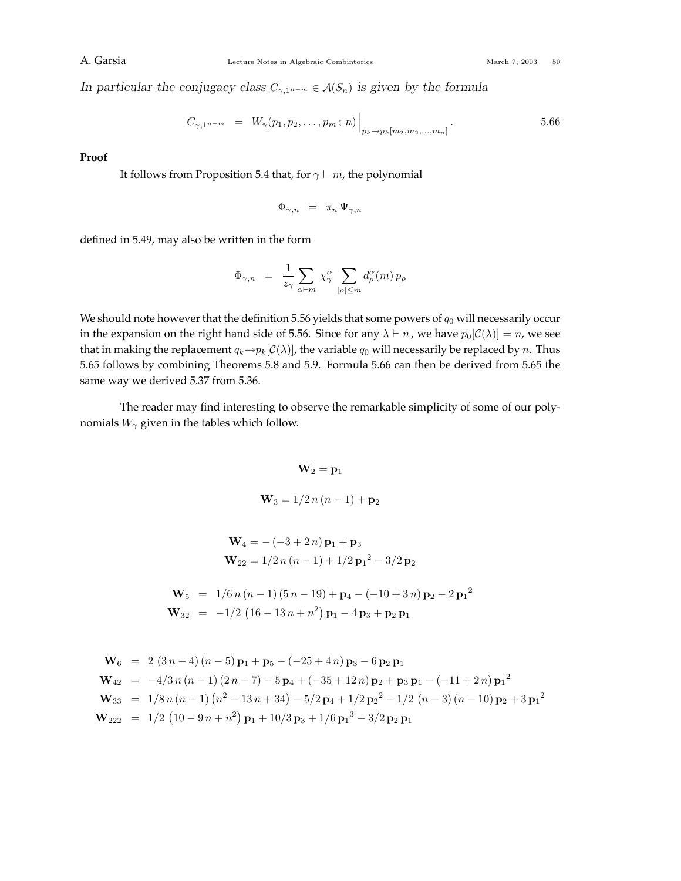*In particular the conjugacy class $C_{\gamma,1^{n-m}} \in \mathcal{A}(S_n)$ is given by the formula*

$$C_{\gamma,1^{n-m}} \;=\; W_\gamma(p_1,p_2,\ldots,p_m\,;\,n)\Big|_{p_k\to p_k[m_2,m_2,\ldots,m_n]}. \qquad 5.66$$

**Proof**

It follows from Proposition 5.4 that, for $\gamma \vdash m$, the polynomial

$$\Phi_{\gamma,n} \;=\; \pi_n\,\Psi_{\gamma,n}$$

defined in 5.49, may also be written in the form

$$\Phi_{\gamma,n} \;=\; \frac{1}{z_\gamma}\sum_{\alpha\vdash m}\chi^\alpha_\gamma \sum_{|\rho|\le m} d^\alpha_\rho(m)\,p_\rho$$

We should note however that the definition 5.56 yields that some powers of $q_0$ will necessarily occur in the expansion on the right hand side of 5.56. Since for any $\lambda \vdash n$, we have $p_0[\mathcal{C}(\lambda)] = n$, we see that in making the replacement $q_k \to p_k[\mathcal{C}(\lambda)]$, the variable $q_0$ will necessarily be replaced by $n$. Thus 5.65 follows by combining Theorems 5.8 and 5.9. Formula 5.66 can then be derived from 5.65 the same way we derived 5.37 from 5.36.

The reader may find interesting to observe the remarkable simplicity of some of our polynomials $W_\gamma$ given in the tables which follow.

$$\mathbf{W}_2 = \mathbf{p}_1$$

$$\mathbf{W}_3 = 1/2\,n\,(n-1) + \mathbf{p}_2$$

$$\mathbf{W}_4 = -(-3+2\,n)\,\mathbf{p}_1 + \mathbf{p}_3$$
$$\mathbf{W}_{22} = 1/2\,n\,(n-1) + 1/2\,{\mathbf{p}_1}^2 - 3/2\,\mathbf{p}_2$$

$$\begin{aligned}
\mathbf{W}_5 &= 1/6\,n\,(n-1)\,(5\,n-19) + \mathbf{p}_4 - (-10+3\,n)\,\mathbf{p}_2 - 2\,{\mathbf{p}_1}^2\\
\mathbf{W}_{32} &= -1/2\,\left(16-13\,n+n^2\right)\mathbf{p}_1 - 4\,\mathbf{p}_3 + \mathbf{p}_2\,\mathbf{p}_1
\end{aligned}$$

$$\begin{aligned}
\mathbf{W}_6 &= 2\,(3\,n-4)\,(n-5)\,\mathbf{p}_1 + \mathbf{p}_5 - (-25+4\,n)\,\mathbf{p}_3 - 6\,\mathbf{p}_2\,\mathbf{p}_1\\
\mathbf{W}_{42} &= -4/3\,n\,(n-1)\,(2\,n-7) - 5\,\mathbf{p}_4 + (-35+12\,n)\,\mathbf{p}_2 + \mathbf{p}_3\,\mathbf{p}_1 - (-11+2\,n)\,{\mathbf{p}_1}^2\\
\mathbf{W}_{33} &= 1/8\,n\,(n-1)\left(n^2-13\,n+34\right) - 5/2\,\mathbf{p}_4 + 1/2\,{\mathbf{p}_2}^2 - 1/2\,(n-3)\,(n-10)\,\mathbf{p}_2 + 3\,{\mathbf{p}_1}^2\\
\mathbf{W}_{222} &= 1/2\,\left(10-9\,n+n^2\right)\mathbf{p}_1 + 10/3\,\mathbf{p}_3 + 1/6\,{\mathbf{p}_1}^3 - 3/2\,\mathbf{p}_2\,\mathbf{p}_1
\end{aligned}$$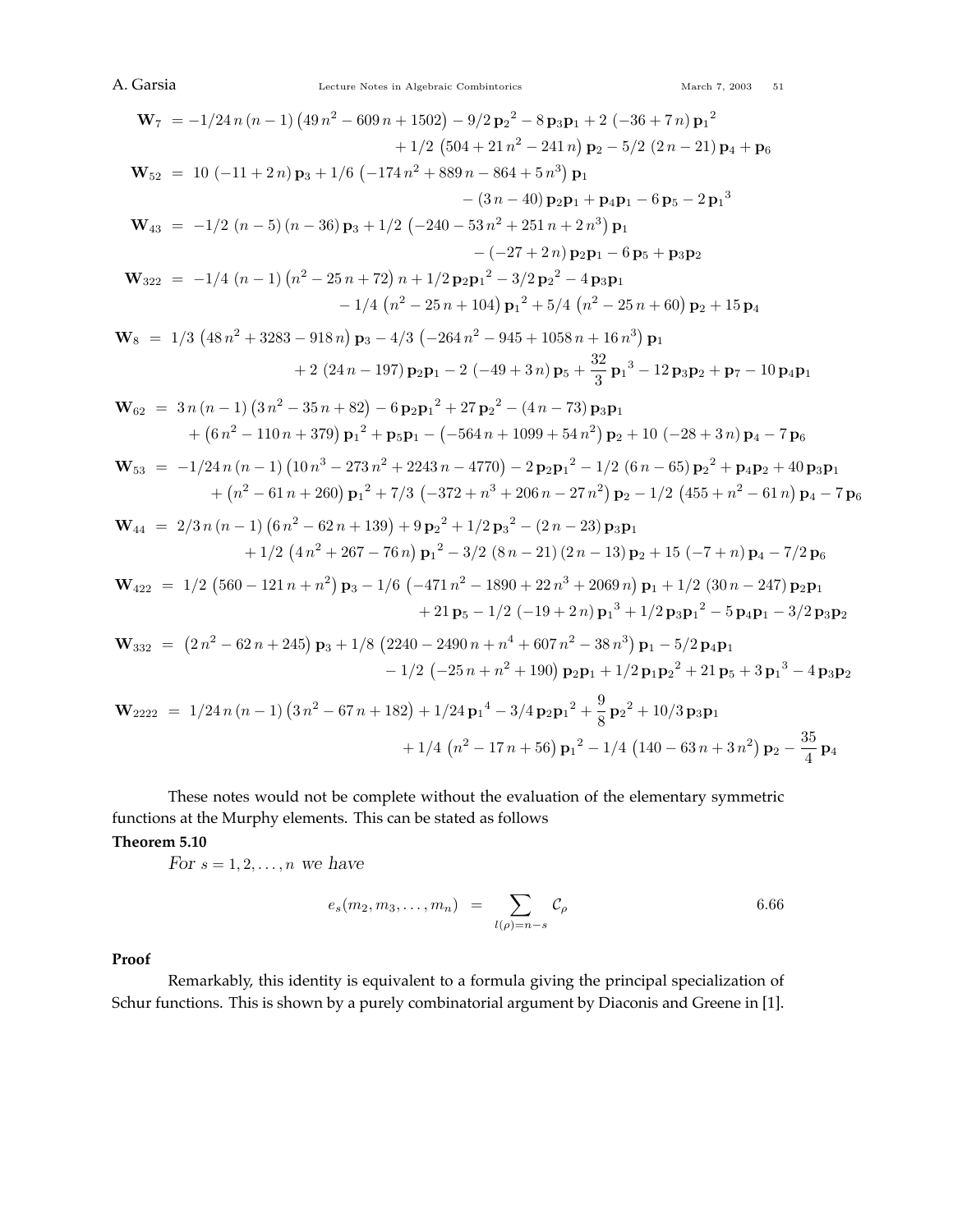$$\mathbf{W}_7 = -1/24\,n\,(n-1)\left(49\,n^2-609\,n+1502\right) - 9/2\,{\mathbf{p}_2}^2 - 8\,\mathbf{p}_3\mathbf{p}_1 + 2\,(-36+7\,n)\,{\mathbf{p}_1}^2$$
$$+\,1/2\,\left(504+21\,n^2-241\,n\right)\mathbf{p}_2 - 5/2\,(2\,n-21)\,\mathbf{p}_4 + \mathbf{p}_6$$

$$\mathbf{W}_{52} = 10\,(-11+2\,n)\,\mathbf{p}_3 + 1/6\,\left(-174\,n^2+889\,n-864+5\,n^3\right)\mathbf{p}_1$$
$$-\,(3\,n-40)\,\mathbf{p}_2\mathbf{p}_1 + \mathbf{p}_4\mathbf{p}_1 - 6\,\mathbf{p}_5 - 2\,{\mathbf{p}_1}^3$$

$$\mathbf{W}_{43} = -1/2\,(n-5)\,(n-36)\,\mathbf{p}_3 + 1/2\,\left(-240-53\,n^2+251\,n+2\,n^3\right)\mathbf{p}_1$$
$$-\,(-27+2\,n)\,\mathbf{p}_2\mathbf{p}_1 - 6\,\mathbf{p}_5 + \mathbf{p}_3\mathbf{p}_2$$

$$\mathbf{W}_{322} = -1/4\,(n-1)\left(n^2-25\,n+72\right)n + 1/2\,\mathbf{p}_2{\mathbf{p}_1}^2 - 3/2\,{\mathbf{p}_2}^2 - 4\,\mathbf{p}_3\mathbf{p}_1$$
$$-\,1/4\,\left(n^2-25\,n+104\right){\mathbf{p}_1}^2 + 5/4\,\left(n^2-25\,n+60\right)\mathbf{p}_2 + 15\,\mathbf{p}_4$$

$$\mathbf{W}_8 = 1/3\,\left(48\,n^2+3283-918\,n\right)\mathbf{p}_3 - 4/3\,\left(-264\,n^2-945+1058\,n+16\,n^3\right)\mathbf{p}_1$$
$$+\,2\,(24\,n-197)\,\mathbf{p}_2\mathbf{p}_1 - 2\,(-49+3\,n)\,\mathbf{p}_5 + \frac{32}{3}\,{\mathbf{p}_1}^3 - 12\,\mathbf{p}_3\mathbf{p}_2 + \mathbf{p}_7 - 10\,\mathbf{p}_4\mathbf{p}_1$$

$$\mathbf{W}_{62} = 3\,n\,(n-1)\left(3\,n^2-35\,n+82\right) - 6\,\mathbf{p}_2{\mathbf{p}_1}^2 + 27\,{\mathbf{p}_2}^2 - (4\,n-73)\,\mathbf{p}_3\mathbf{p}_1$$
$$+\left(6\,n^2-110\,n+379\right){\mathbf{p}_1}^2 + \mathbf{p}_5\mathbf{p}_1 - \left(-564\,n+1099+54\,n^2\right)\mathbf{p}_2 + 10\,(-28+3\,n)\,\mathbf{p}_4 - 7\,\mathbf{p}_6$$

$$\mathbf{W}_{53} = -1/24\,n\,(n-1)\left(10\,n^3-273\,n^2+2243\,n-4770\right) - 2\,\mathbf{p}_2{\mathbf{p}_1}^2 - 1/2\,(6\,n-65)\,{\mathbf{p}_2}^2 + \mathbf{p}_4\mathbf{p}_2 + 40\,\mathbf{p}_3\mathbf{p}_1$$
$$+\left(n^2-61\,n+260\right){\mathbf{p}_1}^2 + 7/3\,\left(-372+n^3+206\,n-27\,n^2\right)\mathbf{p}_2 - 1/2\,\left(455+n^2-61\,n\right)\mathbf{p}_4 - 7\,\mathbf{p}_6$$

$$\mathbf{W}_{44} = 2/3\,n\,(n-1)\left(6\,n^2-62\,n+139\right) + 9\,{\mathbf{p}_2}^2 + 1/2\,{\mathbf{p}_3}^2 - (2\,n-23)\,\mathbf{p}_3\mathbf{p}_1$$
$$+\,1/2\,\left(4\,n^2+267-76\,n\right){\mathbf{p}_1}^2 - 3/2\,(8\,n-21)\,(2\,n-13)\,\mathbf{p}_2 + 15\,(-7+n)\,\mathbf{p}_4 - 7/2\,\mathbf{p}_6$$

$$\mathbf{W}_{422} = 1/2\,\left(560-121\,n+n^2\right)\mathbf{p}_3 - 1/6\,\left(-471\,n^2-1890+22\,n^3+2069\,n\right)\mathbf{p}_1 + 1/2\,(30\,n-247)\,\mathbf{p}_2\mathbf{p}_1$$
$$+\,21\,\mathbf{p}_5 - 1/2\,(-19+2\,n)\,{\mathbf{p}_1}^3 + 1/2\,\mathbf{p}_3{\mathbf{p}_1}^2 - 5\,\mathbf{p}_4\mathbf{p}_1 - 3/2\,\mathbf{p}_3\mathbf{p}_2$$

$$\mathbf{W}_{332} = \left(2\,n^2-62\,n+245\right)\mathbf{p}_3 + 1/8\,\left(2240-2490\,n+n^4+607\,n^2-38\,n^3\right)\mathbf{p}_1 - 5/2\,\mathbf{p}_4\mathbf{p}_1$$
$$-\,1/2\,\left(-25\,n+n^2+190\right)\mathbf{p}_2\mathbf{p}_1 + 1/2\,\mathbf{p}_1{\mathbf{p}_2}^2 + 21\,\mathbf{p}_5 + 3\,{\mathbf{p}_1}^3 - 4\,\mathbf{p}_3\mathbf{p}_2$$

$$\mathbf{W}_{2222} = 1/24\,n\,(n-1)\left(3\,n^2-67\,n+182\right) + 1/24\,{\mathbf{p}_1}^4 - 3/4\,\mathbf{p}_2{\mathbf{p}_1}^2 + \frac{9}{8}\,{\mathbf{p}_2}^2 + 10/3\,\mathbf{p}_3\mathbf{p}_1$$
$$+\,1/4\,\left(n^2-17\,n+56\right){\mathbf{p}_1}^2 - 1/4\,\left(140-63\,n+3\,n^2\right)\mathbf{p}_2 - \frac{35}{4}\,\mathbf{p}_4$$

These notes would not be complete without the evaluation of the elementary symmetric functions at the Murphy elements. This can be stated as follows

**Theorem 5.10**

*For $s = 1, 2, \ldots, n$ we have*

$$e_s(m_2, m_3, \ldots, m_n) \;=\; \sum_{l(\rho)=n-s} \mathcal{C}_\rho \qquad 6.66$$

**Proof**

Remarkably, this identity is equivalent to a formula giving the principal specialization of Schur functions. This is shown by a purely combinatorial argument by Diaconis and Greene in [1].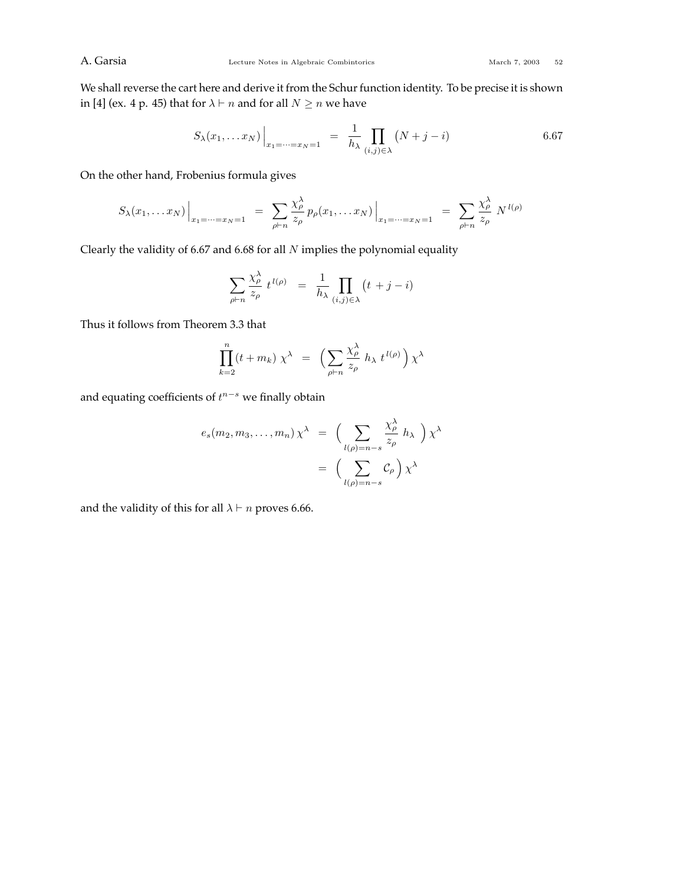We shall reverse the cart here and derive it from the Schur function identity. To be precise it is shown in [4] (ex. 4 p. 45) that for $\lambda \vdash n$ and for all $N \geq n$ we have

$$S_\lambda(x_1, \ldots x_N)\Big|_{x_1=\cdots=x_N=1} \;=\; \frac{1}{h_\lambda} \prod_{(i,j)\in\lambda} \big(N + j - i\big) \tag{6.67}$$

On the other hand, Frobenius formula gives

$$S_\lambda(x_1, \ldots x_N)\Big|_{x_1=\cdots=x_N=1} \;=\; \sum_{\rho\vdash n} \frac{\chi^\lambda_\rho}{z_\rho}\, p_\rho(x_1, \ldots x_N)\Big|_{x_1=\cdots=x_N=1} \;=\; \sum_{\rho\vdash n} \frac{\chi^\lambda_\rho}{z_\rho}\; N^{\,l(\rho)}$$

Clearly the validity of 6.67 and 6.68 for all $N$ implies the polynomial equality

$$\sum_{\rho\vdash n} \frac{\chi^\lambda_\rho}{z_\rho}\; t^{\,l(\rho)} \;=\; \frac{1}{h_\lambda} \prod_{(i,j)\in\lambda} \big(t + j - i\big)$$

Thus it follows from Theorem 3.3 that

$$\prod_{k=2}^{n} (t + m_k)\; \chi^\lambda \;=\; \Big(\sum_{\rho\vdash n} \frac{\chi^\lambda_\rho}{z_\rho}\; h_\lambda\; t^{\,l(\rho)}\Big)\, \chi^\lambda$$

and equating coefficients of $t^{n-s}$ we finally obtain

$$\begin{aligned} e_s(m_2, m_3, \ldots, m_n)\, \chi^\lambda \;&=\; \Big(\sum_{l(\rho)=n-s} \frac{\chi^\lambda_\rho}{z_\rho}\; h_\lambda\;\Big)\, \chi^\lambda \\ &=\; \Big(\sum_{l(\rho)=n-s} \mathcal{C}_\rho\Big)\, \chi^\lambda \end{aligned}$$

and the validity of this for all $\lambda \vdash n$ proves 6.66.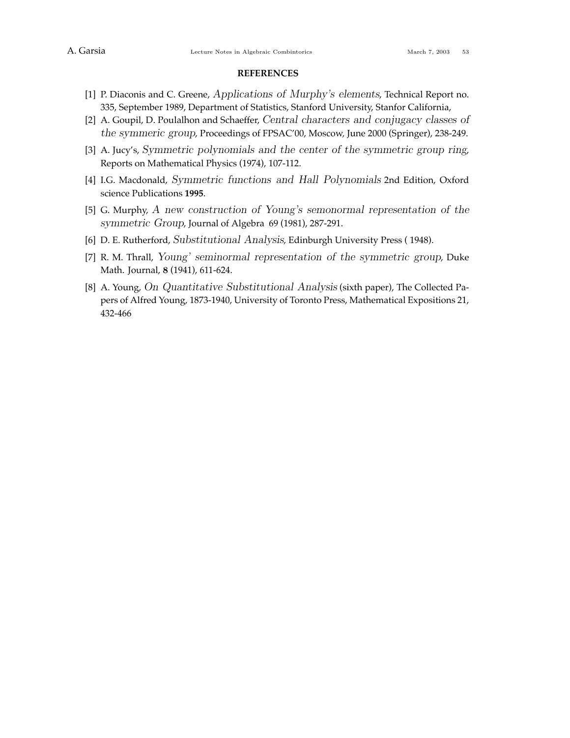**REFERENCES**

[1] P. Diaconis and C. Greene, *Applications of Murphy's elements*, Technical Report no. 335, September 1989, Department of Statistics, Stanford University, Stanfor California,

[2] A. Goupil, D. Poulalhon and Schaeffer, *Central characters and conjugacy classes of the symmeric group*, Proceedings of FPSAC'00, Moscow, June 2000 (Springer), 238-249.

[3] A. Jucy's, *Symmetric polynomials and the center of the symmetric group ring*, Reports on Mathematical Physics (1974), 107-112.

[4] I.G. Macdonald, *Symmetric functions and Hall Polynomials* 2nd Edition, Oxford science Publications **1995**.

[5] G. Murphy, *A new construction of Young's semonormal representation of the symmetric Group*, Journal of Algebra 69 (1981), 287-291.

[6] D. E. Rutherford, *Substitutional Analysis*, Edinburgh University Press ( 1948).

[7] R. M. Thrall, *Young' seminormal representation of the symmetric group*, Duke Math. Journal, **8** (1941), 611-624.

[8] A. Young, *On Quantitative Substitutional Analysis* (sixth paper), The Collected Papers of Alfred Young, 1873-1940, University of Toronto Press, Mathematical Expositions 21, 432-466